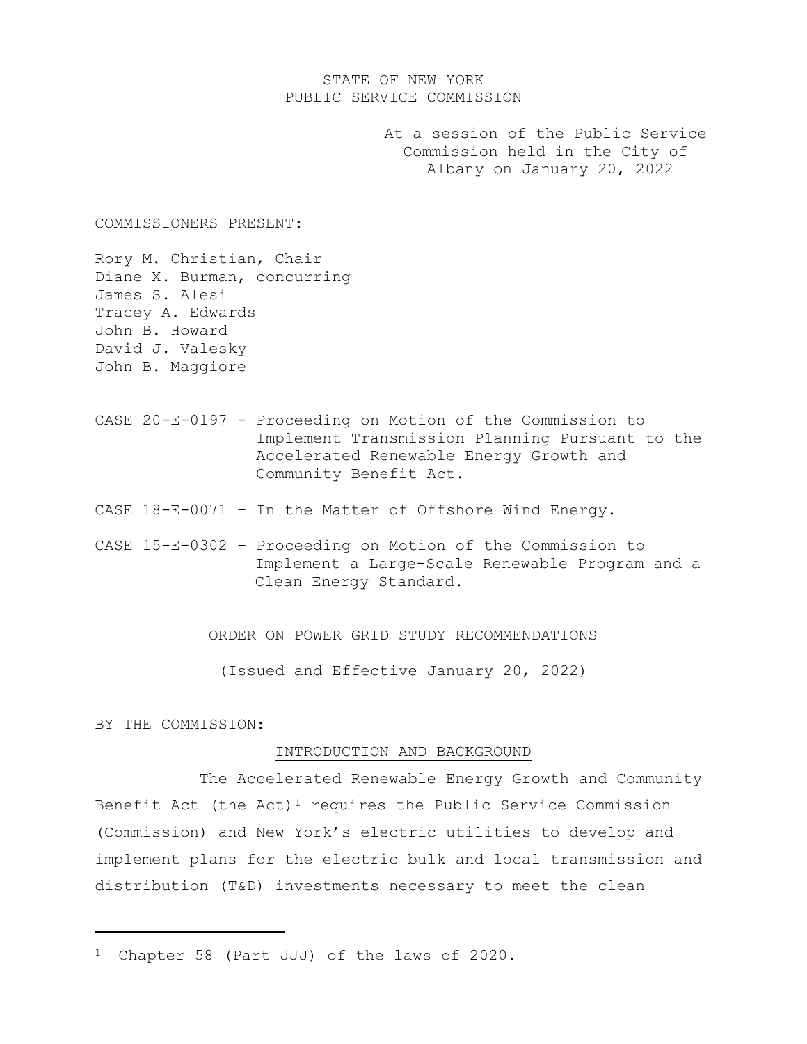STATE OF NEW YORK
PUBLIC SERVICE COMMISSION

At a session of the Public Service Commission held in the City of Albany on January 20, 2022

COMMISSIONERS PRESENT:

Rory M. Christian, Chair
Diane X. Burman, concurring
James S. Alesi
Tracey A. Edwards
John B. Howard
David J. Valesky
John B. Maggiore

CASE 20-E-0197 - Proceeding on Motion of the Commission to Implement Transmission Planning Pursuant to the Accelerated Renewable Energy Growth and Community Benefit Act.

CASE 18-E-0071 – In the Matter of Offshore Wind Energy.

CASE 15-E-0302 – Proceeding on Motion of the Commission to Implement a Large-Scale Renewable Program and a Clean Energy Standard.

ORDER ON POWER GRID STUDY RECOMMENDATIONS

(Issued and Effective January 20, 2022)

BY THE COMMISSION:

## INTRODUCTION AND BACKGROUND

The Accelerated Renewable Energy Growth and Community Benefit Act (the Act)[1] requires the Public Service Commission (Commission) and New York's electric utilities to develop and implement plans for the electric bulk and local transmission and distribution (T&D) investments necessary to meet the clean

---

[1] Chapter 58 (Part JJJ) of the laws of 2020.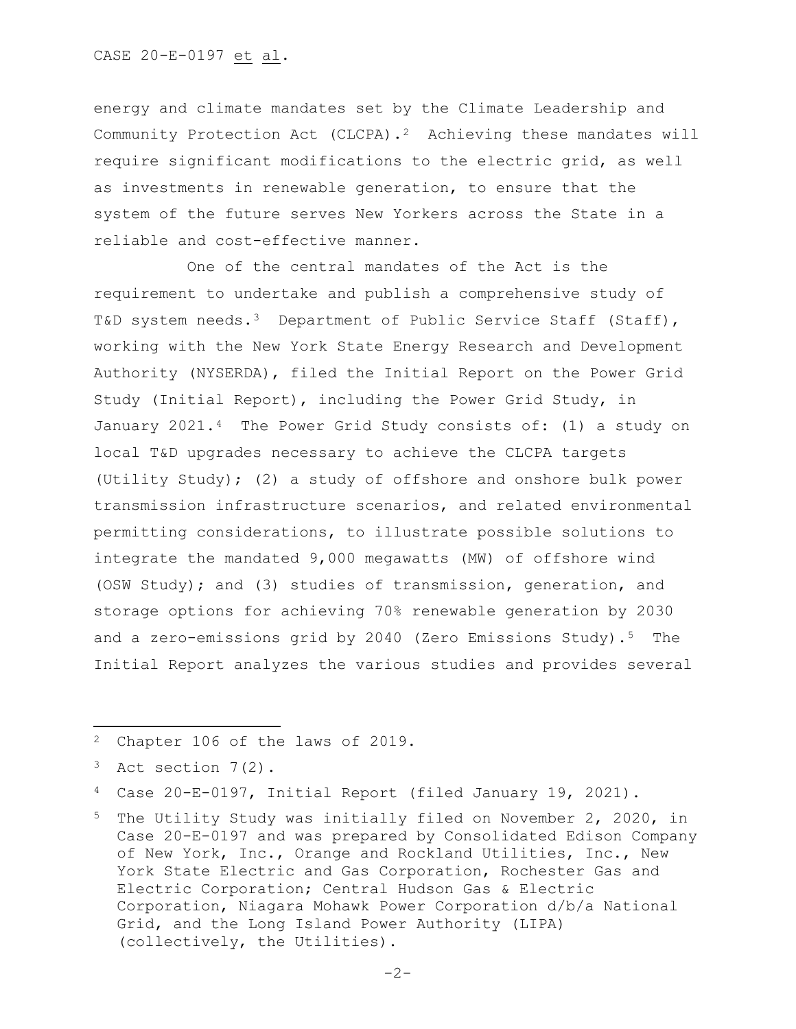energy and climate mandates set by the Climate Leadership and Community Protection Act (CLCPA).[2] Achieving these mandates will require significant modifications to the electric grid, as well as investments in renewable generation, to ensure that the system of the future serves New Yorkers across the State in a reliable and cost-effective manner.

One of the central mandates of the Act is the requirement to undertake and publish a comprehensive study of T&D system needs.[3] Department of Public Service Staff (Staff), working with the New York State Energy Research and Development Authority (NYSERDA), filed the Initial Report on the Power Grid Study (Initial Report), including the Power Grid Study, in January 2021.[4] The Power Grid Study consists of: (1) a study on local T&D upgrades necessary to achieve the CLCPA targets (Utility Study); (2) a study of offshore and onshore bulk power transmission infrastructure scenarios, and related environmental permitting considerations, to illustrate possible solutions to integrate the mandated 9,000 megawatts (MW) of offshore wind (OSW Study); and (3) studies of transmission, generation, and storage options for achieving 70% renewable generation by 2030 and a zero-emissions grid by 2040 (Zero Emissions Study).[5] The Initial Report analyzes the various studies and provides several

---

[2] Chapter 106 of the laws of 2019.

[3] Act section 7(2).

[4] Case 20-E-0197, Initial Report (filed January 19, 2021).

[5] The Utility Study was initially filed on November 2, 2020, in Case 20-E-0197 and was prepared by Consolidated Edison Company of New York, Inc., Orange and Rockland Utilities, Inc., New York State Electric and Gas Corporation, Rochester Gas and Electric Corporation; Central Hudson Gas & Electric Corporation, Niagara Mohawk Power Corporation d/b/a National Grid, and the Long Island Power Authority (LIPA) (collectively, the Utilities).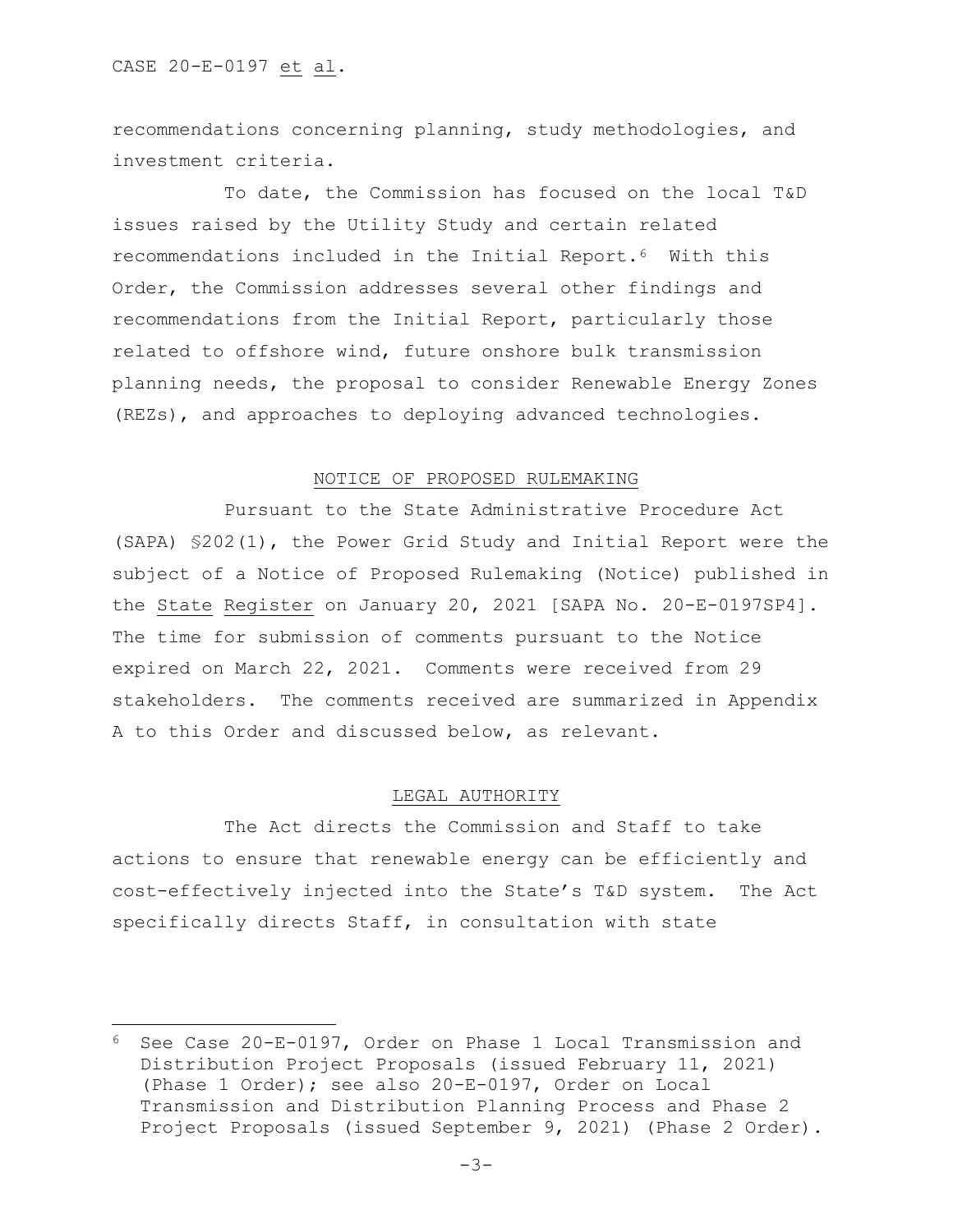recommendations concerning planning, study methodologies, and investment criteria.

To date, the Commission has focused on the local T&D issues raised by the Utility Study and certain related recommendations included in the Initial Report.[6] With this Order, the Commission addresses several other findings and recommendations from the Initial Report, particularly those related to offshore wind, future onshore bulk transmission planning needs, the proposal to consider Renewable Energy Zones (REZs), and approaches to deploying advanced technologies.

## NOTICE OF PROPOSED RULEMAKING

Pursuant to the State Administrative Procedure Act (SAPA) §202(1), the Power Grid Study and Initial Report were the subject of a Notice of Proposed Rulemaking (Notice) published in the State Register on January 20, 2021 [SAPA No. 20-E-0197SP4]. The time for submission of comments pursuant to the Notice expired on March 22, 2021. Comments were received from 29 stakeholders. The comments received are summarized in Appendix A to this Order and discussed below, as relevant.

## LEGAL AUTHORITY

The Act directs the Commission and Staff to take actions to ensure that renewable energy can be efficiently and cost-effectively injected into the State's T&D system. The Act specifically directs Staff, in consultation with state

[6] See Case 20-E-0197, Order on Phase 1 Local Transmission and Distribution Project Proposals (issued February 11, 2021) (Phase 1 Order); see also 20-E-0197, Order on Local Transmission and Distribution Planning Process and Phase 2 Project Proposals (issued September 9, 2021) (Phase 2 Order).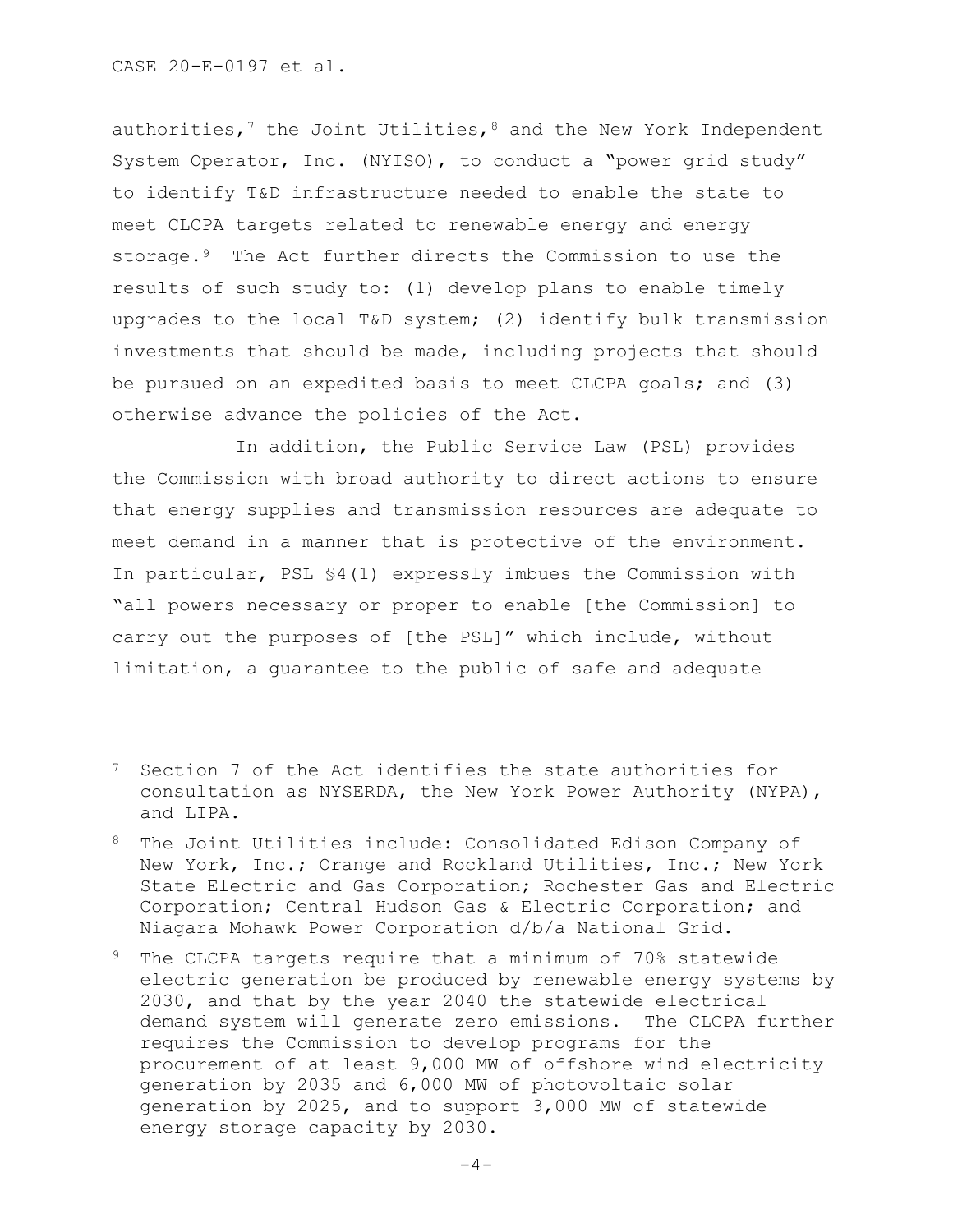authorities,[7] the Joint Utilities,[8] and the New York Independent System Operator, Inc. (NYISO), to conduct a "power grid study" to identify T&D infrastructure needed to enable the state to meet CLCPA targets related to renewable energy and energy storage.[9] The Act further directs the Commission to use the results of such study to: (1) develop plans to enable timely upgrades to the local T&D system; (2) identify bulk transmission investments that should be made, including projects that should be pursued on an expedited basis to meet CLCPA goals; and (3) otherwise advance the policies of the Act.

In addition, the Public Service Law (PSL) provides the Commission with broad authority to direct actions to ensure that energy supplies and transmission resources are adequate to meet demand in a manner that is protective of the environment. In particular, PSL §4(1) expressly imbues the Commission with "all powers necessary or proper to enable [the Commission] to carry out the purposes of [the PSL]" which include, without limitation, a guarantee to the public of safe and adequate

---

[7] Section 7 of the Act identifies the state authorities for consultation as NYSERDA, the New York Power Authority (NYPA), and LIPA.

[8] The Joint Utilities include: Consolidated Edison Company of New York, Inc.; Orange and Rockland Utilities, Inc.; New York State Electric and Gas Corporation; Rochester Gas and Electric Corporation; Central Hudson Gas & Electric Corporation; and Niagara Mohawk Power Corporation d/b/a National Grid.

[9] The CLCPA targets require that a minimum of 70% statewide electric generation be produced by renewable energy systems by 2030, and that by the year 2040 the statewide electrical demand system will generate zero emissions. The CLCPA further requires the Commission to develop programs for the procurement of at least 9,000 MW of offshore wind electricity generation by 2035 and 6,000 MW of photovoltaic solar generation by 2025, and to support 3,000 MW of statewide energy storage capacity by 2030.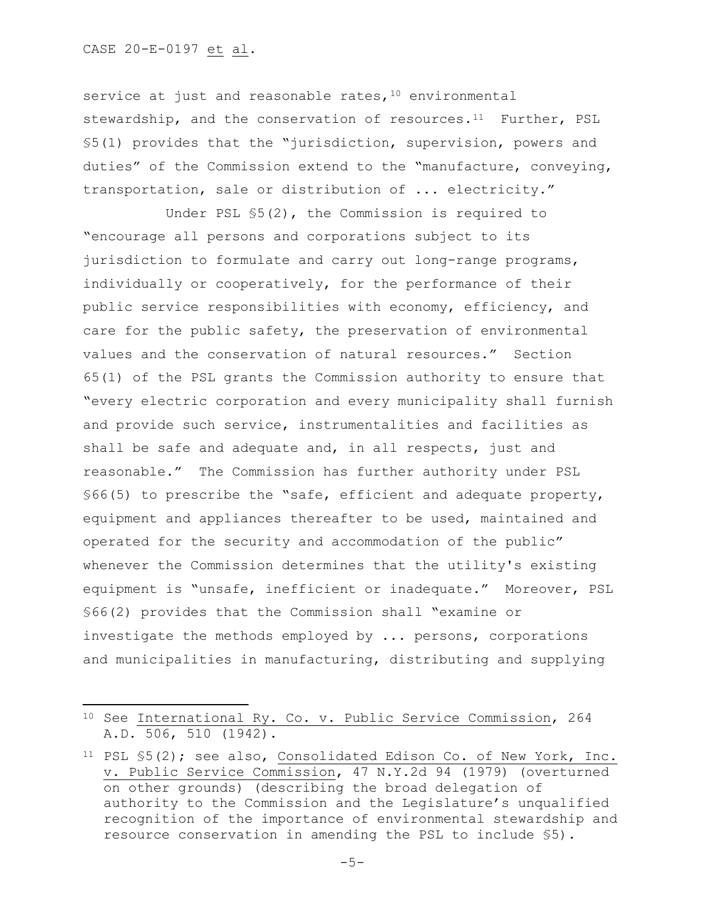service at just and reasonable rates,[10] environmental stewardship, and the conservation of resources.[11] Further, PSL §5(1) provides that the "jurisdiction, supervision, powers and duties" of the Commission extend to the "manufacture, conveying, transportation, sale or distribution of ... electricity."

Under PSL §5(2), the Commission is required to "encourage all persons and corporations subject to its jurisdiction to formulate and carry out long-range programs, individually or cooperatively, for the performance of their public service responsibilities with economy, efficiency, and care for the public safety, the preservation of environmental values and the conservation of natural resources." Section 65(1) of the PSL grants the Commission authority to ensure that "every electric corporation and every municipality shall furnish and provide such service, instrumentalities and facilities as shall be safe and adequate and, in all respects, just and reasonable." The Commission has further authority under PSL §66(5) to prescribe the "safe, efficient and adequate property, equipment and appliances thereafter to be used, maintained and operated for the security and accommodation of the public" whenever the Commission determines that the utility's existing equipment is "unsafe, inefficient or inadequate." Moreover, PSL §66(2) provides that the Commission shall "examine or investigate the methods employed by ... persons, corporations and municipalities in manufacturing, distributing and supplying

---

[10] See <u>International Ry. Co. v. Public Service Commission</u>, 264 A.D. 506, 510 (1942).

[11] PSL §5(2); see also, <u>Consolidated Edison Co. of New York, Inc. v. Public Service Commission</u>, 47 N.Y.2d 94 (1979) (overturned on other grounds) (describing the broad delegation of authority to the Commission and the Legislature's unqualified recognition of the importance of environmental stewardship and resource conservation in amending the PSL to include §5).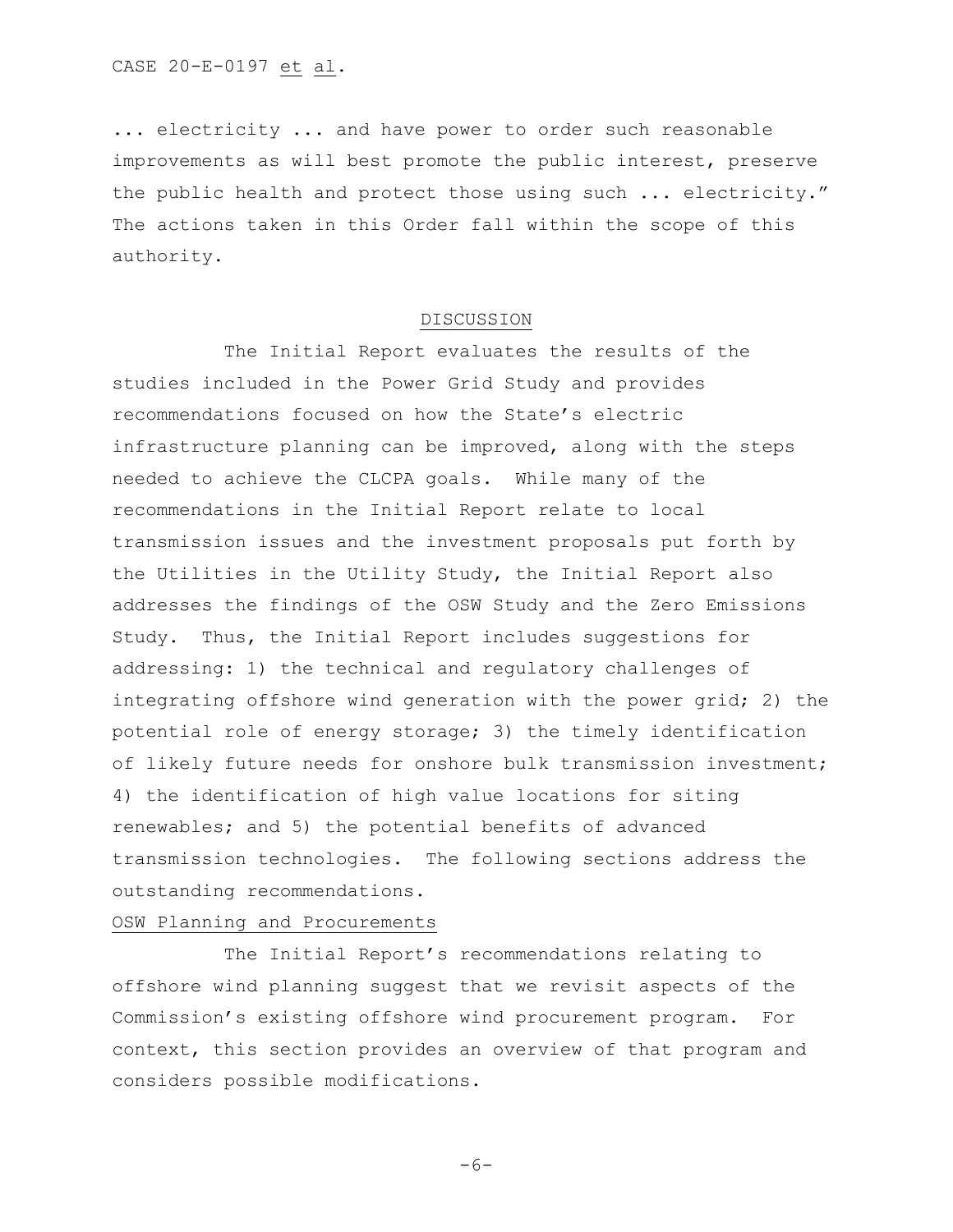... electricity ... and have power to order such reasonable improvements as will best promote the public interest, preserve the public health and protect those using such ... electricity." The actions taken in this Order fall within the scope of this authority.

## DISCUSSION

The Initial Report evaluates the results of the studies included in the Power Grid Study and provides recommendations focused on how the State's electric infrastructure planning can be improved, along with the steps needed to achieve the CLCPA goals. While many of the recommendations in the Initial Report relate to local transmission issues and the investment proposals put forth by the Utilities in the Utility Study, the Initial Report also addresses the findings of the OSW Study and the Zero Emissions Study. Thus, the Initial Report includes suggestions for addressing: 1) the technical and regulatory challenges of integrating offshore wind generation with the power grid; 2) the potential role of energy storage; 3) the timely identification of likely future needs for onshore bulk transmission investment; 4) the identification of high value locations for siting renewables; and 5) the potential benefits of advanced transmission technologies. The following sections address the outstanding recommendations.

### OSW Planning and Procurements

The Initial Report's recommendations relating to offshore wind planning suggest that we revisit aspects of the Commission's existing offshore wind procurement program. For context, this section provides an overview of that program and considers possible modifications.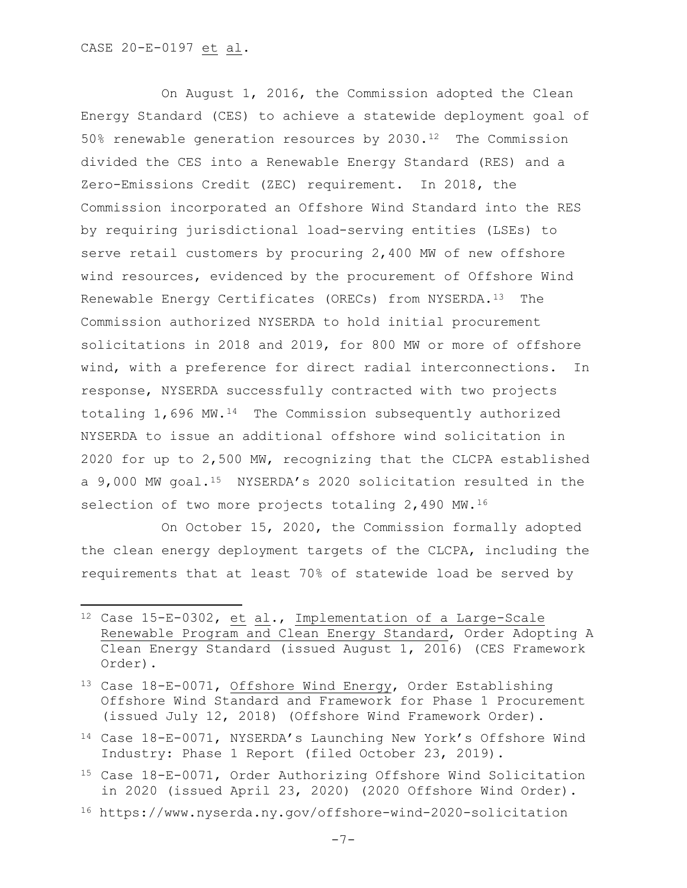On August 1, 2016, the Commission adopted the Clean Energy Standard (CES) to achieve a statewide deployment goal of 50% renewable generation resources by 2030.[12] The Commission divided the CES into a Renewable Energy Standard (RES) and a Zero-Emissions Credit (ZEC) requirement. In 2018, the Commission incorporated an Offshore Wind Standard into the RES by requiring jurisdictional load-serving entities (LSEs) to serve retail customers by procuring 2,400 MW of new offshore wind resources, evidenced by the procurement of Offshore Wind Renewable Energy Certificates (ORECs) from NYSERDA.[13] The Commission authorized NYSERDA to hold initial procurement solicitations in 2018 and 2019, for 800 MW or more of offshore wind, with a preference for direct radial interconnections. In response, NYSERDA successfully contracted with two projects totaling 1,696 MW.[14] The Commission subsequently authorized NYSERDA to issue an additional offshore wind solicitation in 2020 for up to 2,500 MW, recognizing that the CLCPA established a 9,000 MW goal.[15] NYSERDA's 2020 solicitation resulted in the selection of two more projects totaling 2,490 MW.[16]

On October 15, 2020, the Commission formally adopted the clean energy deployment targets of the CLCPA, including the requirements that at least 70% of statewide load be served by

---

[12] Case 15-E-0302, et al., Implementation of a Large-Scale Renewable Program and Clean Energy Standard, Order Adopting A Clean Energy Standard (issued August 1, 2016) (CES Framework Order).

[13] Case 18-E-0071, Offshore Wind Energy, Order Establishing Offshore Wind Standard and Framework for Phase 1 Procurement (issued July 12, 2018) (Offshore Wind Framework Order).

[14] Case 18-E-0071, NYSERDA's Launching New York's Offshore Wind Industry: Phase 1 Report (filed October 23, 2019).

[15] Case 18-E-0071, Order Authorizing Offshore Wind Solicitation in 2020 (issued April 23, 2020) (2020 Offshore Wind Order).

[16] https://www.nyserda.ny.gov/offshore-wind-2020-solicitation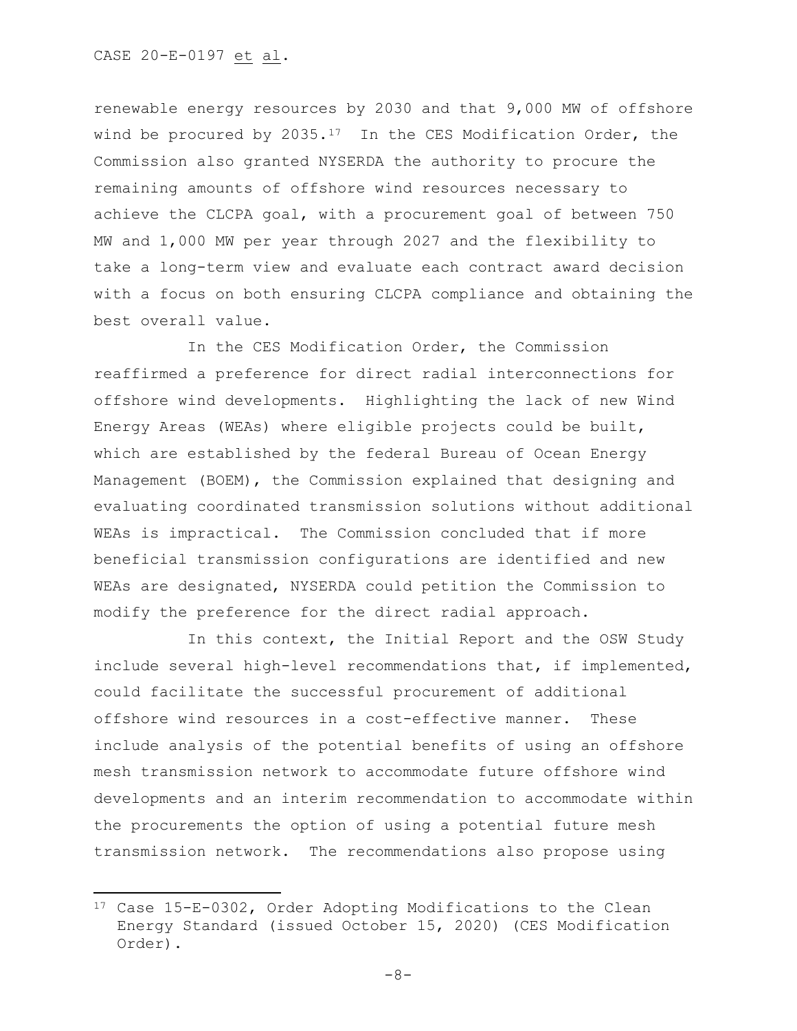renewable energy resources by 2030 and that 9,000 MW of offshore wind be procured by 2035.[17] In the CES Modification Order, the Commission also granted NYSERDA the authority to procure the remaining amounts of offshore wind resources necessary to achieve the CLCPA goal, with a procurement goal of between 750 MW and 1,000 MW per year through 2027 and the flexibility to take a long-term view and evaluate each contract award decision with a focus on both ensuring CLCPA compliance and obtaining the best overall value.

In the CES Modification Order, the Commission reaffirmed a preference for direct radial interconnections for offshore wind developments. Highlighting the lack of new Wind Energy Areas (WEAs) where eligible projects could be built, which are established by the federal Bureau of Ocean Energy Management (BOEM), the Commission explained that designing and evaluating coordinated transmission solutions without additional WEAs is impractical. The Commission concluded that if more beneficial transmission configurations are identified and new WEAs are designated, NYSERDA could petition the Commission to modify the preference for the direct radial approach.

In this context, the Initial Report and the OSW Study include several high-level recommendations that, if implemented, could facilitate the successful procurement of additional offshore wind resources in a cost-effective manner. These include analysis of the potential benefits of using an offshore mesh transmission network to accommodate future offshore wind developments and an interim recommendation to accommodate within the procurements the option of using a potential future mesh transmission network. The recommendations also propose using

---

[17] Case 15-E-0302, Order Adopting Modifications to the Clean Energy Standard (issued October 15, 2020) (CES Modification Order).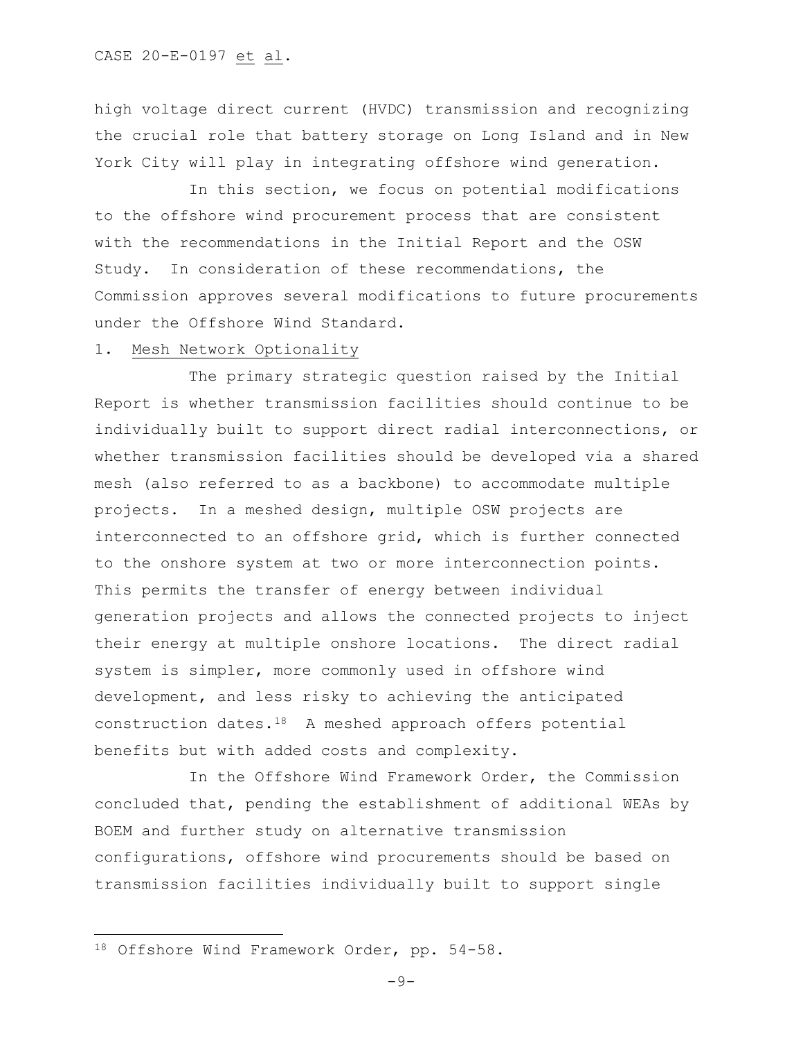high voltage direct current (HVDC) transmission and recognizing the crucial role that battery storage on Long Island and in New York City will play in integrating offshore wind generation.

In this section, we focus on potential modifications to the offshore wind procurement process that are consistent with the recommendations in the Initial Report and the OSW Study. In consideration of these recommendations, the Commission approves several modifications to future procurements under the Offshore Wind Standard.

1. Mesh Network Optionality

The primary strategic question raised by the Initial Report is whether transmission facilities should continue to be individually built to support direct radial interconnections, or whether transmission facilities should be developed via a shared mesh (also referred to as a backbone) to accommodate multiple projects. In a meshed design, multiple OSW projects are interconnected to an offshore grid, which is further connected to the onshore system at two or more interconnection points. This permits the transfer of energy between individual generation projects and allows the connected projects to inject their energy at multiple onshore locations. The direct radial system is simpler, more commonly used in offshore wind development, and less risky to achieving the anticipated construction dates.[18] A meshed approach offers potential benefits but with added costs and complexity.

In the Offshore Wind Framework Order, the Commission concluded that, pending the establishment of additional WEAs by BOEM and further study on alternative transmission configurations, offshore wind procurements should be based on transmission facilities individually built to support single

[18] Offshore Wind Framework Order, pp. 54-58.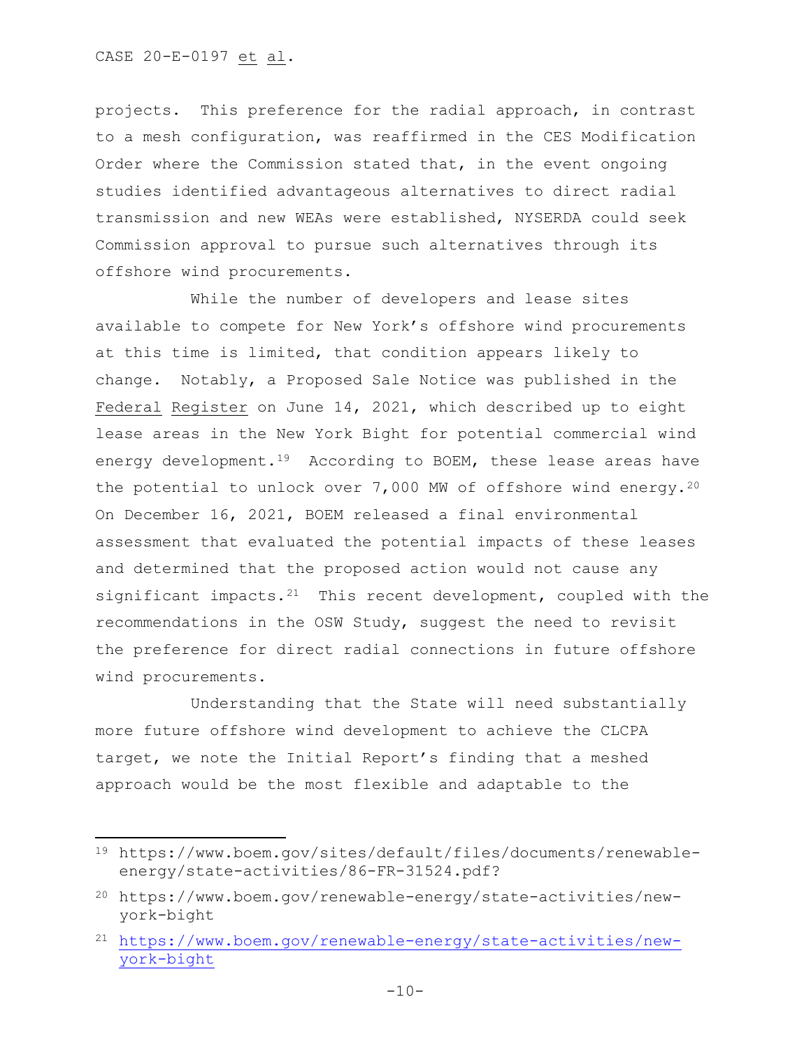projects. This preference for the radial approach, in contrast to a mesh configuration, was reaffirmed in the CES Modification Order where the Commission stated that, in the event ongoing studies identified advantageous alternatives to direct radial transmission and new WEAs were established, NYSERDA could seek Commission approval to pursue such alternatives through its offshore wind procurements.

While the number of developers and lease sites available to compete for New York's offshore wind procurements at this time is limited, that condition appears likely to change. Notably, a Proposed Sale Notice was published in the Federal Register on June 14, 2021, which described up to eight lease areas in the New York Bight for potential commercial wind energy development.[19] According to BOEM, these lease areas have the potential to unlock over 7,000 MW of offshore wind energy.[20] On December 16, 2021, BOEM released a final environmental assessment that evaluated the potential impacts of these leases and determined that the proposed action would not cause any significant impacts.[21] This recent development, coupled with the recommendations in the OSW Study, suggest the need to revisit the preference for direct radial connections in future offshore wind procurements.

Understanding that the State will need substantially more future offshore wind development to achieve the CLCPA target, we note the Initial Report's finding that a meshed approach would be the most flexible and adaptable to the

---

[19] https://www.boem.gov/sites/default/files/documents/renewable-energy/state-activities/86-FR-31524.pdf?

[20] https://www.boem.gov/renewable-energy/state-activities/new-york-bight

[21] https://www.boem.gov/renewable-energy/state-activities/new-york-bight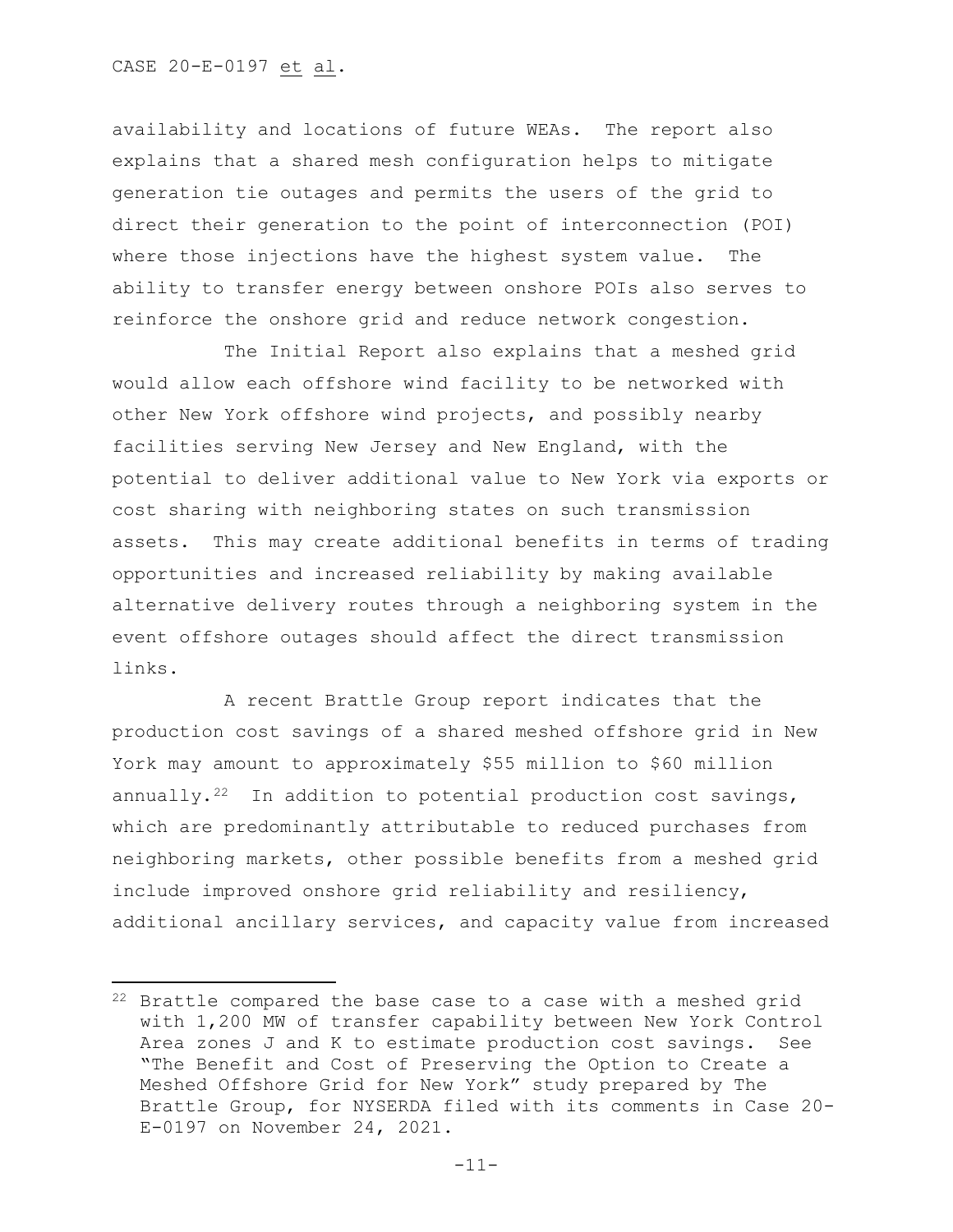availability and locations of future WEAs. The report also explains that a shared mesh configuration helps to mitigate generation tie outages and permits the users of the grid to direct their generation to the point of interconnection (POI) where those injections have the highest system value. The ability to transfer energy between onshore POIs also serves to reinforce the onshore grid and reduce network congestion.

The Initial Report also explains that a meshed grid would allow each offshore wind facility to be networked with other New York offshore wind projects, and possibly nearby facilities serving New Jersey and New England, with the potential to deliver additional value to New York via exports or cost sharing with neighboring states on such transmission assets. This may create additional benefits in terms of trading opportunities and increased reliability by making available alternative delivery routes through a neighboring system in the event offshore outages should affect the direct transmission links.

A recent Brattle Group report indicates that the production cost savings of a shared meshed offshore grid in New York may amount to approximately $55 million to $60 million annually.[22] In addition to potential production cost savings, which are predominantly attributable to reduced purchases from neighboring markets, other possible benefits from a meshed grid include improved onshore grid reliability and resiliency, additional ancillary services, and capacity value from increased

[22] Brattle compared the base case to a case with a meshed grid with 1,200 MW of transfer capability between New York Control Area zones J and K to estimate production cost savings. See "The Benefit and Cost of Preserving the Option to Create a Meshed Offshore Grid for New York" study prepared by The Brattle Group, for NYSERDA filed with its comments in Case 20-E-0197 on November 24, 2021.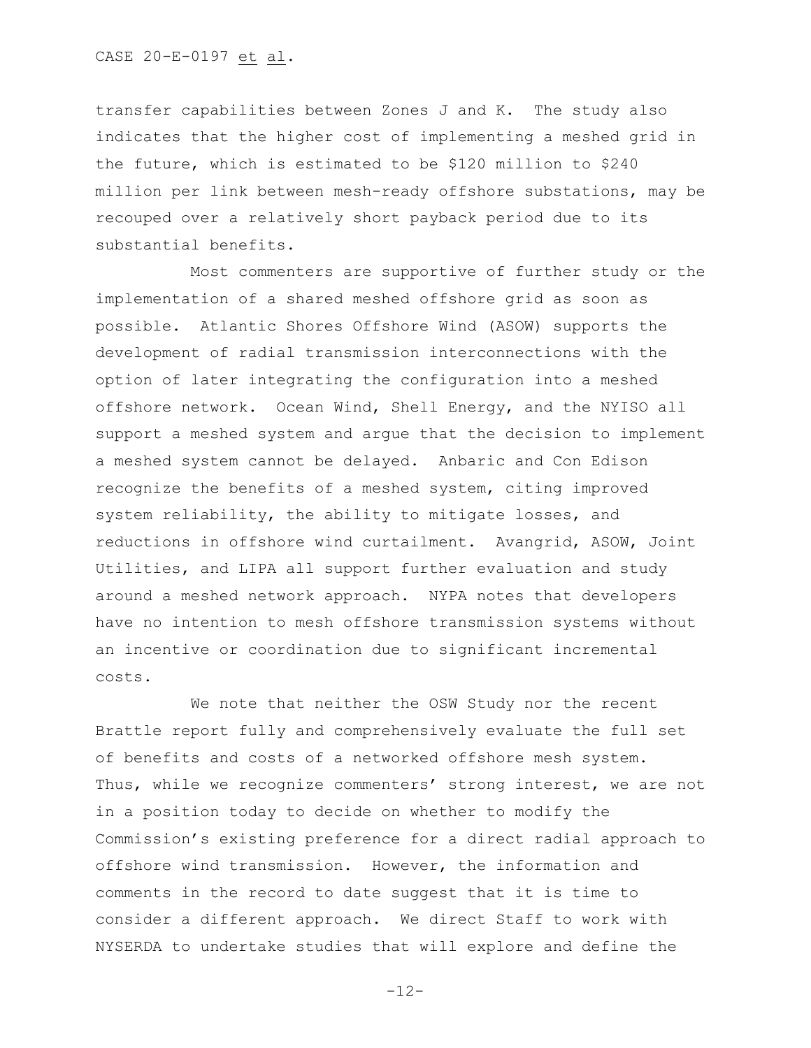transfer capabilities between Zones J and K. The study also indicates that the higher cost of implementing a meshed grid in the future, which is estimated to be $120 million to $240 million per link between mesh-ready offshore substations, may be recouped over a relatively short payback period due to its substantial benefits.

Most commenters are supportive of further study or the implementation of a shared meshed offshore grid as soon as possible. Atlantic Shores Offshore Wind (ASOW) supports the development of radial transmission interconnections with the option of later integrating the configuration into a meshed offshore network. Ocean Wind, Shell Energy, and the NYISO all support a meshed system and argue that the decision to implement a meshed system cannot be delayed. Anbaric and Con Edison recognize the benefits of a meshed system, citing improved system reliability, the ability to mitigate losses, and reductions in offshore wind curtailment. Avangrid, ASOW, Joint Utilities, and LIPA all support further evaluation and study around a meshed network approach. NYPA notes that developers have no intention to mesh offshore transmission systems without an incentive or coordination due to significant incremental costs.

We note that neither the OSW Study nor the recent Brattle report fully and comprehensively evaluate the full set of benefits and costs of a networked offshore mesh system. Thus, while we recognize commenters' strong interest, we are not in a position today to decide on whether to modify the Commission's existing preference for a direct radial approach to offshore wind transmission. However, the information and comments in the record to date suggest that it is time to consider a different approach. We direct Staff to work with NYSERDA to undertake studies that will explore and define the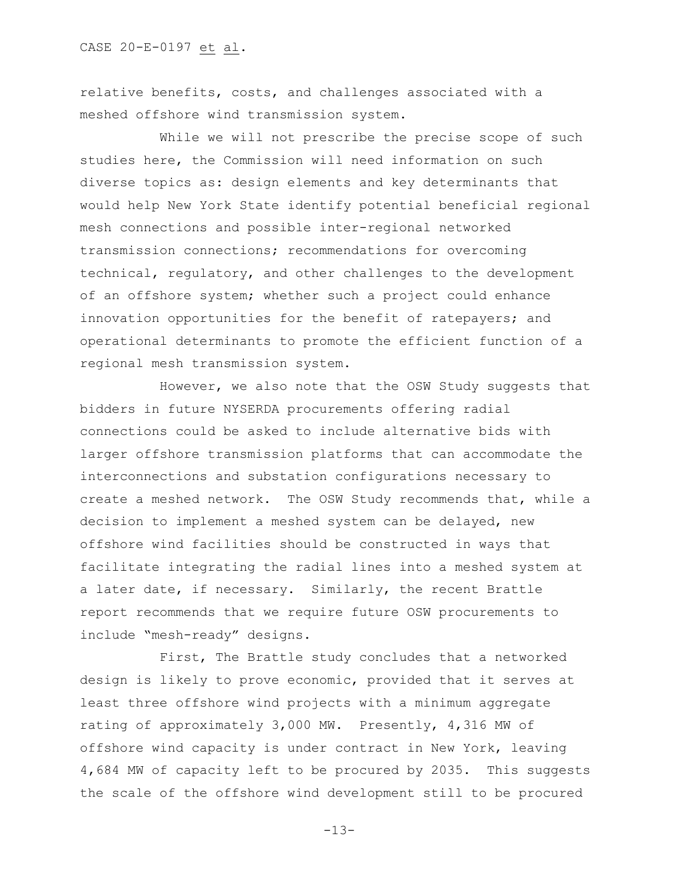relative benefits, costs, and challenges associated with a meshed offshore wind transmission system.

While we will not prescribe the precise scope of such studies here, the Commission will need information on such diverse topics as: design elements and key determinants that would help New York State identify potential beneficial regional mesh connections and possible inter-regional networked transmission connections; recommendations for overcoming technical, regulatory, and other challenges to the development of an offshore system; whether such a project could enhance innovation opportunities for the benefit of ratepayers; and operational determinants to promote the efficient function of a regional mesh transmission system.

However, we also note that the OSW Study suggests that bidders in future NYSERDA procurements offering radial connections could be asked to include alternative bids with larger offshore transmission platforms that can accommodate the interconnections and substation configurations necessary to create a meshed network. The OSW Study recommends that, while a decision to implement a meshed system can be delayed, new offshore wind facilities should be constructed in ways that facilitate integrating the radial lines into a meshed system at a later date, if necessary. Similarly, the recent Brattle report recommends that we require future OSW procurements to include "mesh-ready" designs.

First, The Brattle study concludes that a networked design is likely to prove economic, provided that it serves at least three offshore wind projects with a minimum aggregate rating of approximately 3,000 MW. Presently, 4,316 MW of offshore wind capacity is under contract in New York, leaving 4,684 MW of capacity left to be procured by 2035. This suggests the scale of the offshore wind development still to be procured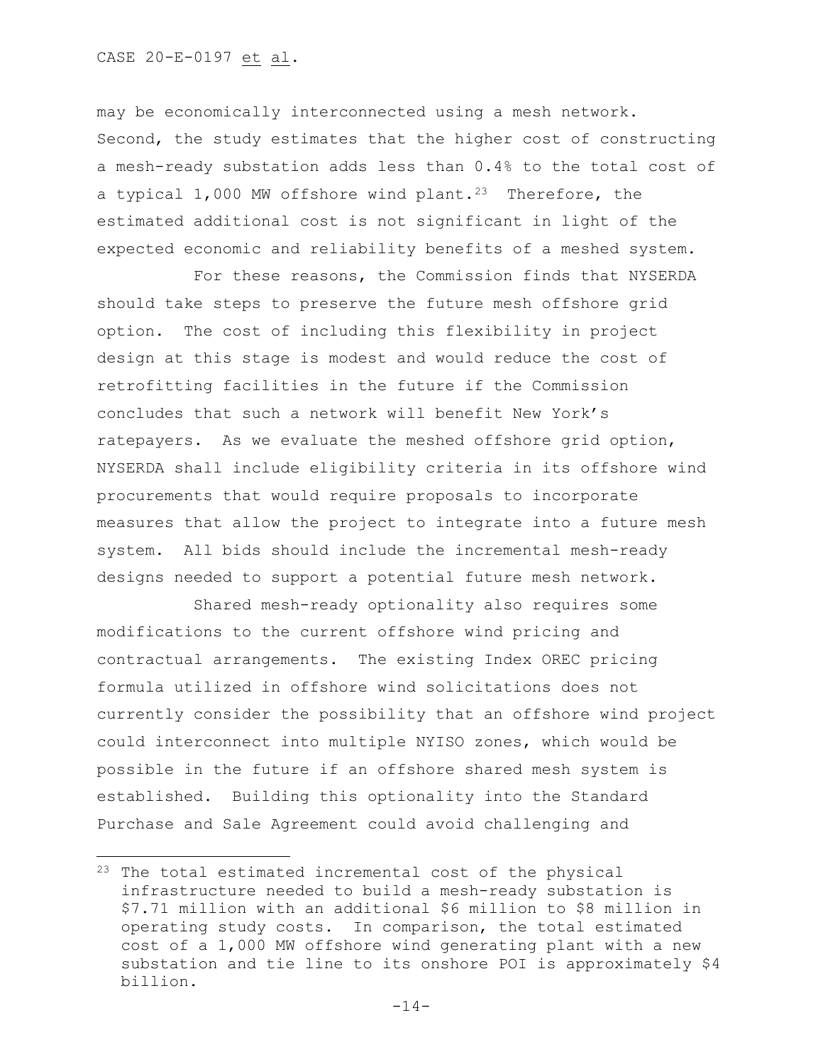may be economically interconnected using a mesh network. Second, the study estimates that the higher cost of constructing a mesh-ready substation adds less than 0.4% to the total cost of a typical 1,000 MW offshore wind plant.[23] Therefore, the estimated additional cost is not significant in light of the expected economic and reliability benefits of a meshed system.

For these reasons, the Commission finds that NYSERDA should take steps to preserve the future mesh offshore grid option. The cost of including this flexibility in project design at this stage is modest and would reduce the cost of retrofitting facilities in the future if the Commission concludes that such a network will benefit New York's ratepayers. As we evaluate the meshed offshore grid option, NYSERDA shall include eligibility criteria in its offshore wind procurements that would require proposals to incorporate measures that allow the project to integrate into a future mesh system. All bids should include the incremental mesh-ready designs needed to support a potential future mesh network.

Shared mesh-ready optionality also requires some modifications to the current offshore wind pricing and contractual arrangements. The existing Index OREC pricing formula utilized in offshore wind solicitations does not currently consider the possibility that an offshore wind project could interconnect into multiple NYISO zones, which would be possible in the future if an offshore shared mesh system is established. Building this optionality into the Standard Purchase and Sale Agreement could avoid challenging and

---

[23] The total estimated incremental cost of the physical infrastructure needed to build a mesh-ready substation is \$7.71 million with an additional \$6 million to \$8 million in operating study costs. In comparison, the total estimated cost of a 1,000 MW offshore wind generating plant with a new substation and tie line to its onshore POI is approximately \$4 billion.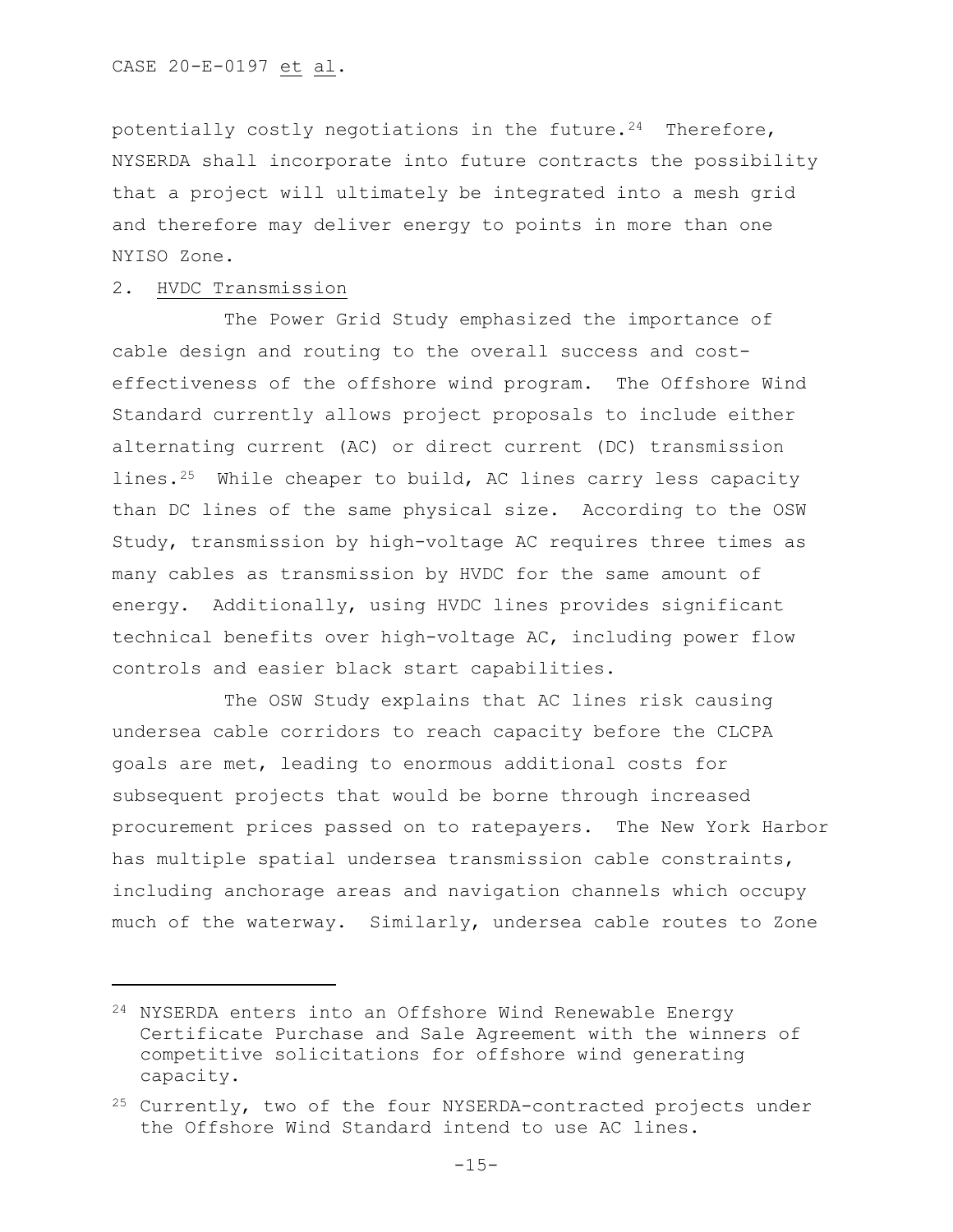potentially costly negotiations in the future.[24] Therefore, NYSERDA shall incorporate into future contracts the possibility that a project will ultimately be integrated into a mesh grid and therefore may deliver energy to points in more than one NYISO Zone.

2. HVDC Transmission

The Power Grid Study emphasized the importance of cable design and routing to the overall success and cost-effectiveness of the offshore wind program. The Offshore Wind Standard currently allows project proposals to include either alternating current (AC) or direct current (DC) transmission lines.[25] While cheaper to build, AC lines carry less capacity than DC lines of the same physical size. According to the OSW Study, transmission by high-voltage AC requires three times as many cables as transmission by HVDC for the same amount of energy. Additionally, using HVDC lines provides significant technical benefits over high-voltage AC, including power flow controls and easier black start capabilities.

The OSW Study explains that AC lines risk causing undersea cable corridors to reach capacity before the CLCPA goals are met, leading to enormous additional costs for subsequent projects that would be borne through increased procurement prices passed on to ratepayers. The New York Harbor has multiple spatial undersea transmission cable constraints, including anchorage areas and navigation channels which occupy much of the waterway. Similarly, undersea cable routes to Zone

[24] NYSERDA enters into an Offshore Wind Renewable Energy Certificate Purchase and Sale Agreement with the winners of competitive solicitations for offshore wind generating capacity.

[25] Currently, two of the four NYSERDA-contracted projects under the Offshore Wind Standard intend to use AC lines.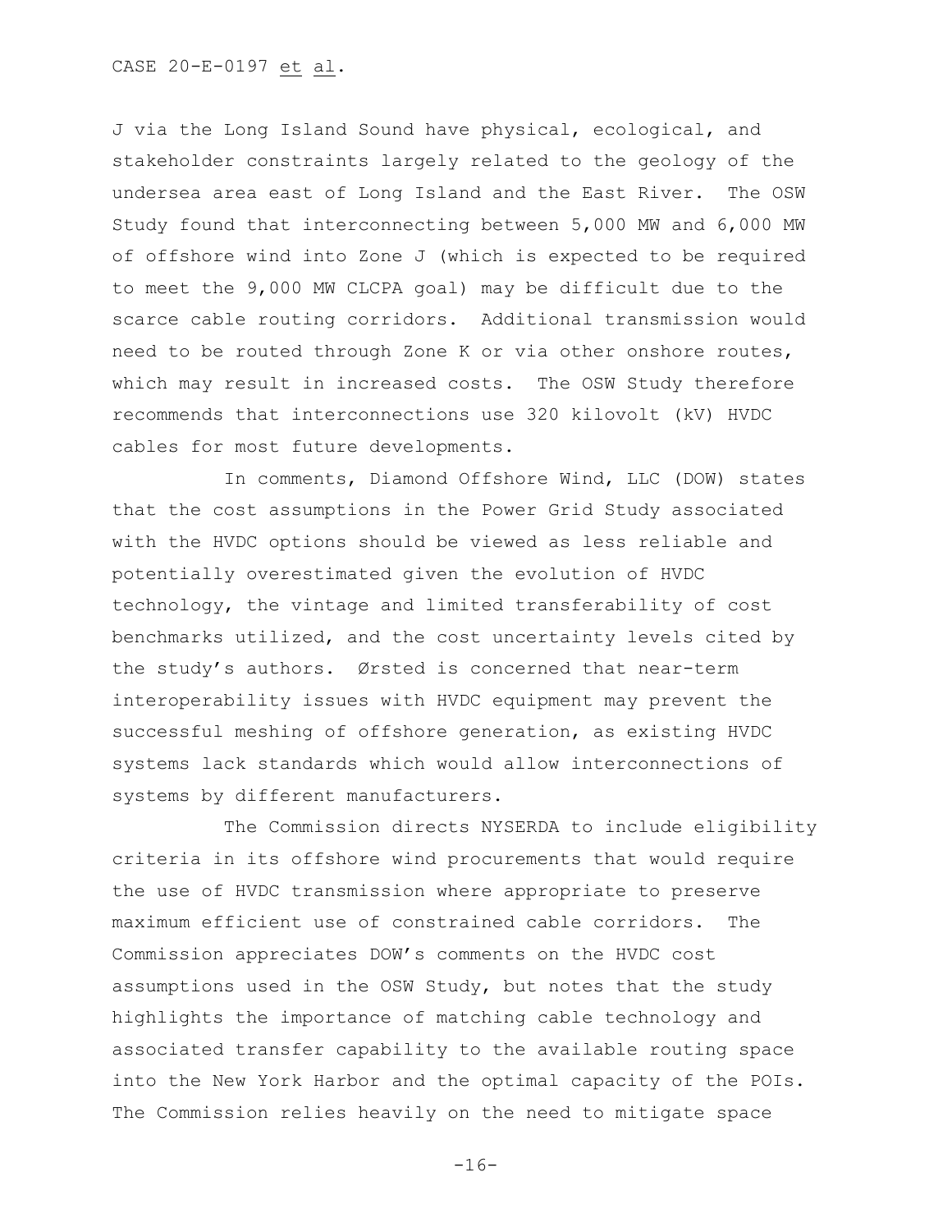J via the Long Island Sound have physical, ecological, and stakeholder constraints largely related to the geology of the undersea area east of Long Island and the East River. The OSW Study found that interconnecting between 5,000 MW and 6,000 MW of offshore wind into Zone J (which is expected to be required to meet the 9,000 MW CLCPA goal) may be difficult due to the scarce cable routing corridors. Additional transmission would need to be routed through Zone K or via other onshore routes, which may result in increased costs. The OSW Study therefore recommends that interconnections use 320 kilovolt (kV) HVDC cables for most future developments.

In comments, Diamond Offshore Wind, LLC (DOW) states that the cost assumptions in the Power Grid Study associated with the HVDC options should be viewed as less reliable and potentially overestimated given the evolution of HVDC technology, the vintage and limited transferability of cost benchmarks utilized, and the cost uncertainty levels cited by the study's authors. Ørsted is concerned that near-term interoperability issues with HVDC equipment may prevent the successful meshing of offshore generation, as existing HVDC systems lack standards which would allow interconnections of systems by different manufacturers.

The Commission directs NYSERDA to include eligibility criteria in its offshore wind procurements that would require the use of HVDC transmission where appropriate to preserve maximum efficient use of constrained cable corridors. The Commission appreciates DOW's comments on the HVDC cost assumptions used in the OSW Study, but notes that the study highlights the importance of matching cable technology and associated transfer capability to the available routing space into the New York Harbor and the optimal capacity of the POIs. The Commission relies heavily on the need to mitigate space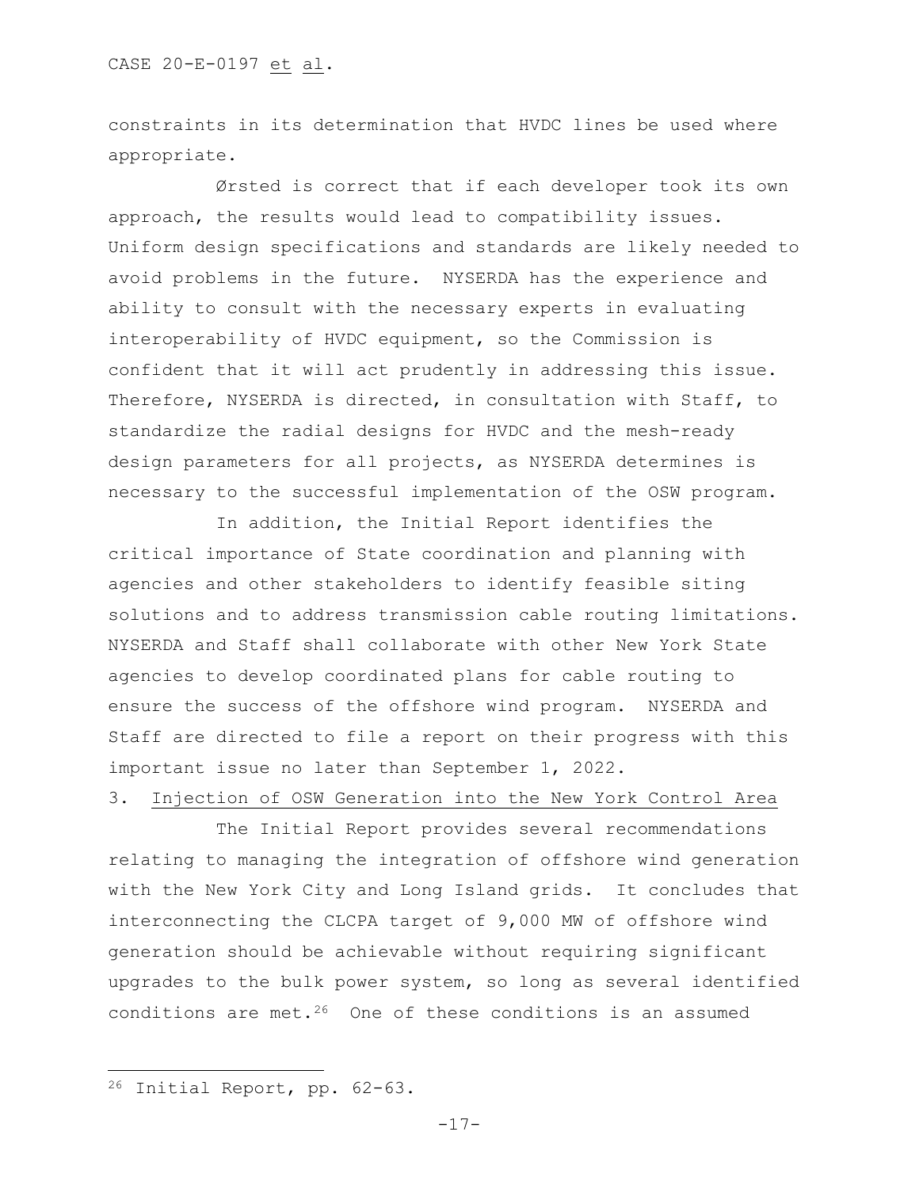constraints in its determination that HVDC lines be used where appropriate.

Ørsted is correct that if each developer took its own approach, the results would lead to compatibility issues. Uniform design specifications and standards are likely needed to avoid problems in the future. NYSERDA has the experience and ability to consult with the necessary experts in evaluating interoperability of HVDC equipment, so the Commission is confident that it will act prudently in addressing this issue. Therefore, NYSERDA is directed, in consultation with Staff, to standardize the radial designs for HVDC and the mesh-ready design parameters for all projects, as NYSERDA determines is necessary to the successful implementation of the OSW program.

In addition, the Initial Report identifies the critical importance of State coordination and planning with agencies and other stakeholders to identify feasible siting solutions and to address transmission cable routing limitations. NYSERDA and Staff shall collaborate with other New York State agencies to develop coordinated plans for cable routing to ensure the success of the offshore wind program. NYSERDA and Staff are directed to file a report on their progress with this important issue no later than September 1, 2022.

### 3. Injection of OSW Generation into the New York Control Area

The Initial Report provides several recommendations relating to managing the integration of offshore wind generation with the New York City and Long Island grids. It concludes that interconnecting the CLCPA target of 9,000 MW of offshore wind generation should be achievable without requiring significant upgrades to the bulk power system, so long as several identified conditions are met.[26] One of these conditions is an assumed

---

[26] Initial Report, pp. 62-63.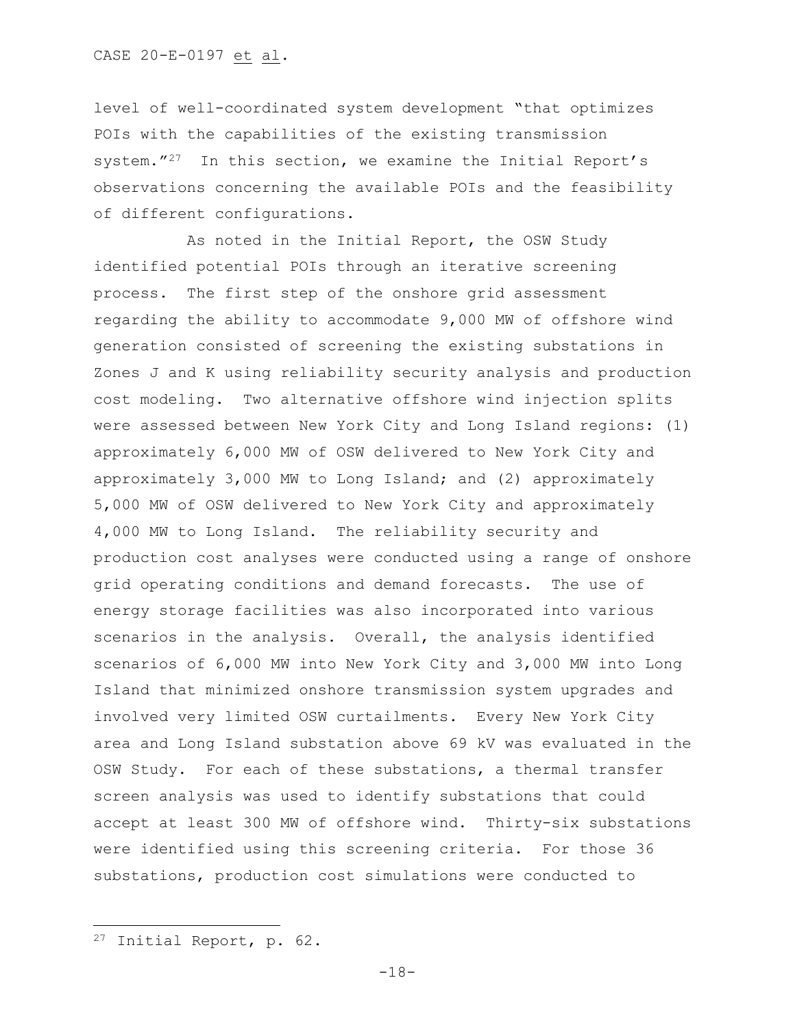level of well-coordinated system development "that optimizes POIs with the capabilities of the existing transmission system."[27] In this section, we examine the Initial Report's observations concerning the available POIs and the feasibility of different configurations.

As noted in the Initial Report, the OSW Study identified potential POIs through an iterative screening process. The first step of the onshore grid assessment regarding the ability to accommodate 9,000 MW of offshore wind generation consisted of screening the existing substations in Zones J and K using reliability security analysis and production cost modeling. Two alternative offshore wind injection splits were assessed between New York City and Long Island regions: (1) approximately 6,000 MW of OSW delivered to New York City and approximately 3,000 MW to Long Island; and (2) approximately 5,000 MW of OSW delivered to New York City and approximately 4,000 MW to Long Island. The reliability security and production cost analyses were conducted using a range of onshore grid operating conditions and demand forecasts. The use of energy storage facilities was also incorporated into various scenarios in the analysis. Overall, the analysis identified scenarios of 6,000 MW into New York City and 3,000 MW into Long Island that minimized onshore transmission system upgrades and involved very limited OSW curtailments. Every New York City area and Long Island substation above 69 kV was evaluated in the OSW Study. For each of these substations, a thermal transfer screen analysis was used to identify substations that could accept at least 300 MW of offshore wind. Thirty-six substations were identified using this screening criteria. For those 36 substations, production cost simulations were conducted to

---

[27] Initial Report, p. 62.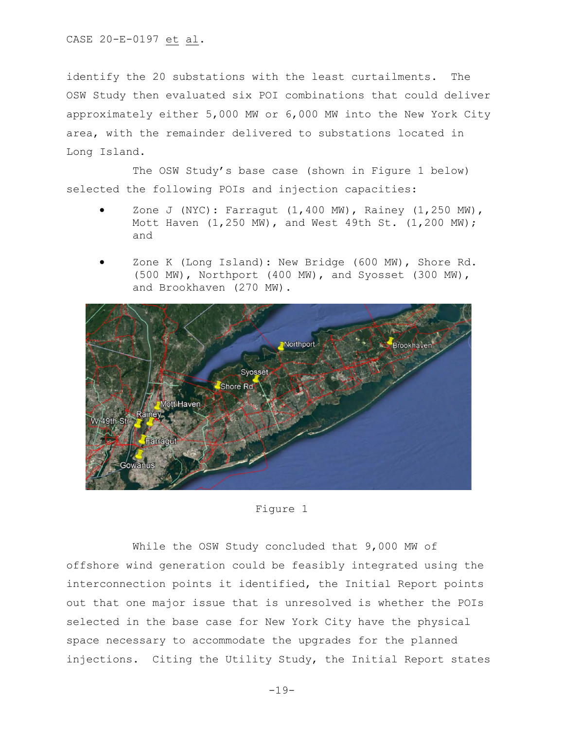identify the 20 substations with the least curtailments. The OSW Study then evaluated six POI combinations that could deliver approximately either 5,000 MW or 6,000 MW into the New York City area, with the remainder delivered to substations located in Long Island.

The OSW Study's base case (shown in Figure 1 below) selected the following POIs and injection capacities:

- Zone J (NYC): Farragut (1,400 MW), Rainey (1,250 MW), Mott Haven (1,250 MW), and West 49th St. (1,200 MW); and
- Zone K (Long Island): New Bridge (600 MW), Shore Rd. (500 MW), Northport (400 MW), and Syosset (300 MW), and Brookhaven (270 MW).

Northport
Brookhaven
Syosset
Shore Rd
Mott Haven
Rainey
W 49th Str
Farragut
Gowanus

Figure 1

While the OSW Study concluded that 9,000 MW of offshore wind generation could be feasibly integrated using the interconnection points it identified, the Initial Report points out that one major issue that is unresolved is whether the POIs selected in the base case for New York City have the physical space necessary to accommodate the upgrades for the planned injections. Citing the Utility Study, the Initial Report states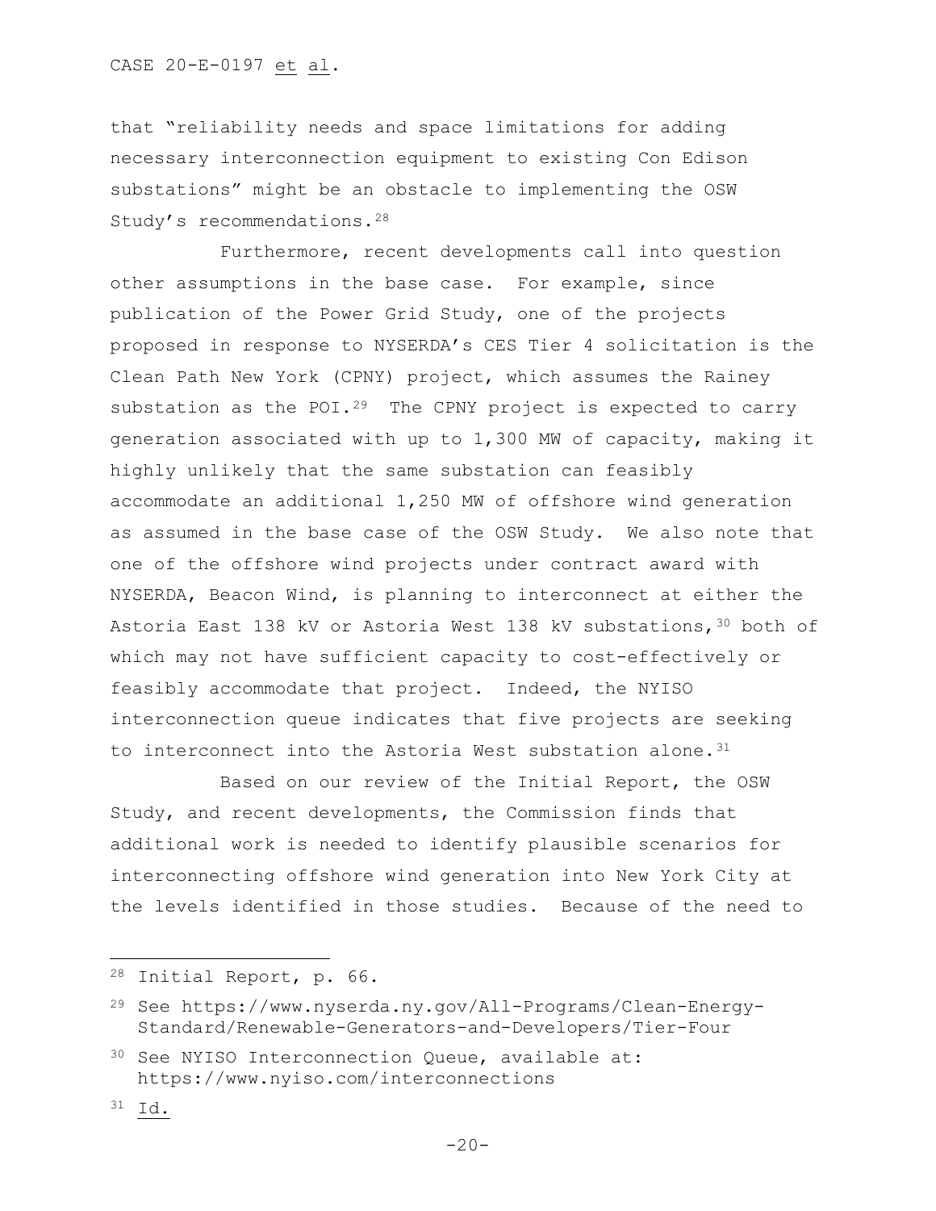that "reliability needs and space limitations for adding necessary interconnection equipment to existing Con Edison substations" might be an obstacle to implementing the OSW Study's recommendations.[28]

Furthermore, recent developments call into question other assumptions in the base case. For example, since publication of the Power Grid Study, one of the projects proposed in response to NYSERDA's CES Tier 4 solicitation is the Clean Path New York (CPNY) project, which assumes the Rainey substation as the POI.[29] The CPNY project is expected to carry generation associated with up to 1,300 MW of capacity, making it highly unlikely that the same substation can feasibly accommodate an additional 1,250 MW of offshore wind generation as assumed in the base case of the OSW Study. We also note that one of the offshore wind projects under contract award with NYSERDA, Beacon Wind, is planning to interconnect at either the Astoria East 138 kV or Astoria West 138 kV substations,[30] both of which may not have sufficient capacity to cost-effectively or feasibly accommodate that project. Indeed, the NYISO interconnection queue indicates that five projects are seeking to interconnect into the Astoria West substation alone.[31]

Based on our review of the Initial Report, the OSW Study, and recent developments, the Commission finds that additional work is needed to identify plausible scenarios for interconnecting offshore wind generation into New York City at the levels identified in those studies. Because of the need to

---

[28] Initial Report, p. 66.

[29] See https://www.nyserda.ny.gov/All-Programs/Clean-Energy-Standard/Renewable-Generators-and-Developers/Tier-Four

[30] See NYISO Interconnection Queue, available at: https://www.nyiso.com/interconnections

[31] Id.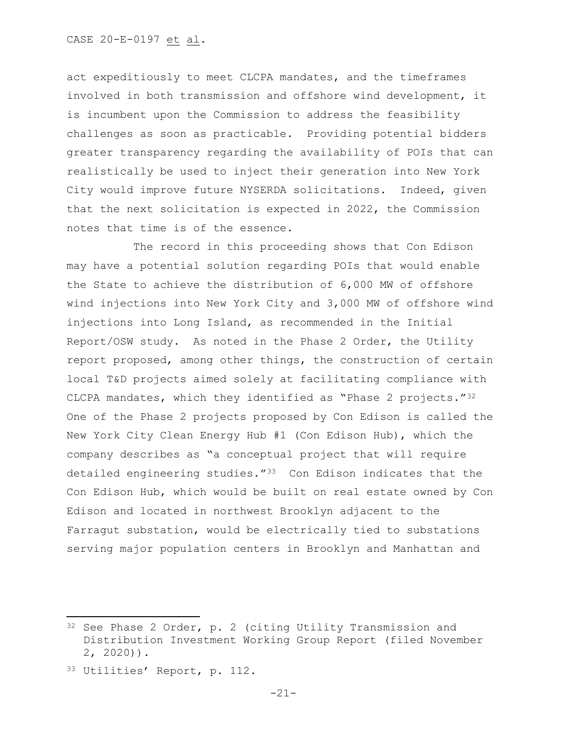act expeditiously to meet CLCPA mandates, and the timeframes involved in both transmission and offshore wind development, it is incumbent upon the Commission to address the feasibility challenges as soon as practicable. Providing potential bidders greater transparency regarding the availability of POIs that can realistically be used to inject their generation into New York City would improve future NYSERDA solicitations. Indeed, given that the next solicitation is expected in 2022, the Commission notes that time is of the essence.

The record in this proceeding shows that Con Edison may have a potential solution regarding POIs that would enable the State to achieve the distribution of 6,000 MW of offshore wind injections into New York City and 3,000 MW of offshore wind injections into Long Island, as recommended in the Initial Report/OSW study. As noted in the Phase 2 Order, the Utility report proposed, among other things, the construction of certain local T&D projects aimed solely at facilitating compliance with CLCPA mandates, which they identified as "Phase 2 projects."[32] One of the Phase 2 projects proposed by Con Edison is called the New York City Clean Energy Hub #1 (Con Edison Hub), which the company describes as "a conceptual project that will require detailed engineering studies."[33] Con Edison indicates that the Con Edison Hub, which would be built on real estate owned by Con Edison and located in northwest Brooklyn adjacent to the Farragut substation, would be electrically tied to substations serving major population centers in Brooklyn and Manhattan and

---

[32] See Phase 2 Order, p. 2 (citing Utility Transmission and Distribution Investment Working Group Report (filed November 2, 2020)).

[33] Utilities' Report, p. 112.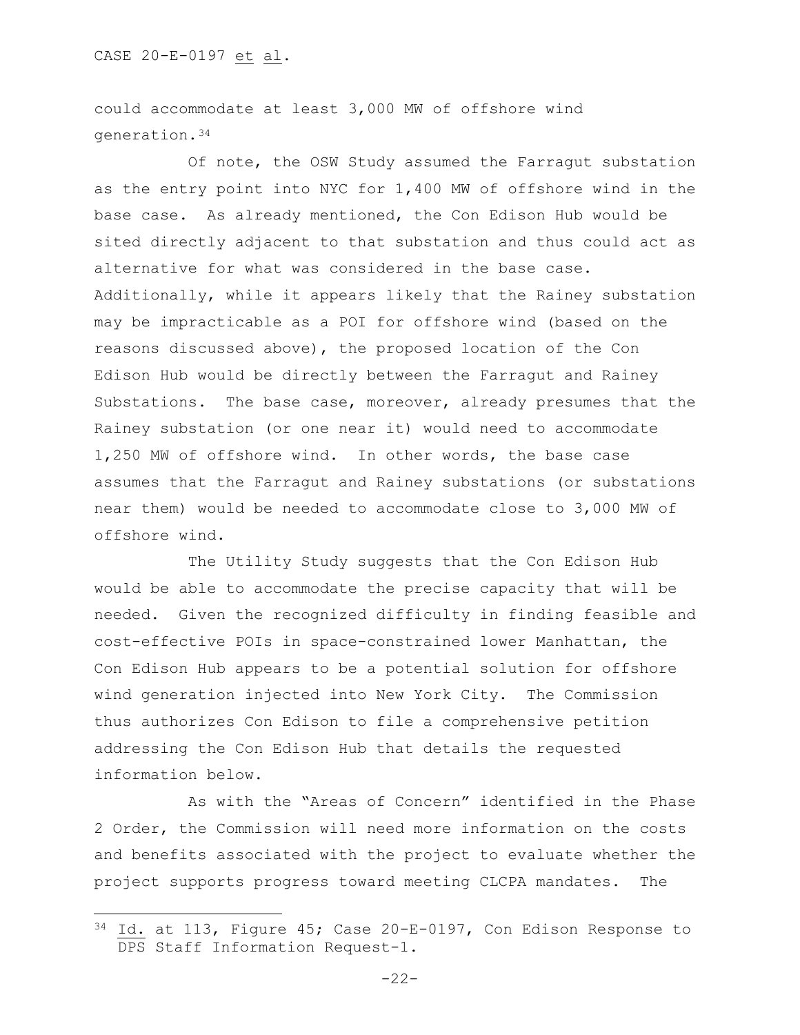could accommodate at least 3,000 MW of offshore wind generation.[34]

Of note, the OSW Study assumed the Farragut substation as the entry point into NYC for 1,400 MW of offshore wind in the base case. As already mentioned, the Con Edison Hub would be sited directly adjacent to that substation and thus could act as alternative for what was considered in the base case. Additionally, while it appears likely that the Rainey substation may be impracticable as a POI for offshore wind (based on the reasons discussed above), the proposed location of the Con Edison Hub would be directly between the Farragut and Rainey Substations. The base case, moreover, already presumes that the Rainey substation (or one near it) would need to accommodate 1,250 MW of offshore wind. In other words, the base case assumes that the Farragut and Rainey substations (or substations near them) would be needed to accommodate close to 3,000 MW of offshore wind.

The Utility Study suggests that the Con Edison Hub would be able to accommodate the precise capacity that will be needed. Given the recognized difficulty in finding feasible and cost-effective POIs in space-constrained lower Manhattan, the Con Edison Hub appears to be a potential solution for offshore wind generation injected into New York City. The Commission thus authorizes Con Edison to file a comprehensive petition addressing the Con Edison Hub that details the requested information below.

As with the "Areas of Concern" identified in the Phase 2 Order, the Commission will need more information on the costs and benefits associated with the project to evaluate whether the project supports progress toward meeting CLCPA mandates. The

---

[34] Id. at 113, Figure 45; Case 20-E-0197, Con Edison Response to DPS Staff Information Request-1.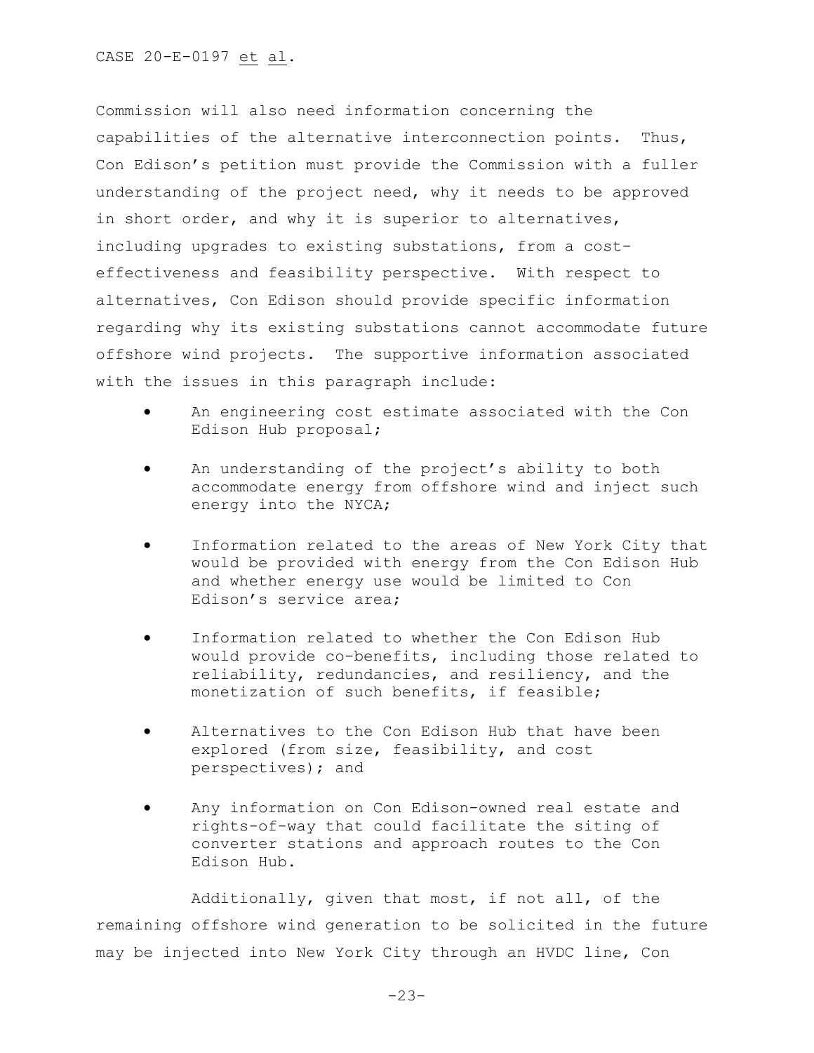Commission will also need information concerning the capabilities of the alternative interconnection points. Thus, Con Edison's petition must provide the Commission with a fuller understanding of the project need, why it needs to be approved in short order, and why it is superior to alternatives, including upgrades to existing substations, from a cost-effectiveness and feasibility perspective. With respect to alternatives, Con Edison should provide specific information regarding why its existing substations cannot accommodate future offshore wind projects. The supportive information associated with the issues in this paragraph include:

- An engineering cost estimate associated with the Con Edison Hub proposal;
- An understanding of the project's ability to both accommodate energy from offshore wind and inject such energy into the NYCA;
- Information related to the areas of New York City that would be provided with energy from the Con Edison Hub and whether energy use would be limited to Con Edison's service area;
- Information related to whether the Con Edison Hub would provide co-benefits, including those related to reliability, redundancies, and resiliency, and the monetization of such benefits, if feasible;
- Alternatives to the Con Edison Hub that have been explored (from size, feasibility, and cost perspectives); and
- Any information on Con Edison-owned real estate and rights-of-way that could facilitate the siting of converter stations and approach routes to the Con Edison Hub.

Additionally, given that most, if not all, of the remaining offshore wind generation to be solicited in the future may be injected into New York City through an HVDC line, Con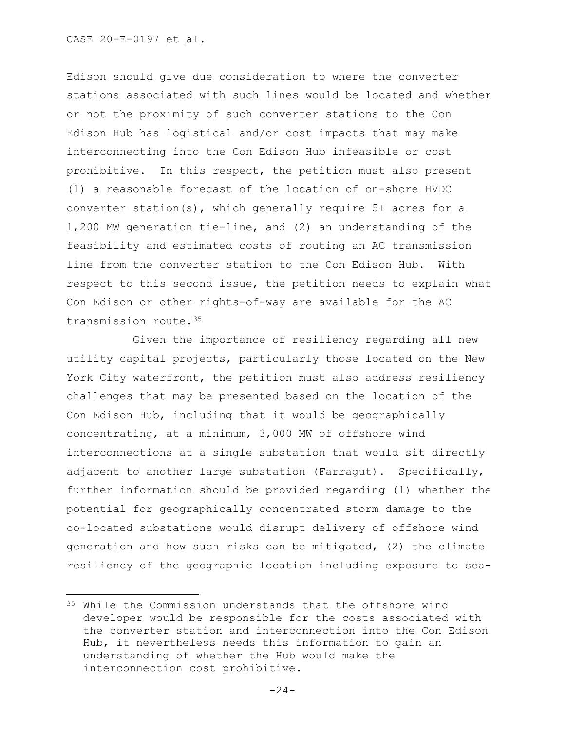Edison should give due consideration to where the converter stations associated with such lines would be located and whether or not the proximity of such converter stations to the Con Edison Hub has logistical and/or cost impacts that may make interconnecting into the Con Edison Hub infeasible or cost prohibitive. In this respect, the petition must also present (1) a reasonable forecast of the location of on-shore HVDC converter station(s), which generally require 5+ acres for a 1,200 MW generation tie-line, and (2) an understanding of the feasibility and estimated costs of routing an AC transmission line from the converter station to the Con Edison Hub. With respect to this second issue, the petition needs to explain what Con Edison or other rights-of-way are available for the AC transmission route.[35]

Given the importance of resiliency regarding all new utility capital projects, particularly those located on the New York City waterfront, the petition must also address resiliency challenges that may be presented based on the location of the Con Edison Hub, including that it would be geographically concentrating, at a minimum, 3,000 MW of offshore wind interconnections at a single substation that would sit directly adjacent to another large substation (Farragut). Specifically, further information should be provided regarding (1) whether the potential for geographically concentrated storm damage to the co-located substations would disrupt delivery of offshore wind generation and how such risks can be mitigated, (2) the climate resiliency of the geographic location including exposure to sea-

[35] While the Commission understands that the offshore wind developer would be responsible for the costs associated with the converter station and interconnection into the Con Edison Hub, it nevertheless needs this information to gain an understanding of whether the Hub would make the interconnection cost prohibitive.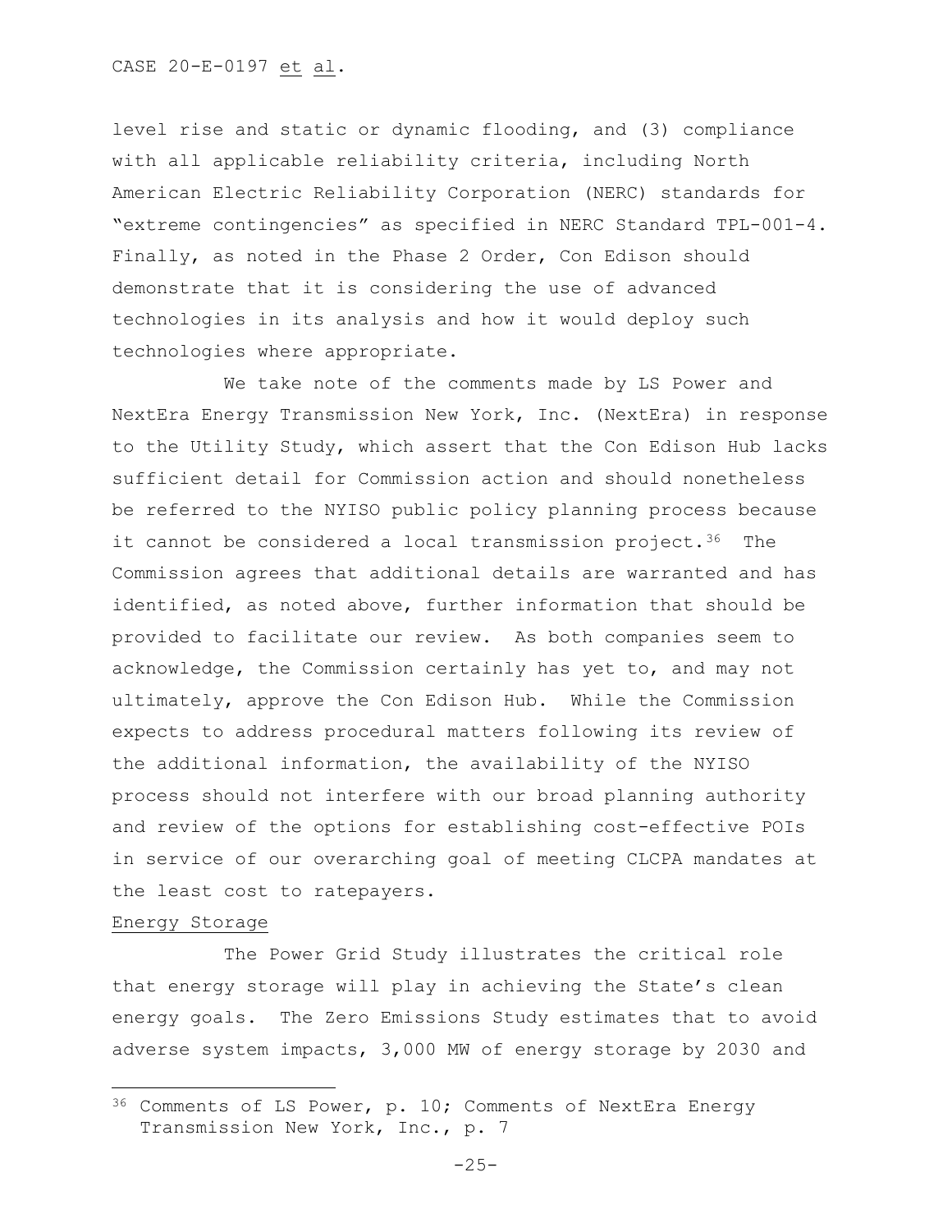level rise and static or dynamic flooding, and (3) compliance with all applicable reliability criteria, including North American Electric Reliability Corporation (NERC) standards for "extreme contingencies" as specified in NERC Standard TPL-001-4. Finally, as noted in the Phase 2 Order, Con Edison should demonstrate that it is considering the use of advanced technologies in its analysis and how it would deploy such technologies where appropriate.

We take note of the comments made by LS Power and NextEra Energy Transmission New York, Inc. (NextEra) in response to the Utility Study, which assert that the Con Edison Hub lacks sufficient detail for Commission action and should nonetheless be referred to the NYISO public policy planning process because it cannot be considered a local transmission project.[36] The Commission agrees that additional details are warranted and has identified, as noted above, further information that should be provided to facilitate our review. As both companies seem to acknowledge, the Commission certainly has yet to, and may not ultimately, approve the Con Edison Hub. While the Commission expects to address procedural matters following its review of the additional information, the availability of the NYISO process should not interfere with our broad planning authority and review of the options for establishing cost-effective POIs in service of our overarching goal of meeting CLCPA mandates at the least cost to ratepayers.

Energy Storage

The Power Grid Study illustrates the critical role that energy storage will play in achieving the State's clean energy goals. The Zero Emissions Study estimates that to avoid adverse system impacts, 3,000 MW of energy storage by 2030 and

---

[36] Comments of LS Power, p. 10; Comments of NextEra Energy Transmission New York, Inc., p. 7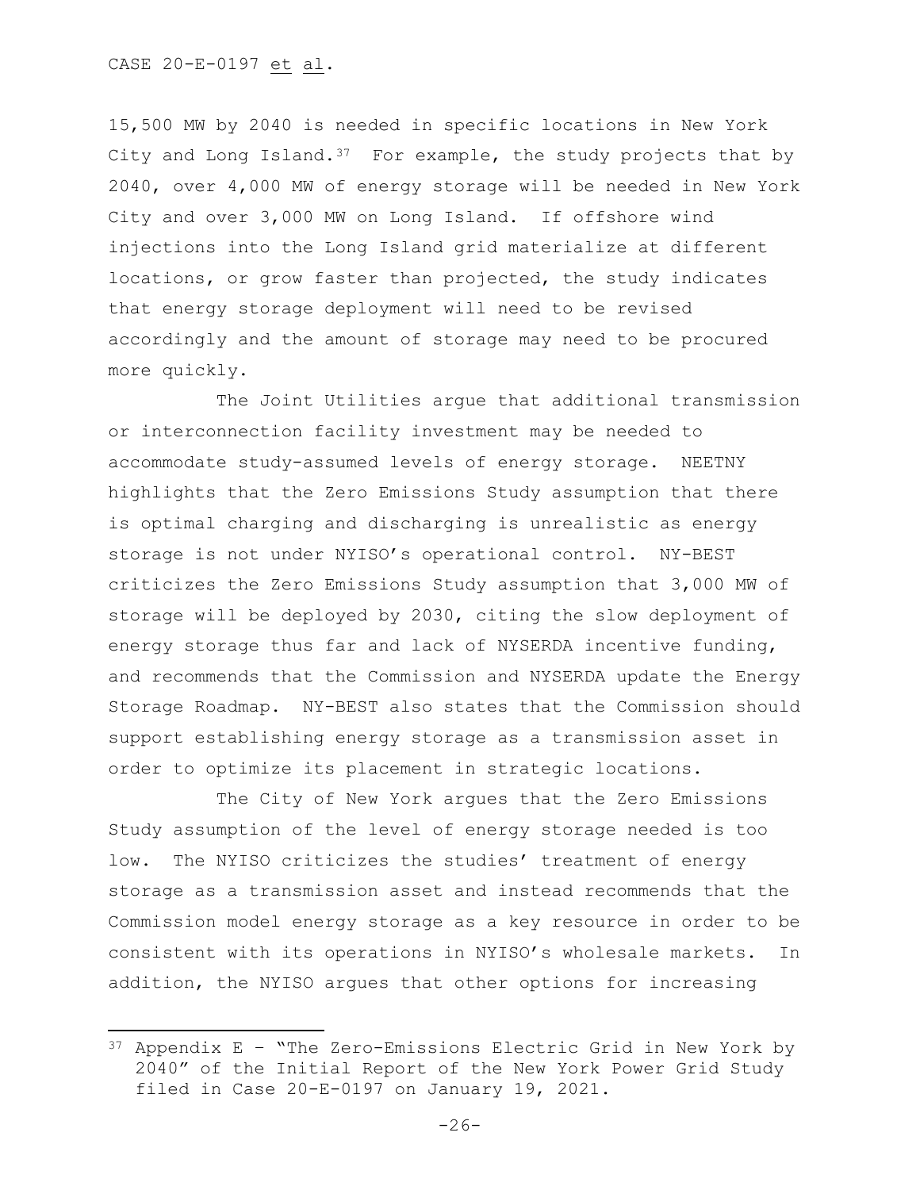15,500 MW by 2040 is needed in specific locations in New York City and Long Island.[37] For example, the study projects that by 2040, over 4,000 MW of energy storage will be needed in New York City and over 3,000 MW on Long Island. If offshore wind injections into the Long Island grid materialize at different locations, or grow faster than projected, the study indicates that energy storage deployment will need to be revised accordingly and the amount of storage may need to be procured more quickly.

The Joint Utilities argue that additional transmission or interconnection facility investment may be needed to accommodate study-assumed levels of energy storage. NEETNY highlights that the Zero Emissions Study assumption that there is optimal charging and discharging is unrealistic as energy storage is not under NYISO's operational control. NY-BEST criticizes the Zero Emissions Study assumption that 3,000 MW of storage will be deployed by 2030, citing the slow deployment of energy storage thus far and lack of NYSERDA incentive funding, and recommends that the Commission and NYSERDA update the Energy Storage Roadmap. NY-BEST also states that the Commission should support establishing energy storage as a transmission asset in order to optimize its placement in strategic locations.

The City of New York argues that the Zero Emissions Study assumption of the level of energy storage needed is too low. The NYISO criticizes the studies' treatment of energy storage as a transmission asset and instead recommends that the Commission model energy storage as a key resource in order to be consistent with its operations in NYISO's wholesale markets. In addition, the NYISO argues that other options for increasing

[37] Appendix E – "The Zero-Emissions Electric Grid in New York by 2040" of the Initial Report of the New York Power Grid Study filed in Case 20-E-0197 on January 19, 2021.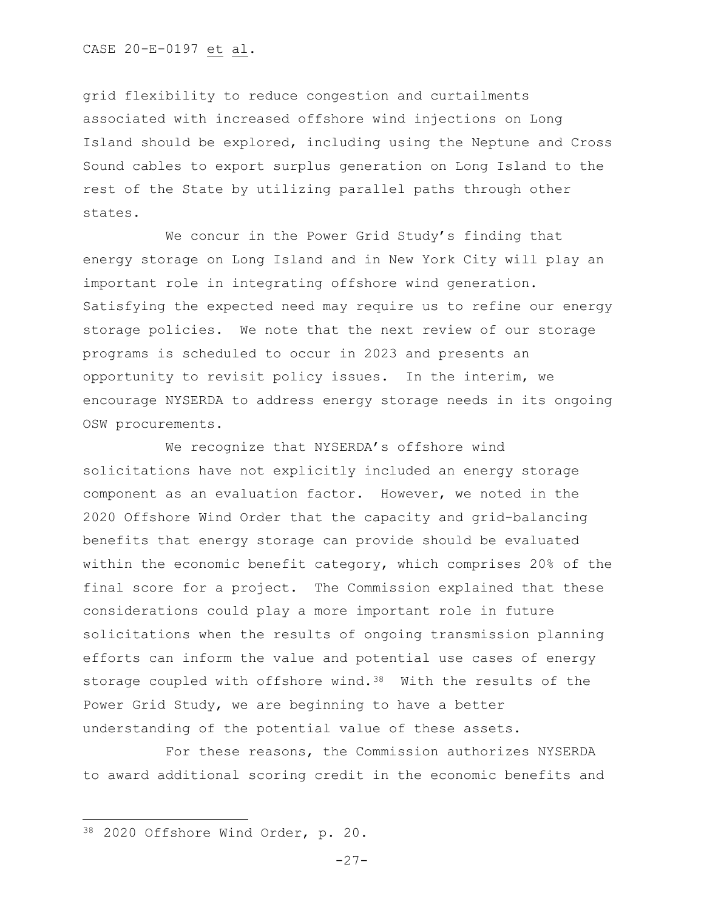grid flexibility to reduce congestion and curtailments associated with increased offshore wind injections on Long Island should be explored, including using the Neptune and Cross Sound cables to export surplus generation on Long Island to the rest of the State by utilizing parallel paths through other states.

We concur in the Power Grid Study's finding that energy storage on Long Island and in New York City will play an important role in integrating offshore wind generation. Satisfying the expected need may require us to refine our energy storage policies. We note that the next review of our storage programs is scheduled to occur in 2023 and presents an opportunity to revisit policy issues. In the interim, we encourage NYSERDA to address energy storage needs in its ongoing OSW procurements.

We recognize that NYSERDA's offshore wind solicitations have not explicitly included an energy storage component as an evaluation factor. However, we noted in the 2020 Offshore Wind Order that the capacity and grid-balancing benefits that energy storage can provide should be evaluated within the economic benefit category, which comprises 20% of the final score for a project. The Commission explained that these considerations could play a more important role in future solicitations when the results of ongoing transmission planning efforts can inform the value and potential use cases of energy storage coupled with offshore wind.[38] With the results of the Power Grid Study, we are beginning to have a better understanding of the potential value of these assets.

For these reasons, the Commission authorizes NYSERDA to award additional scoring credit in the economic benefits and

---

[38] 2020 Offshore Wind Order, p. 20.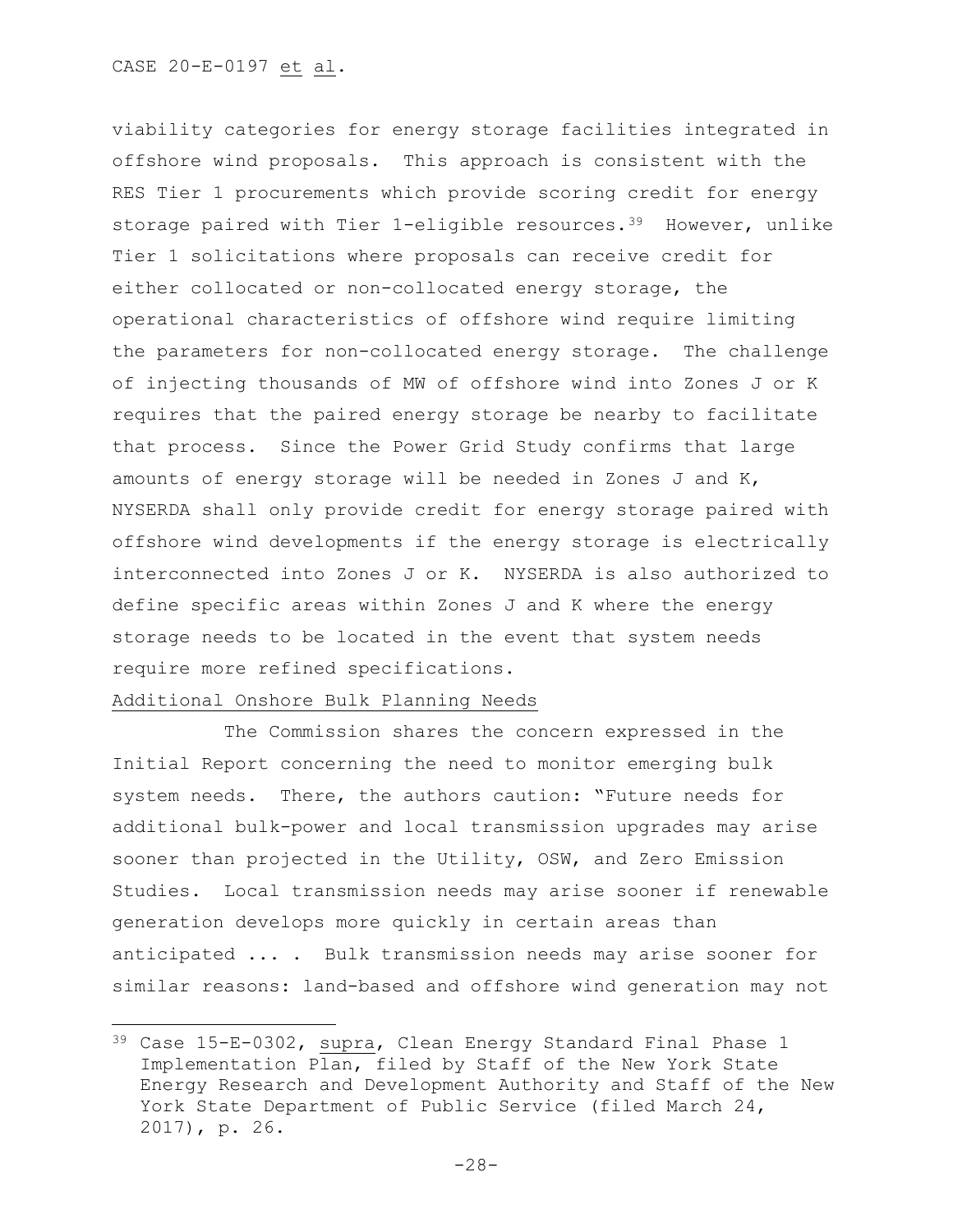viability categories for energy storage facilities integrated in offshore wind proposals. This approach is consistent with the RES Tier 1 procurements which provide scoring credit for energy storage paired with Tier 1-eligible resources.[39] However, unlike Tier 1 solicitations where proposals can receive credit for either collocated or non-collocated energy storage, the operational characteristics of offshore wind require limiting the parameters for non-collocated energy storage. The challenge of injecting thousands of MW of offshore wind into Zones J or K requires that the paired energy storage be nearby to facilitate that process. Since the Power Grid Study confirms that large amounts of energy storage will be needed in Zones J and K, NYSERDA shall only provide credit for energy storage paired with offshore wind developments if the energy storage is electrically interconnected into Zones J or K. NYSERDA is also authorized to define specific areas within Zones J and K where the energy storage needs to be located in the event that system needs require more refined specifications.

Additional Onshore Bulk Planning Needs

The Commission shares the concern expressed in the Initial Report concerning the need to monitor emerging bulk system needs. There, the authors caution: "Future needs for additional bulk-power and local transmission upgrades may arise sooner than projected in the Utility, OSW, and Zero Emission Studies. Local transmission needs may arise sooner if renewable generation develops more quickly in certain areas than anticipated ... . Bulk transmission needs may arise sooner for similar reasons: land-based and offshore wind generation may not

[39] Case 15-E-0302, supra, Clean Energy Standard Final Phase 1 Implementation Plan, filed by Staff of the New York State Energy Research and Development Authority and Staff of the New York State Department of Public Service (filed March 24, 2017), p. 26.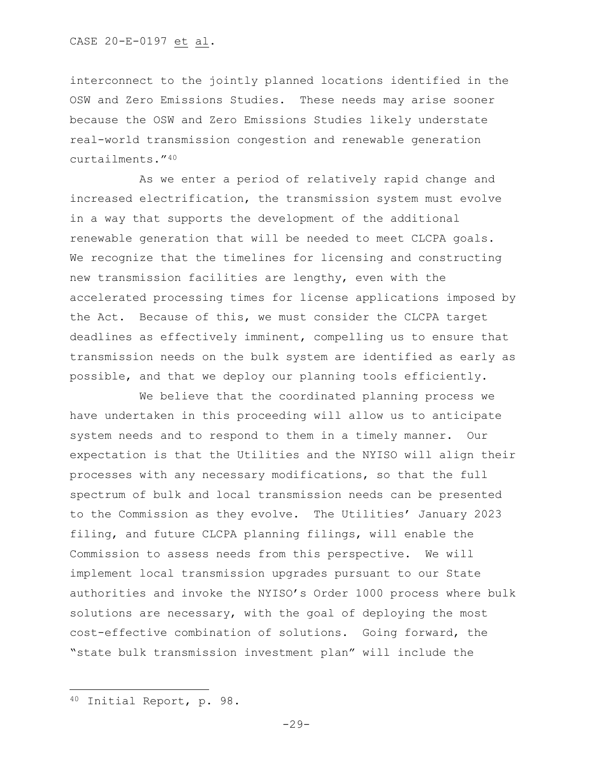interconnect to the jointly planned locations identified in the OSW and Zero Emissions Studies. These needs may arise sooner because the OSW and Zero Emissions Studies likely understate real-world transmission congestion and renewable generation curtailments."[40]

As we enter a period of relatively rapid change and increased electrification, the transmission system must evolve in a way that supports the development of the additional renewable generation that will be needed to meet CLCPA goals. We recognize that the timelines for licensing and constructing new transmission facilities are lengthy, even with the accelerated processing times for license applications imposed by the Act. Because of this, we must consider the CLCPA target deadlines as effectively imminent, compelling us to ensure that transmission needs on the bulk system are identified as early as possible, and that we deploy our planning tools efficiently.

We believe that the coordinated planning process we have undertaken in this proceeding will allow us to anticipate system needs and to respond to them in a timely manner. Our expectation is that the Utilities and the NYISO will align their processes with any necessary modifications, so that the full spectrum of bulk and local transmission needs can be presented to the Commission as they evolve. The Utilities' January 2023 filing, and future CLCPA planning filings, will enable the Commission to assess needs from this perspective. We will implement local transmission upgrades pursuant to our State authorities and invoke the NYISO's Order 1000 process where bulk solutions are necessary, with the goal of deploying the most cost-effective combination of solutions. Going forward, the "state bulk transmission investment plan" will include the

---

[40] Initial Report, p. 98.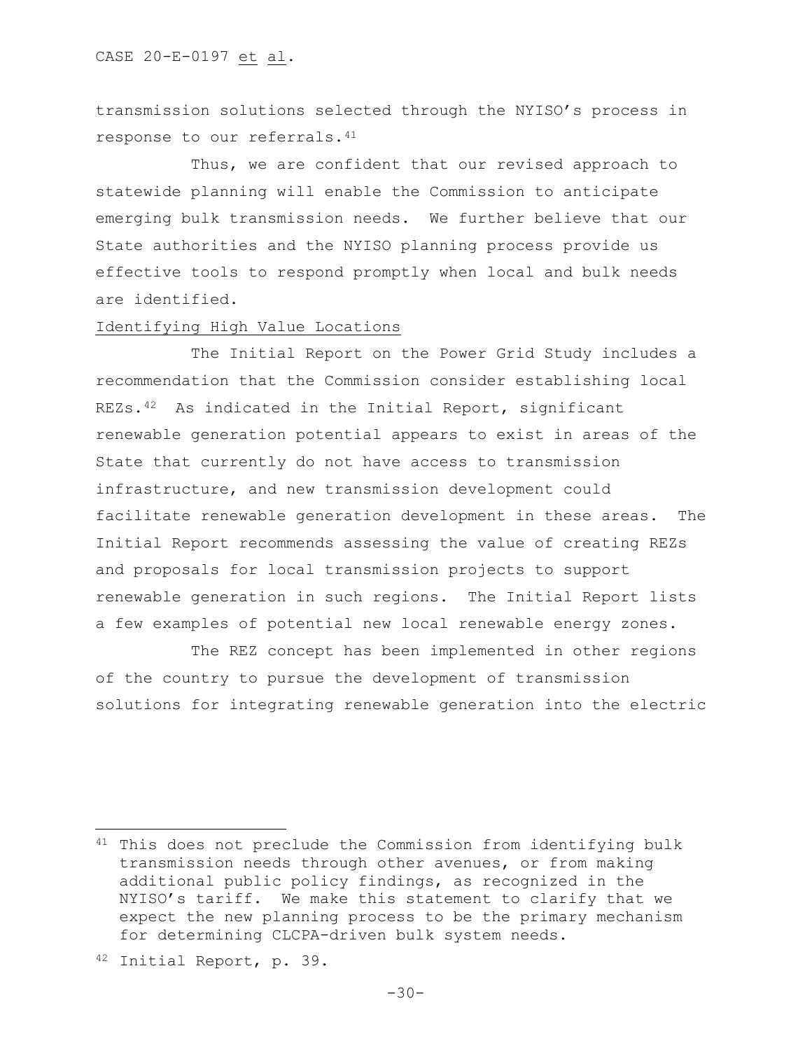transmission solutions selected through the NYISO's process in response to our referrals.[41]

Thus, we are confident that our revised approach to statewide planning will enable the Commission to anticipate emerging bulk transmission needs. We further believe that our State authorities and the NYISO planning process provide us effective tools to respond promptly when local and bulk needs are identified.

Identifying High Value Locations

The Initial Report on the Power Grid Study includes a recommendation that the Commission consider establishing local REZs.[42] As indicated in the Initial Report, significant renewable generation potential appears to exist in areas of the State that currently do not have access to transmission infrastructure, and new transmission development could facilitate renewable generation development in these areas. The Initial Report recommends assessing the value of creating REZs and proposals for local transmission projects to support renewable generation in such regions. The Initial Report lists a few examples of potential new local renewable energy zones.

The REZ concept has been implemented in other regions of the country to pursue the development of transmission solutions for integrating renewable generation into the electric

---

[41] This does not preclude the Commission from identifying bulk transmission needs through other avenues, or from making additional public policy findings, as recognized in the NYISO's tariff. We make this statement to clarify that we expect the new planning process to be the primary mechanism for determining CLCPA-driven bulk system needs.

[42] Initial Report, p. 39.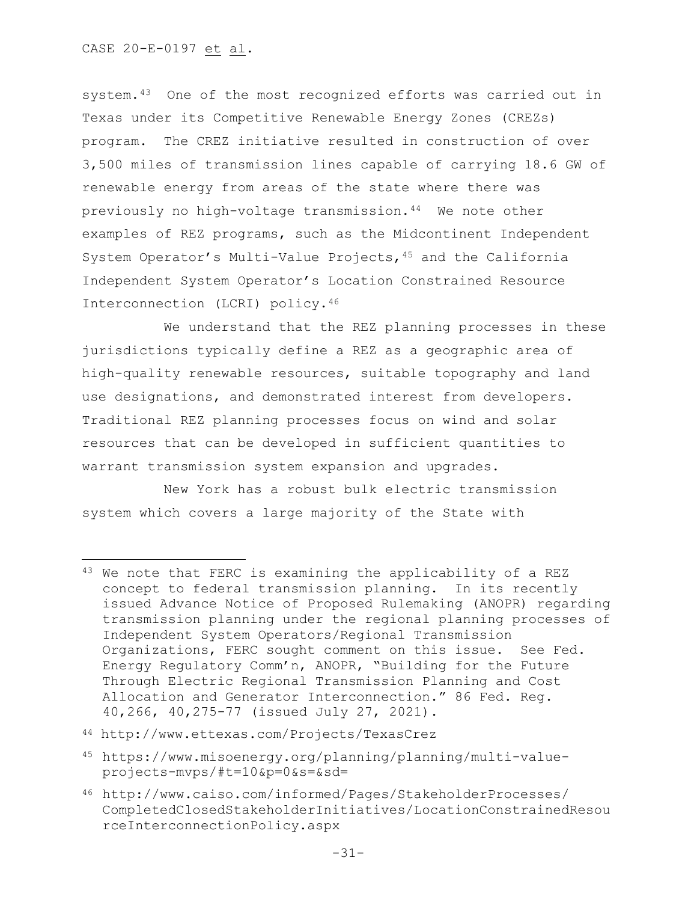system.[43] One of the most recognized efforts was carried out in Texas under its Competitive Renewable Energy Zones (CREZs) program. The CREZ initiative resulted in construction of over 3,500 miles of transmission lines capable of carrying 18.6 GW of renewable energy from areas of the state where there was previously no high-voltage transmission.[44] We note other examples of REZ programs, such as the Midcontinent Independent System Operator's Multi-Value Projects,[45] and the California Independent System Operator's Location Constrained Resource Interconnection (LCRI) policy.[46]

We understand that the REZ planning processes in these jurisdictions typically define a REZ as a geographic area of high-quality renewable resources, suitable topography and land use designations, and demonstrated interest from developers. Traditional REZ planning processes focus on wind and solar resources that can be developed in sufficient quantities to warrant transmission system expansion and upgrades.

New York has a robust bulk electric transmission system which covers a large majority of the State with

---

[43] We note that FERC is examining the applicability of a REZ concept to federal transmission planning. In its recently issued Advance Notice of Proposed Rulemaking (ANOPR) regarding transmission planning under the regional planning processes of Independent System Operators/Regional Transmission Organizations, FERC sought comment on this issue. See Fed. Energy Regulatory Comm'n, ANOPR, "Building for the Future Through Electric Regional Transmission Planning and Cost Allocation and Generator Interconnection." 86 Fed. Reg. 40,266, 40,275-77 (issued July 27, 2021).

[44] http://www.ettexas.com/Projects/TexasCrez

[45] https://www.misoenergy.org/planning/planning/multi-value-projects-mvps/#t=10&p=0&s=&sd=

[46] http://www.caiso.com/informed/Pages/StakeholderProcesses/CompletedClosedStakeholderInitiatives/LocationConstrainedResourceInterconnectionPolicy.aspx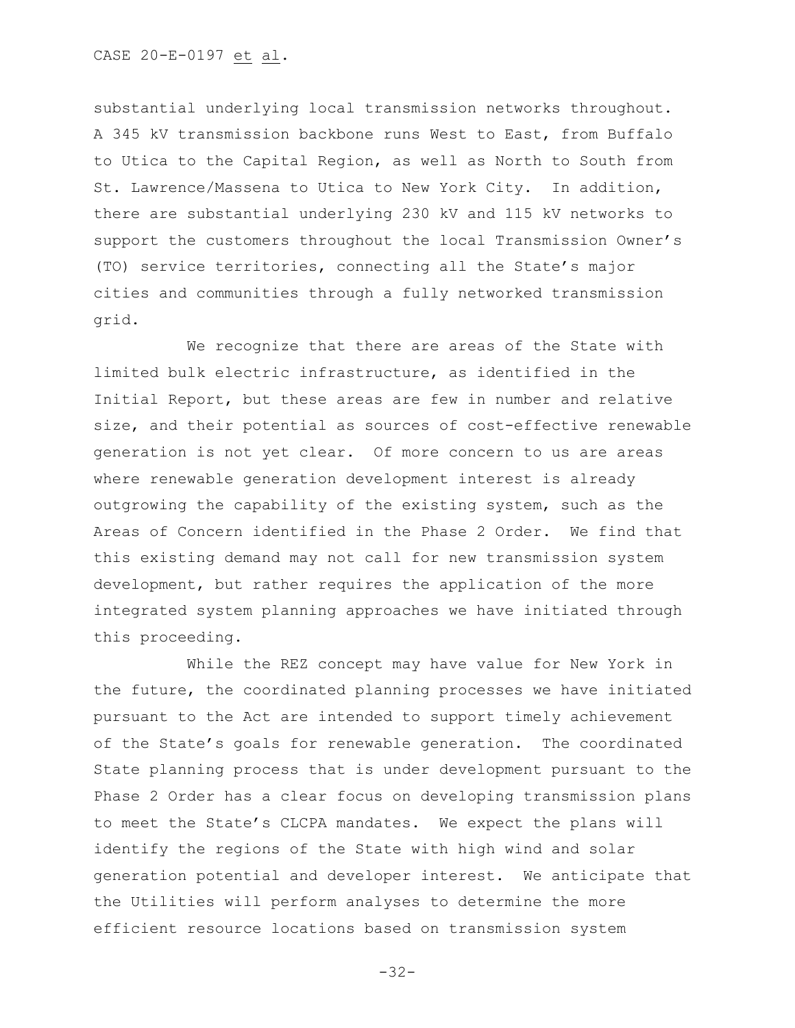substantial underlying local transmission networks throughout. A 345 kV transmission backbone runs West to East, from Buffalo to Utica to the Capital Region, as well as North to South from St. Lawrence/Massena to Utica to New York City. In addition, there are substantial underlying 230 kV and 115 kV networks to support the customers throughout the local Transmission Owner's (TO) service territories, connecting all the State's major cities and communities through a fully networked transmission grid.

We recognize that there are areas of the State with limited bulk electric infrastructure, as identified in the Initial Report, but these areas are few in number and relative size, and their potential as sources of cost-effective renewable generation is not yet clear. Of more concern to us are areas where renewable generation development interest is already outgrowing the capability of the existing system, such as the Areas of Concern identified in the Phase 2 Order. We find that this existing demand may not call for new transmission system development, but rather requires the application of the more integrated system planning approaches we have initiated through this proceeding.

While the REZ concept may have value for New York in the future, the coordinated planning processes we have initiated pursuant to the Act are intended to support timely achievement of the State's goals for renewable generation. The coordinated State planning process that is under development pursuant to the Phase 2 Order has a clear focus on developing transmission plans to meet the State's CLCPA mandates. We expect the plans will identify the regions of the State with high wind and solar generation potential and developer interest. We anticipate that the Utilities will perform analyses to determine the more efficient resource locations based on transmission system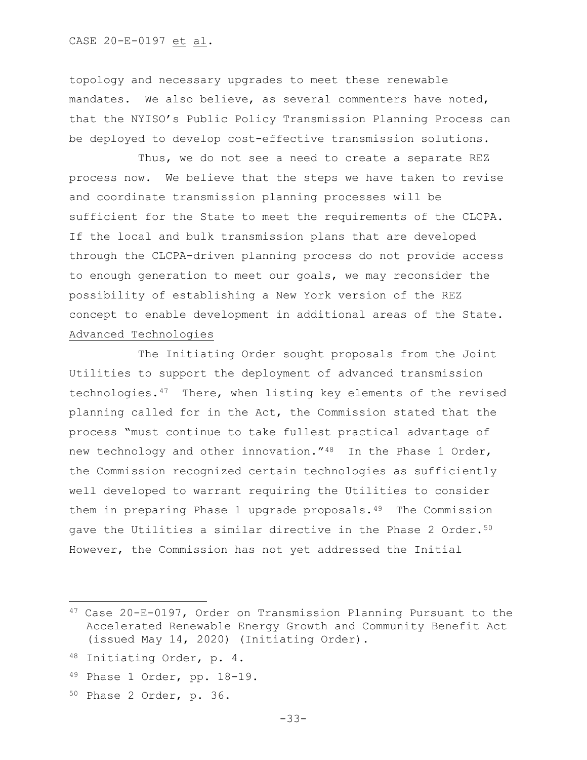topology and necessary upgrades to meet these renewable mandates. We also believe, as several commenters have noted, that the NYISO's Public Policy Transmission Planning Process can be deployed to develop cost-effective transmission solutions.

Thus, we do not see a need to create a separate REZ process now. We believe that the steps we have taken to revise and coordinate transmission planning processes will be sufficient for the State to meet the requirements of the CLCPA. If the local and bulk transmission plans that are developed through the CLCPA-driven planning process do not provide access to enough generation to meet our goals, we may reconsider the possibility of establishing a New York version of the REZ concept to enable development in additional areas of the State.

<u>Advanced Technologies</u>

The Initiating Order sought proposals from the Joint Utilities to support the deployment of advanced transmission technologies.[47] There, when listing key elements of the revised planning called for in the Act, the Commission stated that the process "must continue to take fullest practical advantage of new technology and other innovation."[48] In the Phase 1 Order, the Commission recognized certain technologies as sufficiently well developed to warrant requiring the Utilities to consider them in preparing Phase 1 upgrade proposals.[49] The Commission gave the Utilities a similar directive in the Phase 2 Order.[50] However, the Commission has not yet addressed the Initial

---

[47] Case 20-E-0197, Order on Transmission Planning Pursuant to the Accelerated Renewable Energy Growth and Community Benefit Act (issued May 14, 2020) (Initiating Order).

[48] Initiating Order, p. 4.

[49] Phase 1 Order, pp. 18-19.

[50] Phase 2 Order, p. 36.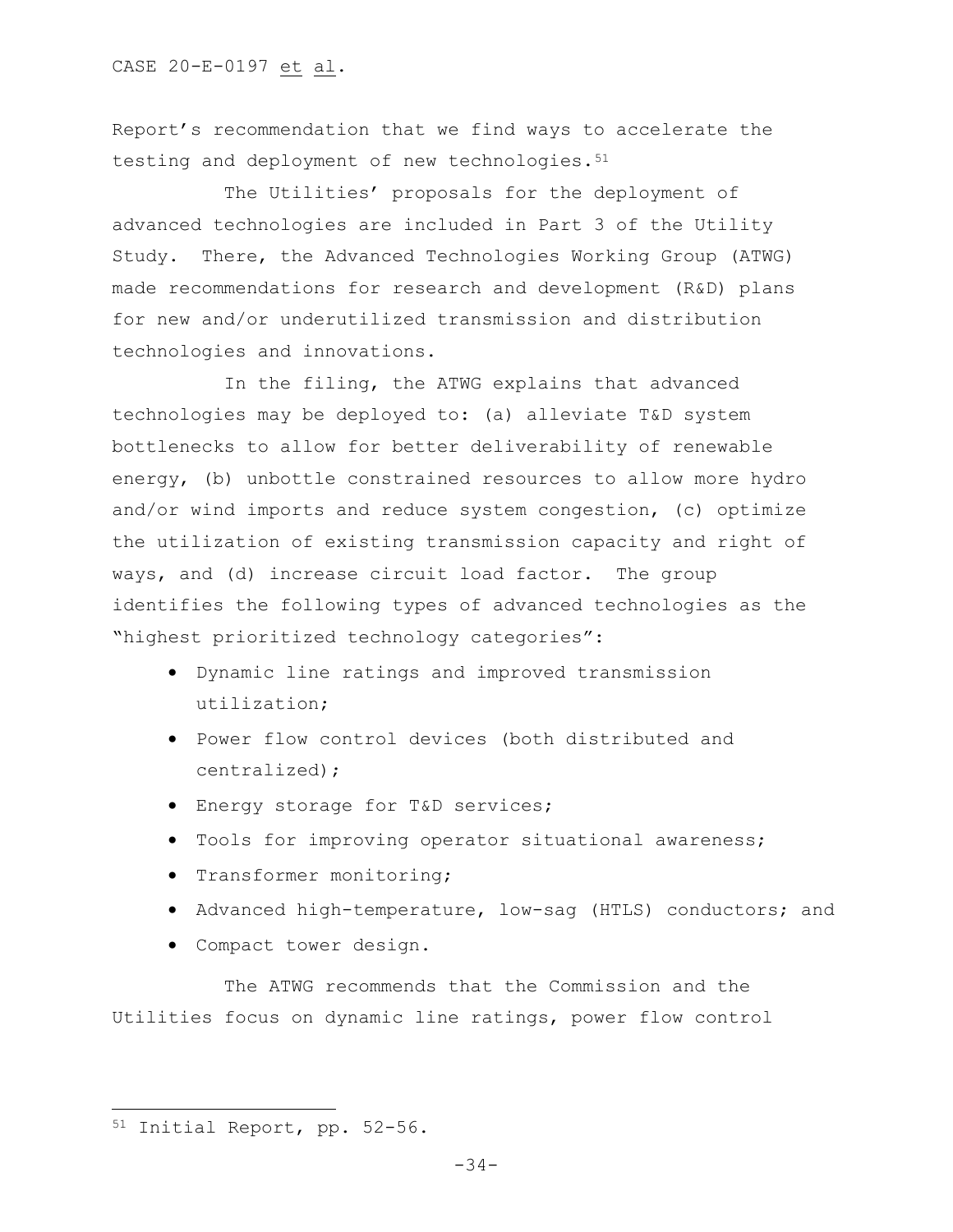Report's recommendation that we find ways to accelerate the testing and deployment of new technologies.[51]

The Utilities' proposals for the deployment of advanced technologies are included in Part 3 of the Utility Study. There, the Advanced Technologies Working Group (ATWG) made recommendations for research and development (R&D) plans for new and/or underutilized transmission and distribution technologies and innovations.

In the filing, the ATWG explains that advanced technologies may be deployed to: (a) alleviate T&D system bottlenecks to allow for better deliverability of renewable energy, (b) unbottle constrained resources to allow more hydro and/or wind imports and reduce system congestion, (c) optimize the utilization of existing transmission capacity and right of ways, and (d) increase circuit load factor. The group identifies the following types of advanced technologies as the "highest prioritized technology categories":

- Dynamic line ratings and improved transmission utilization;
- Power flow control devices (both distributed and centralized);
- Energy storage for T&D services;
- Tools for improving operator situational awareness;
- Transformer monitoring;
- Advanced high-temperature, low-sag (HTLS) conductors; and
- Compact tower design.

The ATWG recommends that the Commission and the Utilities focus on dynamic line ratings, power flow control

[51] Initial Report, pp. 52-56.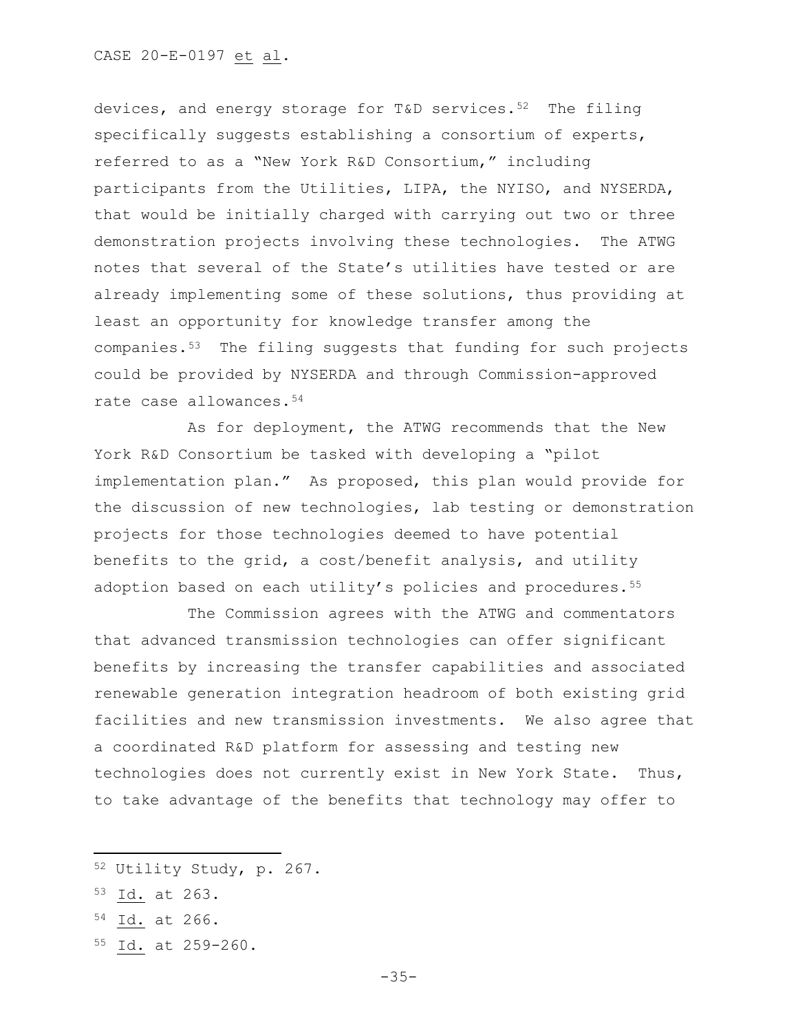devices, and energy storage for T&D services.[52] The filing specifically suggests establishing a consortium of experts, referred to as a "New York R&D Consortium," including participants from the Utilities, LIPA, the NYISO, and NYSERDA, that would be initially charged with carrying out two or three demonstration projects involving these technologies. The ATWG notes that several of the State's utilities have tested or are already implementing some of these solutions, thus providing at least an opportunity for knowledge transfer among the companies.[53] The filing suggests that funding for such projects could be provided by NYSERDA and through Commission-approved rate case allowances.[54]

As for deployment, the ATWG recommends that the New York R&D Consortium be tasked with developing a "pilot implementation plan." As proposed, this plan would provide for the discussion of new technologies, lab testing or demonstration projects for those technologies deemed to have potential benefits to the grid, a cost/benefit analysis, and utility adoption based on each utility's policies and procedures.[55]

The Commission agrees with the ATWG and commentators that advanced transmission technologies can offer significant benefits by increasing the transfer capabilities and associated renewable generation integration headroom of both existing grid facilities and new transmission investments. We also agree that a coordinated R&D platform for assessing and testing new technologies does not currently exist in New York State. Thus, to take advantage of the benefits that technology may offer to

---

[52] Utility Study, p. 267.

[53] Id. at 263.

[54] Id. at 266.

[55] Id. at 259-260.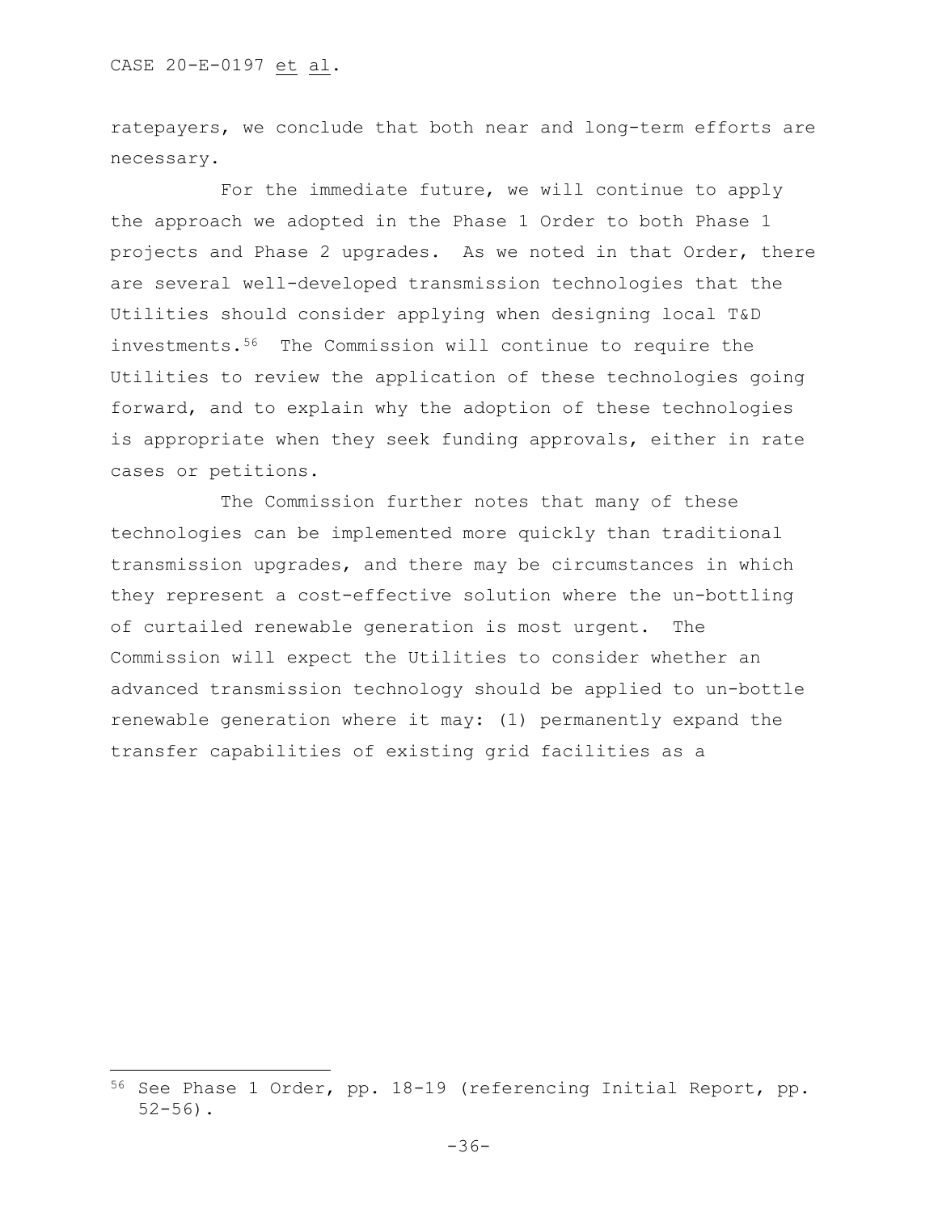ratepayers, we conclude that both near and long-term efforts are necessary.

For the immediate future, we will continue to apply the approach we adopted in the Phase 1 Order to both Phase 1 projects and Phase 2 upgrades. As we noted in that Order, there are several well-developed transmission technologies that the Utilities should consider applying when designing local T&D investments.[56] The Commission will continue to require the Utilities to review the application of these technologies going forward, and to explain why the adoption of these technologies is appropriate when they seek funding approvals, either in rate cases or petitions.

The Commission further notes that many of these technologies can be implemented more quickly than traditional transmission upgrades, and there may be circumstances in which they represent a cost-effective solution where the un-bottling of curtailed renewable generation is most urgent. The Commission will expect the Utilities to consider whether an advanced transmission technology should be applied to un-bottle renewable generation where it may: (1) permanently expand the transfer capabilities of existing grid facilities as a

---

[56] See Phase 1 Order, pp. 18-19 (referencing Initial Report, pp. 52-56).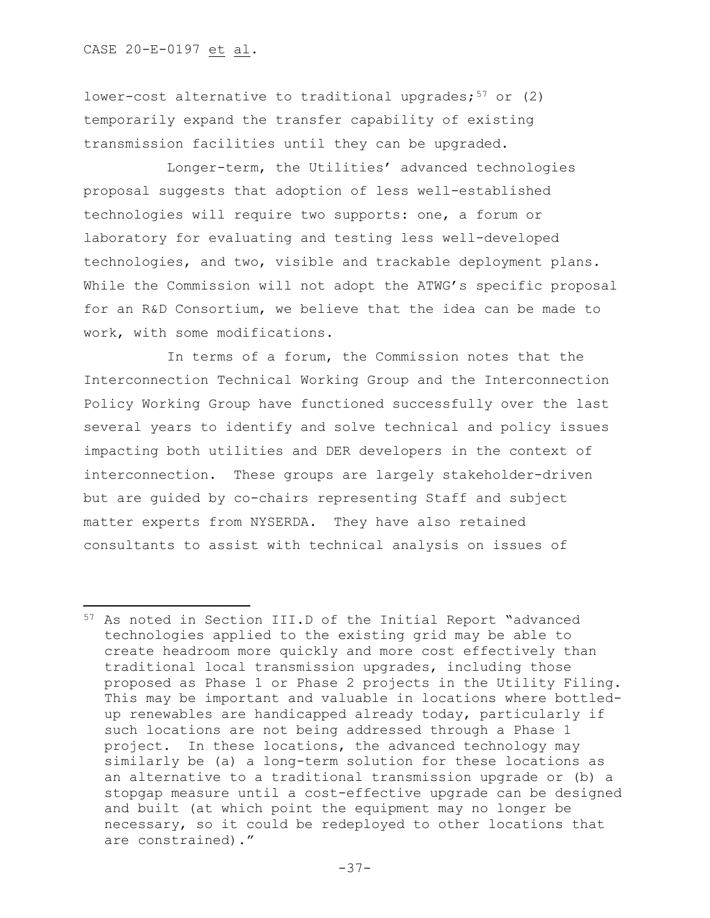lower-cost alternative to traditional upgrades;[57] or (2) temporarily expand the transfer capability of existing transmission facilities until they can be upgraded.

Longer-term, the Utilities' advanced technologies proposal suggests that adoption of less well-established technologies will require two supports: one, a forum or laboratory for evaluating and testing less well-developed technologies, and two, visible and trackable deployment plans. While the Commission will not adopt the ATWG's specific proposal for an R&D Consortium, we believe that the idea can be made to work, with some modifications.

In terms of a forum, the Commission notes that the Interconnection Technical Working Group and the Interconnection Policy Working Group have functioned successfully over the last several years to identify and solve technical and policy issues impacting both utilities and DER developers in the context of interconnection. These groups are largely stakeholder-driven but are guided by co-chairs representing Staff and subject matter experts from NYSERDA. They have also retained consultants to assist with technical analysis on issues of

---

[57] As noted in Section III.D of the Initial Report "advanced technologies applied to the existing grid may be able to create headroom more quickly and more cost effectively than traditional local transmission upgrades, including those proposed as Phase 1 or Phase 2 projects in the Utility Filing. This may be important and valuable in locations where bottled-up renewables are handicapped already today, particularly if such locations are not being addressed through a Phase 1 project. In these locations, the advanced technology may similarly be (a) a long-term solution for these locations as an alternative to a traditional transmission upgrade or (b) a stopgap measure until a cost-effective upgrade can be designed and built (at which point the equipment may no longer be necessary, so it could be redeployed to other locations that are constrained)."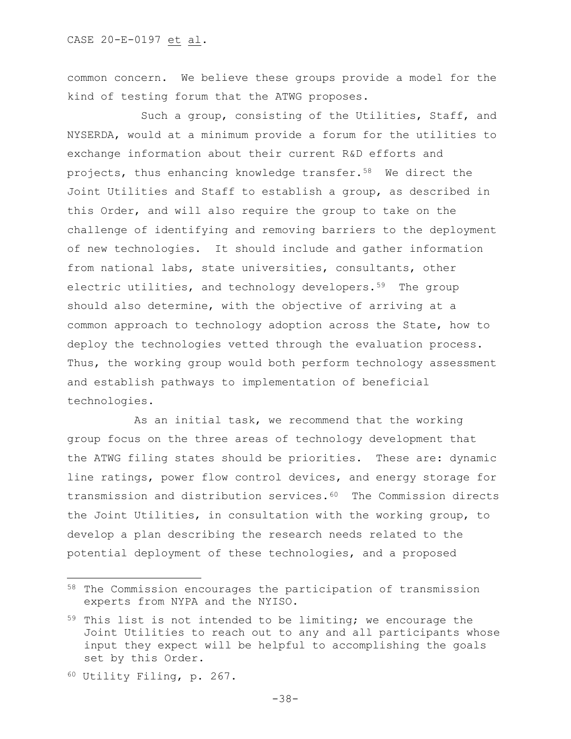common concern. We believe these groups provide a model for the kind of testing forum that the ATWG proposes.

Such a group, consisting of the Utilities, Staff, and NYSERDA, would at a minimum provide a forum for the utilities to exchange information about their current R&D efforts and projects, thus enhancing knowledge transfer.[58] We direct the Joint Utilities and Staff to establish a group, as described in this Order, and will also require the group to take on the challenge of identifying and removing barriers to the deployment of new technologies. It should include and gather information from national labs, state universities, consultants, other electric utilities, and technology developers.[59] The group should also determine, with the objective of arriving at a common approach to technology adoption across the State, how to deploy the technologies vetted through the evaluation process. Thus, the working group would both perform technology assessment and establish pathways to implementation of beneficial technologies.

As an initial task, we recommend that the working group focus on the three areas of technology development that the ATWG filing states should be priorities. These are: dynamic line ratings, power flow control devices, and energy storage for transmission and distribution services.[60] The Commission directs the Joint Utilities, in consultation with the working group, to develop a plan describing the research needs related to the potential deployment of these technologies, and a proposed

---

[58] The Commission encourages the participation of transmission experts from NYPA and the NYISO.

[59] This list is not intended to be limiting; we encourage the Joint Utilities to reach out to any and all participants whose input they expect will be helpful to accomplishing the goals set by this Order.

[60] Utility Filing, p. 267.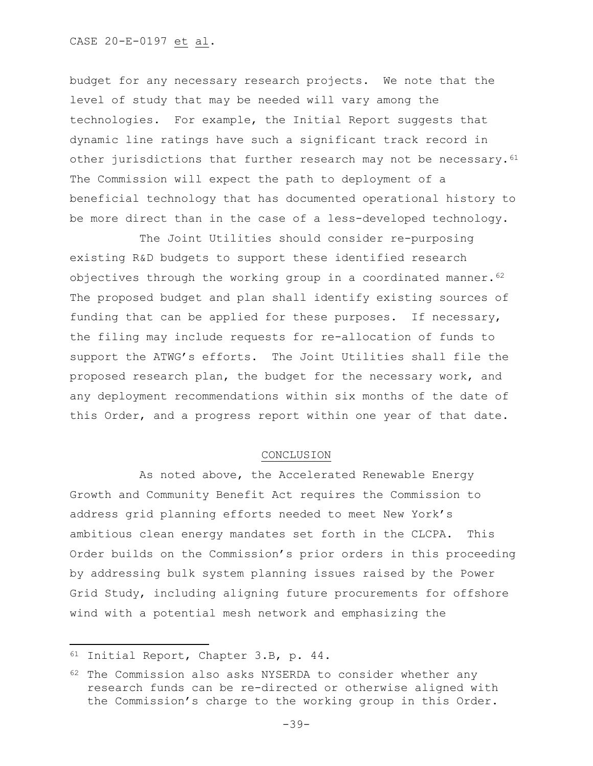budget for any necessary research projects. We note that the level of study that may be needed will vary among the technologies. For example, the Initial Report suggests that dynamic line ratings have such a significant track record in other jurisdictions that further research may not be necessary.[61] The Commission will expect the path to deployment of a beneficial technology that has documented operational history to be more direct than in the case of a less-developed technology.

The Joint Utilities should consider re-purposing existing R&D budgets to support these identified research objectives through the working group in a coordinated manner.[62] The proposed budget and plan shall identify existing sources of funding that can be applied for these purposes. If necessary, the filing may include requests for re-allocation of funds to support the ATWG's efforts. The Joint Utilities shall file the proposed research plan, the budget for the necessary work, and any deployment recommendations within six months of the date of this Order, and a progress report within one year of that date.

## CONCLUSION

As noted above, the Accelerated Renewable Energy Growth and Community Benefit Act requires the Commission to address grid planning efforts needed to meet New York's ambitious clean energy mandates set forth in the CLCPA. This Order builds on the Commission's prior orders in this proceeding by addressing bulk system planning issues raised by the Power Grid Study, including aligning future procurements for offshore wind with a potential mesh network and emphasizing the

---

[61] Initial Report, Chapter 3.B, p. 44.

[62] The Commission also asks NYSERDA to consider whether any research funds can be re-directed or otherwise aligned with the Commission's charge to the working group in this Order.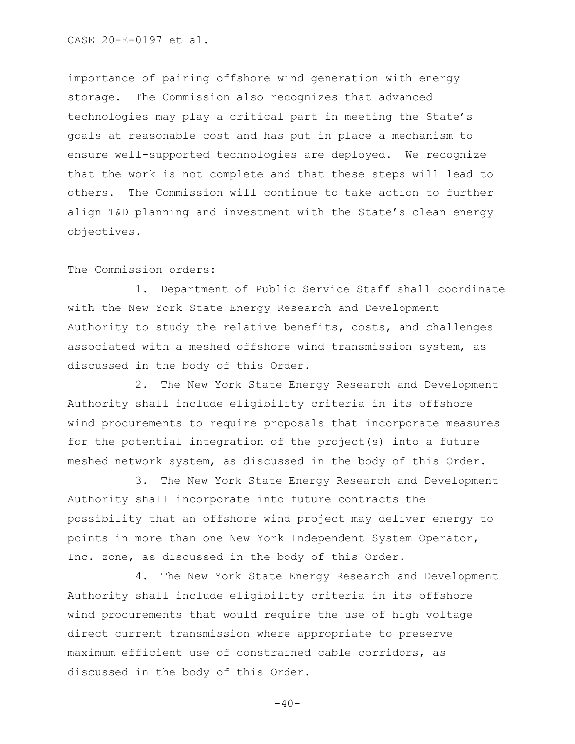importance of pairing offshore wind generation with energy storage. The Commission also recognizes that advanced technologies may play a critical part in meeting the State's goals at reasonable cost and has put in place a mechanism to ensure well-supported technologies are deployed. We recognize that the work is not complete and that these steps will lead to others. The Commission will continue to take action to further align T&D planning and investment with the State's clean energy objectives.

The Commission orders:

1. Department of Public Service Staff shall coordinate with the New York State Energy Research and Development Authority to study the relative benefits, costs, and challenges associated with a meshed offshore wind transmission system, as discussed in the body of this Order.

2. The New York State Energy Research and Development Authority shall include eligibility criteria in its offshore wind procurements to require proposals that incorporate measures for the potential integration of the project(s) into a future meshed network system, as discussed in the body of this Order.

3. The New York State Energy Research and Development Authority shall incorporate into future contracts the possibility that an offshore wind project may deliver energy to points in more than one New York Independent System Operator, Inc. zone, as discussed in the body of this Order.

4. The New York State Energy Research and Development Authority shall include eligibility criteria in its offshore wind procurements that would require the use of high voltage direct current transmission where appropriate to preserve maximum efficient use of constrained cable corridors, as discussed in the body of this Order.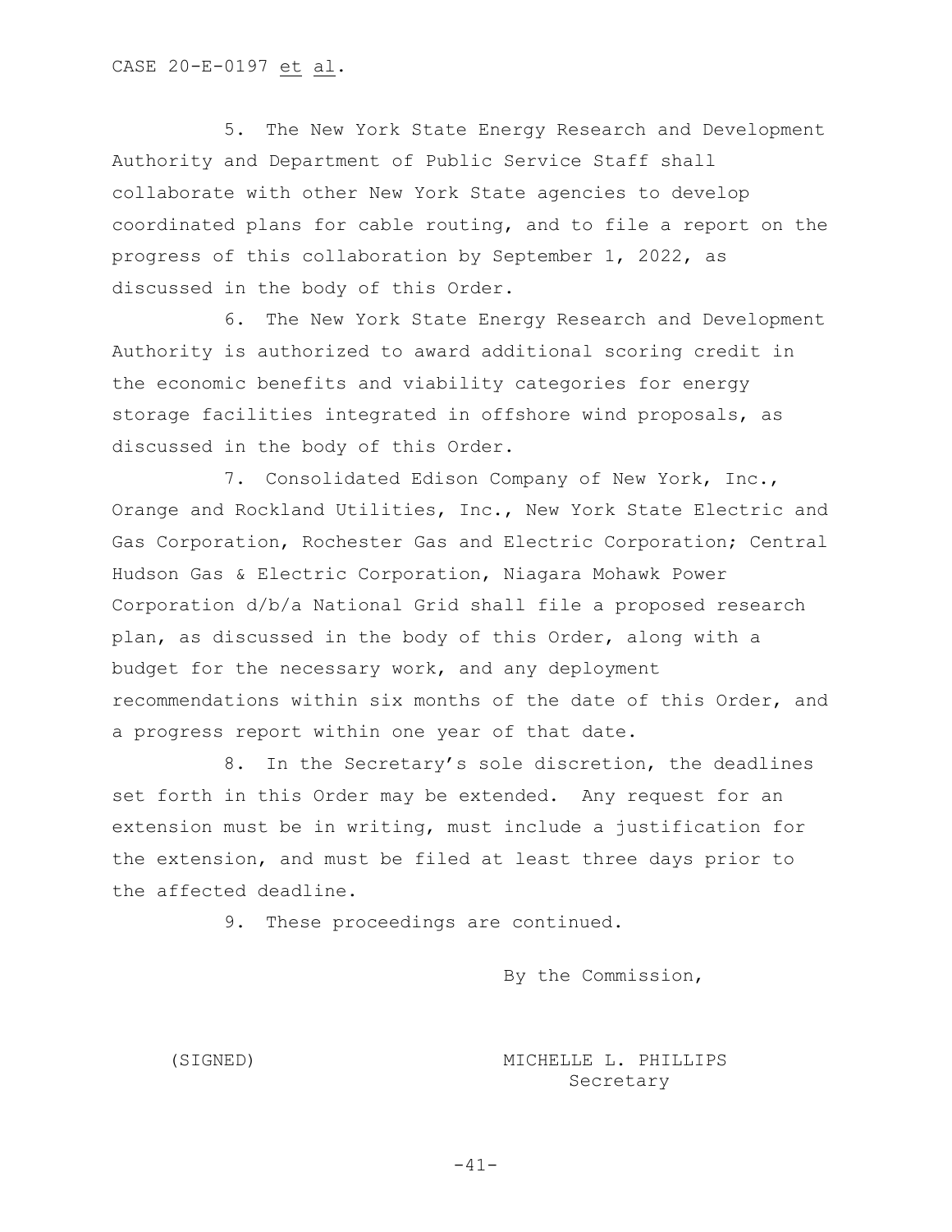5. The New York State Energy Research and Development Authority and Department of Public Service Staff shall collaborate with other New York State agencies to develop coordinated plans for cable routing, and to file a report on the progress of this collaboration by September 1, 2022, as discussed in the body of this Order.

6. The New York State Energy Research and Development Authority is authorized to award additional scoring credit in the economic benefits and viability categories for energy storage facilities integrated in offshore wind proposals, as discussed in the body of this Order.

7. Consolidated Edison Company of New York, Inc., Orange and Rockland Utilities, Inc., New York State Electric and Gas Corporation, Rochester Gas and Electric Corporation; Central Hudson Gas & Electric Corporation, Niagara Mohawk Power Corporation d/b/a National Grid shall file a proposed research plan, as discussed in the body of this Order, along with a budget for the necessary work, and any deployment recommendations within six months of the date of this Order, and a progress report within one year of that date.

8. In the Secretary's sole discretion, the deadlines set forth in this Order may be extended. Any request for an extension must be in writing, must include a justification for the extension, and must be filed at least three days prior to the affected deadline.

9. These proceedings are continued.

By the Commission,

(SIGNED) MICHELLE L. PHILLIPS
Secretary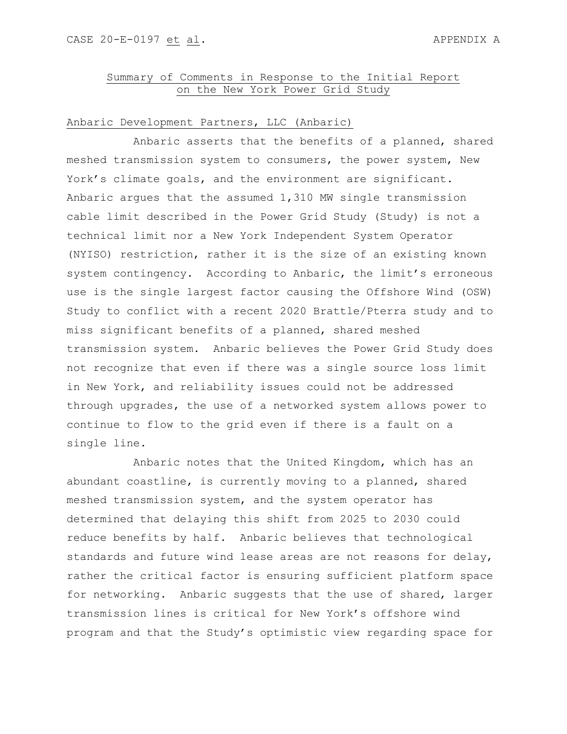## Summary of Comments in Response to the Initial Report on the New York Power Grid Study

### Anbaric Development Partners, LLC (Anbaric)

Anbaric asserts that the benefits of a planned, shared meshed transmission system to consumers, the power system, New York's climate goals, and the environment are significant. Anbaric argues that the assumed 1,310 MW single transmission cable limit described in the Power Grid Study (Study) is not a technical limit nor a New York Independent System Operator (NYISO) restriction, rather it is the size of an existing known system contingency. According to Anbaric, the limit's erroneous use is the single largest factor causing the Offshore Wind (OSW) Study to conflict with a recent 2020 Brattle/Pterra study and to miss significant benefits of a planned, shared meshed transmission system. Anbaric believes the Power Grid Study does not recognize that even if there was a single source loss limit in New York, and reliability issues could not be addressed through upgrades, the use of a networked system allows power to continue to flow to the grid even if there is a fault on a single line.

Anbaric notes that the United Kingdom, which has an abundant coastline, is currently moving to a planned, shared meshed transmission system, and the system operator has determined that delaying this shift from 2025 to 2030 could reduce benefits by half. Anbaric believes that technological standards and future wind lease areas are not reasons for delay, rather the critical factor is ensuring sufficient platform space for networking. Anbaric suggests that the use of shared, larger transmission lines is critical for New York's offshore wind program and that the Study's optimistic view regarding space for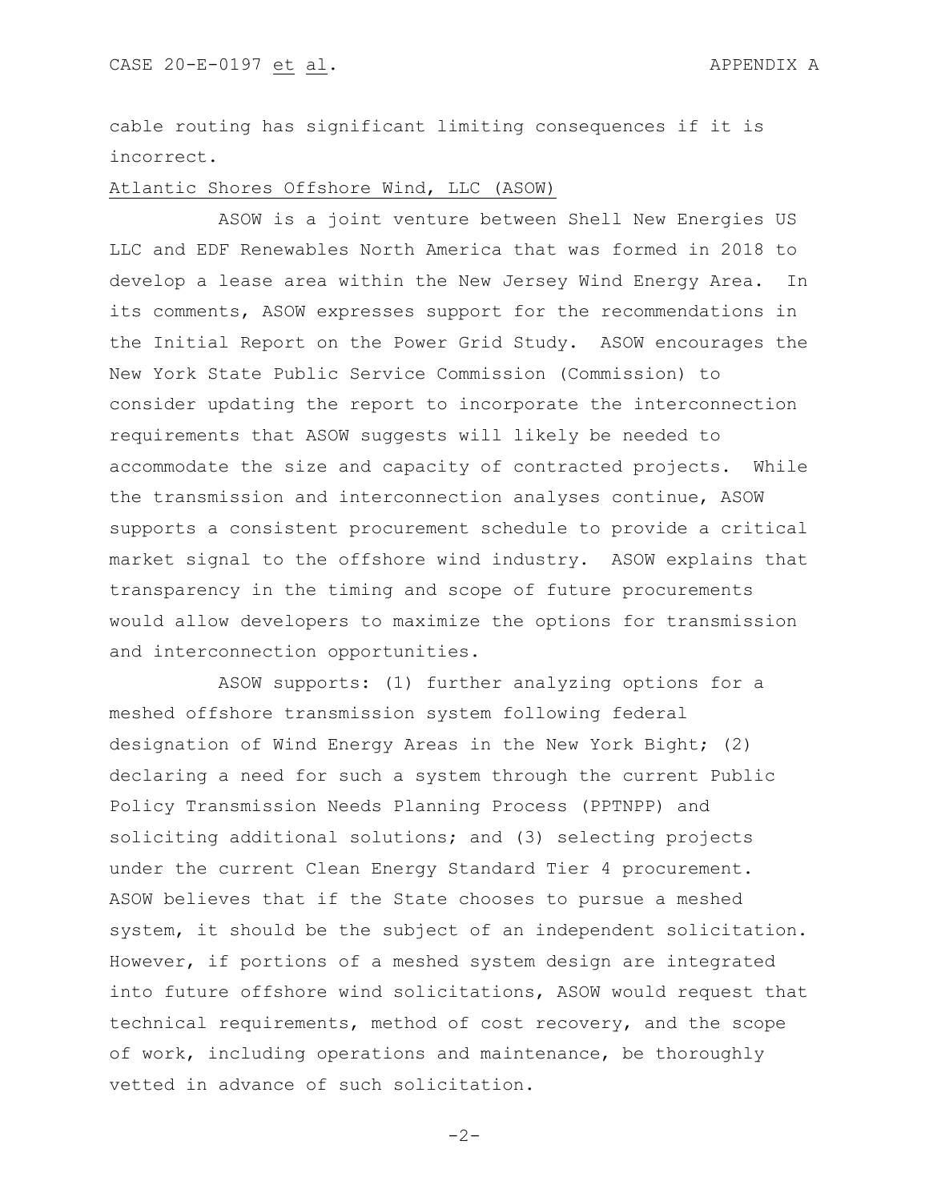cable routing has significant limiting consequences if it is incorrect.

Atlantic Shores Offshore Wind, LLC (ASOW)

ASOW is a joint venture between Shell New Energies US LLC and EDF Renewables North America that was formed in 2018 to develop a lease area within the New Jersey Wind Energy Area. In its comments, ASOW expresses support for the recommendations in the Initial Report on the Power Grid Study. ASOW encourages the New York State Public Service Commission (Commission) to consider updating the report to incorporate the interconnection requirements that ASOW suggests will likely be needed to accommodate the size and capacity of contracted projects. While the transmission and interconnection analyses continue, ASOW supports a consistent procurement schedule to provide a critical market signal to the offshore wind industry. ASOW explains that transparency in the timing and scope of future procurements would allow developers to maximize the options for transmission and interconnection opportunities.

ASOW supports: (1) further analyzing options for a meshed offshore transmission system following federal designation of Wind Energy Areas in the New York Bight; (2) declaring a need for such a system through the current Public Policy Transmission Needs Planning Process (PPTNPP) and soliciting additional solutions; and (3) selecting projects under the current Clean Energy Standard Tier 4 procurement. ASOW believes that if the State chooses to pursue a meshed system, it should be the subject of an independent solicitation. However, if portions of a meshed system design are integrated into future offshore wind solicitations, ASOW would request that technical requirements, method of cost recovery, and the scope of work, including operations and maintenance, be thoroughly vetted in advance of such solicitation.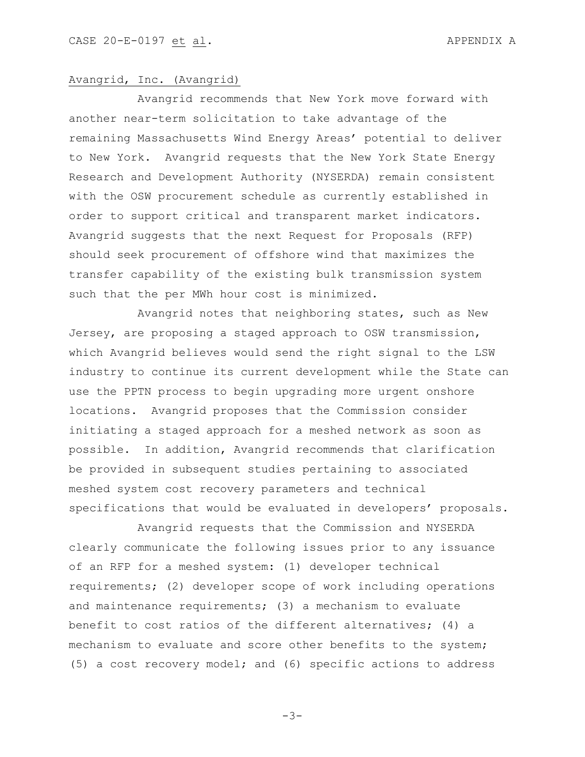Avangrid, Inc. (Avangrid)

Avangrid recommends that New York move forward with another near-term solicitation to take advantage of the remaining Massachusetts Wind Energy Areas' potential to deliver to New York. Avangrid requests that the New York State Energy Research and Development Authority (NYSERDA) remain consistent with the OSW procurement schedule as currently established in order to support critical and transparent market indicators. Avangrid suggests that the next Request for Proposals (RFP) should seek procurement of offshore wind that maximizes the transfer capability of the existing bulk transmission system such that the per MWh hour cost is minimized.

Avangrid notes that neighboring states, such as New Jersey, are proposing a staged approach to OSW transmission, which Avangrid believes would send the right signal to the LSW industry to continue its current development while the State can use the PPTN process to begin upgrading more urgent onshore locations. Avangrid proposes that the Commission consider initiating a staged approach for a meshed network as soon as possible. In addition, Avangrid recommends that clarification be provided in subsequent studies pertaining to associated meshed system cost recovery parameters and technical specifications that would be evaluated in developers' proposals.

Avangrid requests that the Commission and NYSERDA clearly communicate the following issues prior to any issuance of an RFP for a meshed system: (1) developer technical requirements; (2) developer scope of work including operations and maintenance requirements; (3) a mechanism to evaluate benefit to cost ratios of the different alternatives; (4) a mechanism to evaluate and score other benefits to the system; (5) a cost recovery model; and (6) specific actions to address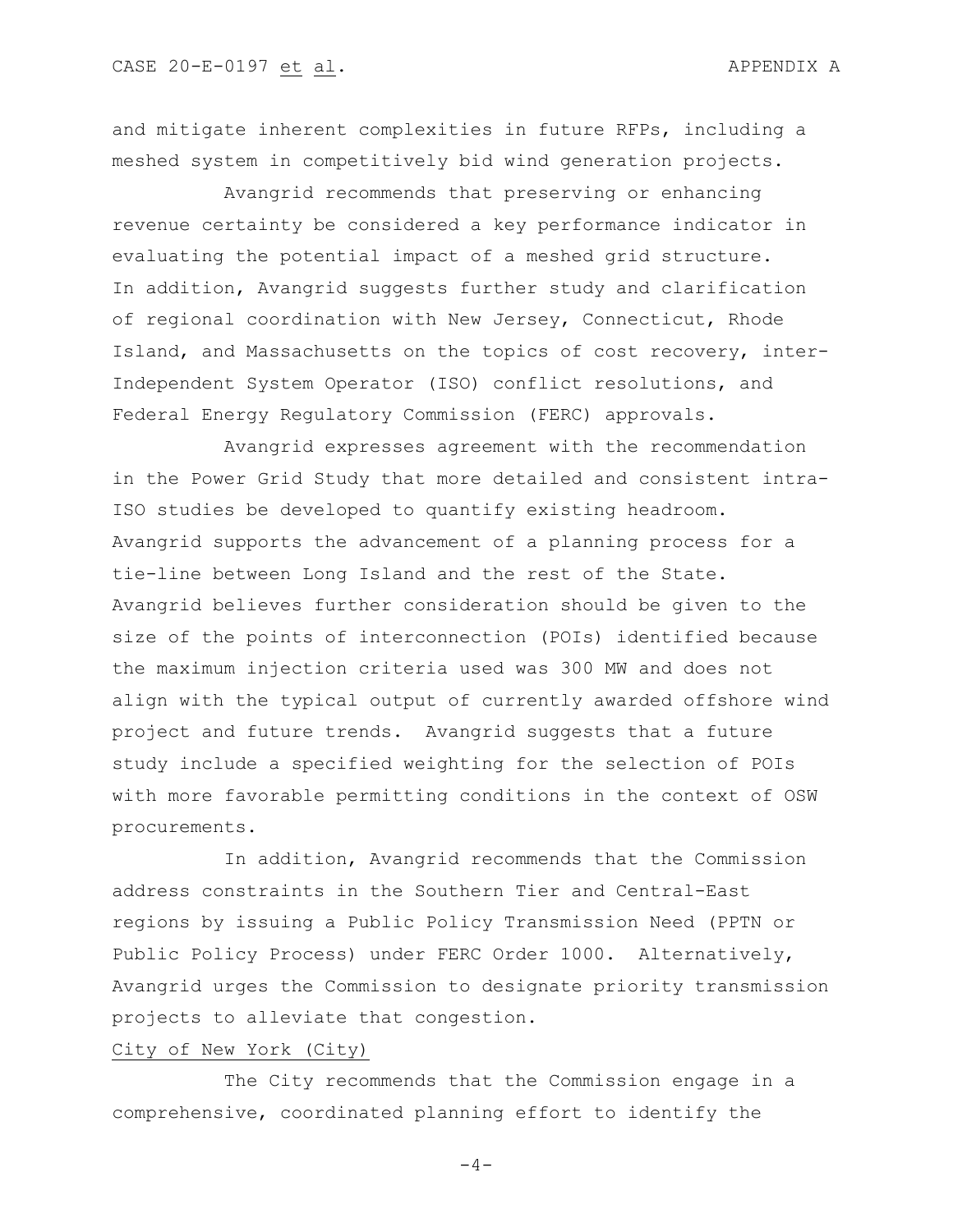and mitigate inherent complexities in future RFPs, including a meshed system in competitively bid wind generation projects.

Avangrid recommends that preserving or enhancing revenue certainty be considered a key performance indicator in evaluating the potential impact of a meshed grid structure. In addition, Avangrid suggests further study and clarification of regional coordination with New Jersey, Connecticut, Rhode Island, and Massachusetts on the topics of cost recovery, inter-Independent System Operator (ISO) conflict resolutions, and Federal Energy Regulatory Commission (FERC) approvals.

Avangrid expresses agreement with the recommendation in the Power Grid Study that more detailed and consistent intra-ISO studies be developed to quantify existing headroom. Avangrid supports the advancement of a planning process for a tie-line between Long Island and the rest of the State. Avangrid believes further consideration should be given to the size of the points of interconnection (POIs) identified because the maximum injection criteria used was 300 MW and does not align with the typical output of currently awarded offshore wind project and future trends. Avangrid suggests that a future study include a specified weighting for the selection of POIs with more favorable permitting conditions in the context of OSW procurements.

In addition, Avangrid recommends that the Commission address constraints in the Southern Tier and Central-East regions by issuing a Public Policy Transmission Need (PPTN or Public Policy Process) under FERC Order 1000. Alternatively, Avangrid urges the Commission to designate priority transmission projects to alleviate that congestion.

<u>City of New York (City)</u>

The City recommends that the Commission engage in a comprehensive, coordinated planning effort to identify the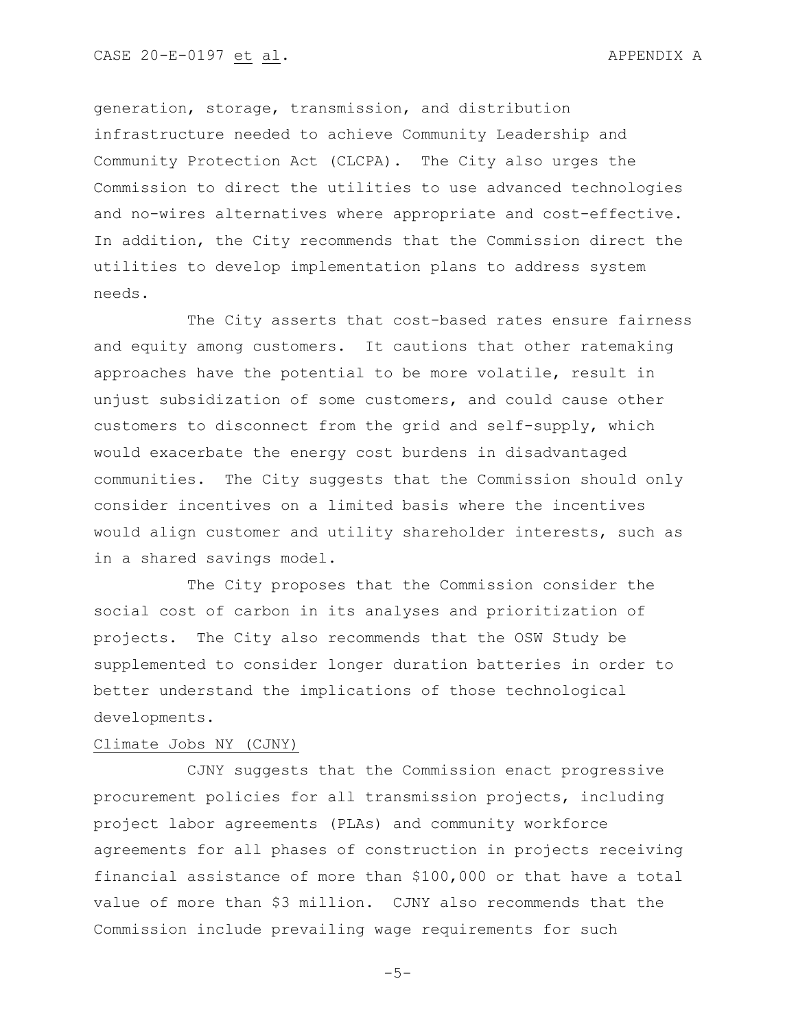generation, storage, transmission, and distribution infrastructure needed to achieve Community Leadership and Community Protection Act (CLCPA). The City also urges the Commission to direct the utilities to use advanced technologies and no-wires alternatives where appropriate and cost-effective. In addition, the City recommends that the Commission direct the utilities to develop implementation plans to address system needs.

The City asserts that cost-based rates ensure fairness and equity among customers. It cautions that other ratemaking approaches have the potential to be more volatile, result in unjust subsidization of some customers, and could cause other customers to disconnect from the grid and self-supply, which would exacerbate the energy cost burdens in disadvantaged communities. The City suggests that the Commission should only consider incentives on a limited basis where the incentives would align customer and utility shareholder interests, such as in a shared savings model.

The City proposes that the Commission consider the social cost of carbon in its analyses and prioritization of projects. The City also recommends that the OSW Study be supplemented to consider longer duration batteries in order to better understand the implications of those technological developments.

Climate Jobs NY (CJNY)

CJNY suggests that the Commission enact progressive procurement policies for all transmission projects, including project labor agreements (PLAs) and community workforce agreements for all phases of construction in projects receiving financial assistance of more than $100,000 or that have a total value of more than $3 million. CJNY also recommends that the Commission include prevailing wage requirements for such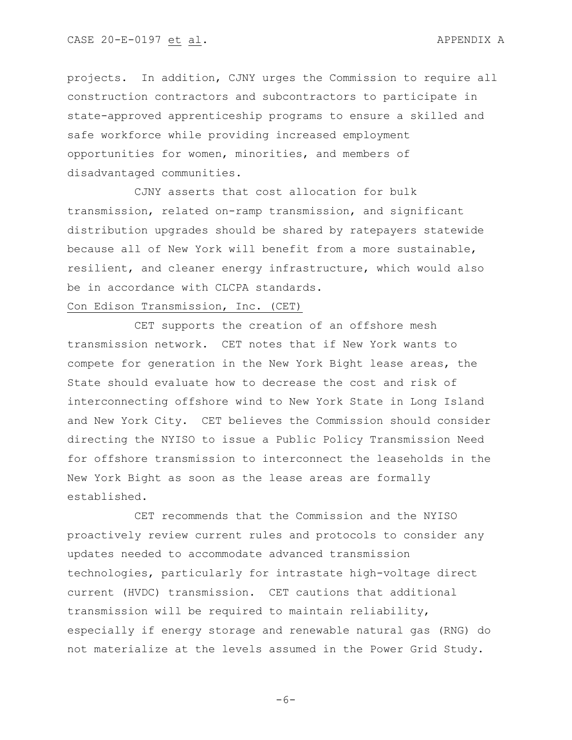projects. In addition, CJNY urges the Commission to require all construction contractors and subcontractors to participate in state-approved apprenticeship programs to ensure a skilled and safe workforce while providing increased employment opportunities for women, minorities, and members of disadvantaged communities.

CJNY asserts that cost allocation for bulk transmission, related on-ramp transmission, and significant distribution upgrades should be shared by ratepayers statewide because all of New York will benefit from a more sustainable, resilient, and cleaner energy infrastructure, which would also be in accordance with CLCPA standards.

Con Edison Transmission, Inc. (CET)

CET supports the creation of an offshore mesh transmission network. CET notes that if New York wants to compete for generation in the New York Bight lease areas, the State should evaluate how to decrease the cost and risk of interconnecting offshore wind to New York State in Long Island and New York City. CET believes the Commission should consider directing the NYISO to issue a Public Policy Transmission Need for offshore transmission to interconnect the leaseholds in the New York Bight as soon as the lease areas are formally established.

CET recommends that the Commission and the NYISO proactively review current rules and protocols to consider any updates needed to accommodate advanced transmission technologies, particularly for intrastate high-voltage direct current (HVDC) transmission. CET cautions that additional transmission will be required to maintain reliability, especially if energy storage and renewable natural gas (RNG) do not materialize at the levels assumed in the Power Grid Study.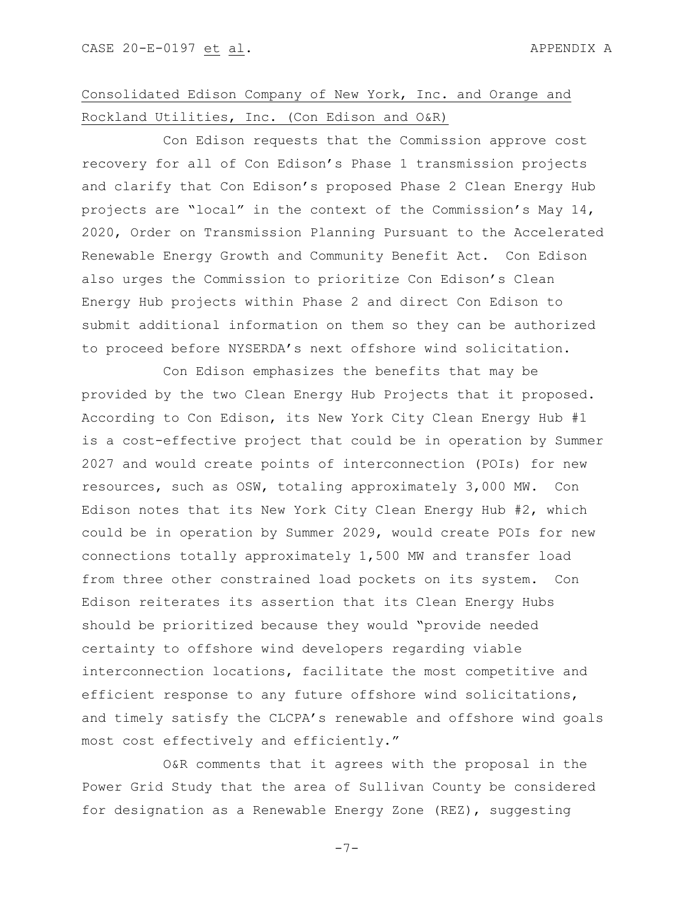Consolidated Edison Company of New York, Inc. and Orange and Rockland Utilities, Inc. (Con Edison and O&R)

Con Edison requests that the Commission approve cost recovery for all of Con Edison's Phase 1 transmission projects and clarify that Con Edison's proposed Phase 2 Clean Energy Hub projects are "local" in the context of the Commission's May 14, 2020, Order on Transmission Planning Pursuant to the Accelerated Renewable Energy Growth and Community Benefit Act. Con Edison also urges the Commission to prioritize Con Edison's Clean Energy Hub projects within Phase 2 and direct Con Edison to submit additional information on them so they can be authorized to proceed before NYSERDA's next offshore wind solicitation.

Con Edison emphasizes the benefits that may be provided by the two Clean Energy Hub Projects that it proposed. According to Con Edison, its New York City Clean Energy Hub #1 is a cost-effective project that could be in operation by Summer 2027 and would create points of interconnection (POIs) for new resources, such as OSW, totaling approximately 3,000 MW. Con Edison notes that its New York City Clean Energy Hub #2, which could be in operation by Summer 2029, would create POIs for new connections totally approximately 1,500 MW and transfer load from three other constrained load pockets on its system. Con Edison reiterates its assertion that its Clean Energy Hubs should be prioritized because they would "provide needed certainty to offshore wind developers regarding viable interconnection locations, facilitate the most competitive and efficient response to any future offshore wind solicitations, and timely satisfy the CLCPA's renewable and offshore wind goals most cost effectively and efficiently."

O&R comments that it agrees with the proposal in the Power Grid Study that the area of Sullivan County be considered for designation as a Renewable Energy Zone (REZ), suggesting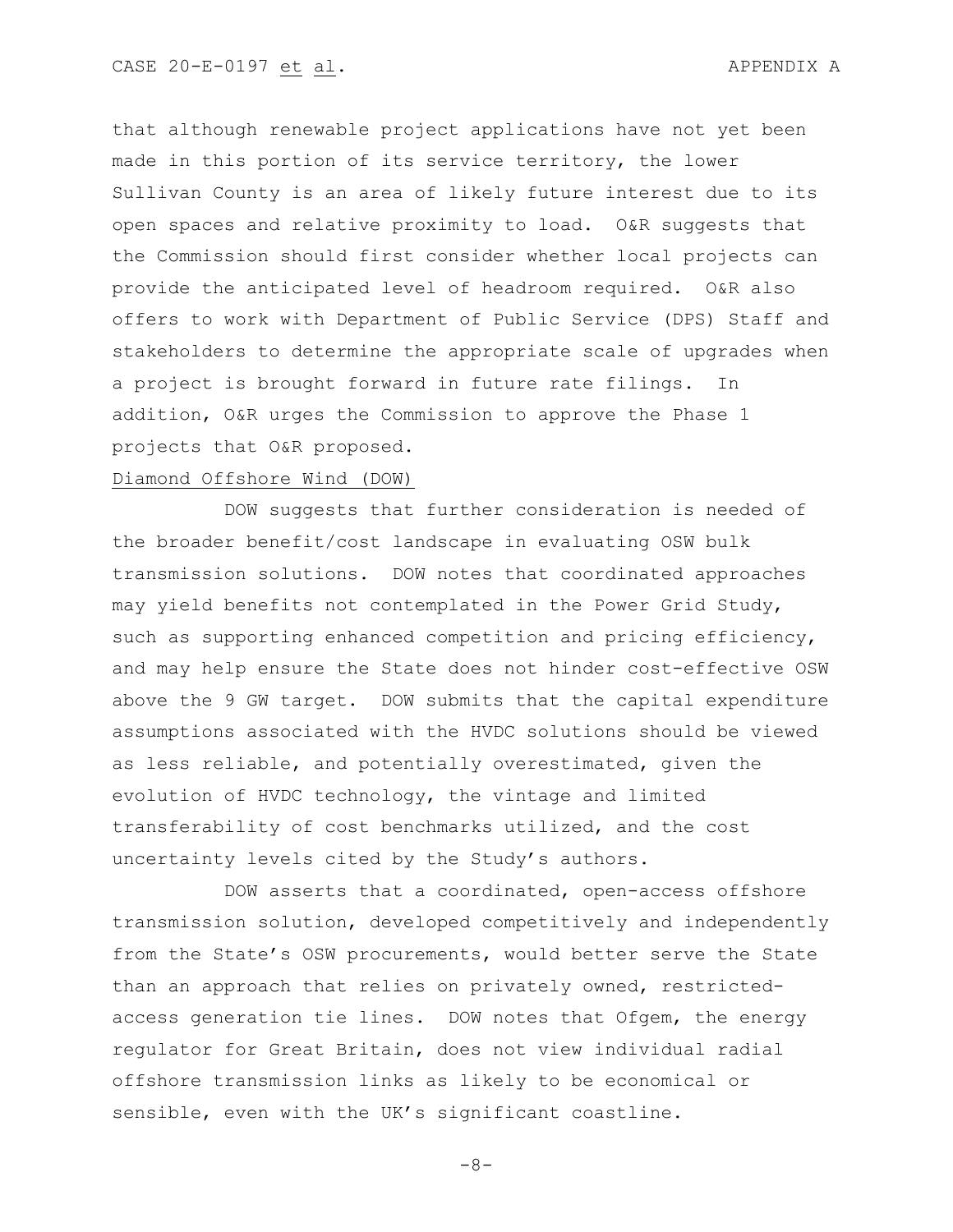that although renewable project applications have not yet been made in this portion of its service territory, the lower Sullivan County is an area of likely future interest due to its open spaces and relative proximity to load. O&R suggests that the Commission should first consider whether local projects can provide the anticipated level of headroom required. O&R also offers to work with Department of Public Service (DPS) Staff and stakeholders to determine the appropriate scale of upgrades when a project is brought forward in future rate filings. In addition, O&R urges the Commission to approve the Phase 1 projects that O&R proposed.

Diamond Offshore Wind (DOW)

DOW suggests that further consideration is needed of the broader benefit/cost landscape in evaluating OSW bulk transmission solutions. DOW notes that coordinated approaches may yield benefits not contemplated in the Power Grid Study, such as supporting enhanced competition and pricing efficiency, and may help ensure the State does not hinder cost-effective OSW above the 9 GW target. DOW submits that the capital expenditure assumptions associated with the HVDC solutions should be viewed as less reliable, and potentially overestimated, given the evolution of HVDC technology, the vintage and limited transferability of cost benchmarks utilized, and the cost uncertainty levels cited by the Study's authors.

DOW asserts that a coordinated, open-access offshore transmission solution, developed competitively and independently from the State's OSW procurements, would better serve the State than an approach that relies on privately owned, restricted-access generation tie lines. DOW notes that Ofgem, the energy regulator for Great Britain, does not view individual radial offshore transmission links as likely to be economical or sensible, even with the UK's significant coastline.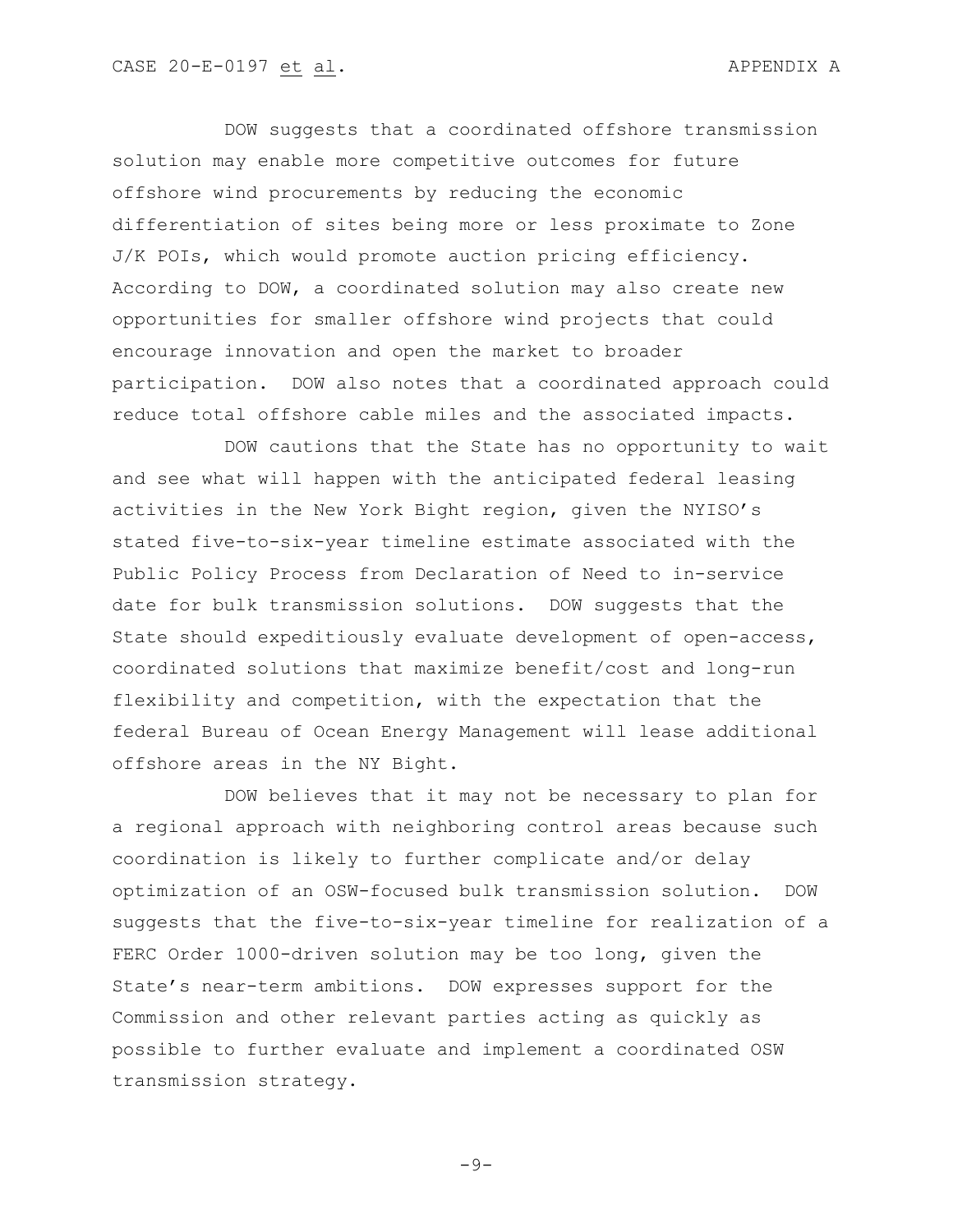DOW suggests that a coordinated offshore transmission solution may enable more competitive outcomes for future offshore wind procurements by reducing the economic differentiation of sites being more or less proximate to Zone J/K POIs, which would promote auction pricing efficiency. According to DOW, a coordinated solution may also create new opportunities for smaller offshore wind projects that could encourage innovation and open the market to broader participation. DOW also notes that a coordinated approach could reduce total offshore cable miles and the associated impacts.

DOW cautions that the State has no opportunity to wait and see what will happen with the anticipated federal leasing activities in the New York Bight region, given the NYISO's stated five-to-six-year timeline estimate associated with the Public Policy Process from Declaration of Need to in-service date for bulk transmission solutions. DOW suggests that the State should expeditiously evaluate development of open-access, coordinated solutions that maximize benefit/cost and long-run flexibility and competition, with the expectation that the federal Bureau of Ocean Energy Management will lease additional offshore areas in the NY Bight.

DOW believes that it may not be necessary to plan for a regional approach with neighboring control areas because such coordination is likely to further complicate and/or delay optimization of an OSW-focused bulk transmission solution. DOW suggests that the five-to-six-year timeline for realization of a FERC Order 1000-driven solution may be too long, given the State's near-term ambitions. DOW expresses support for the Commission and other relevant parties acting as quickly as possible to further evaluate and implement a coordinated OSW transmission strategy.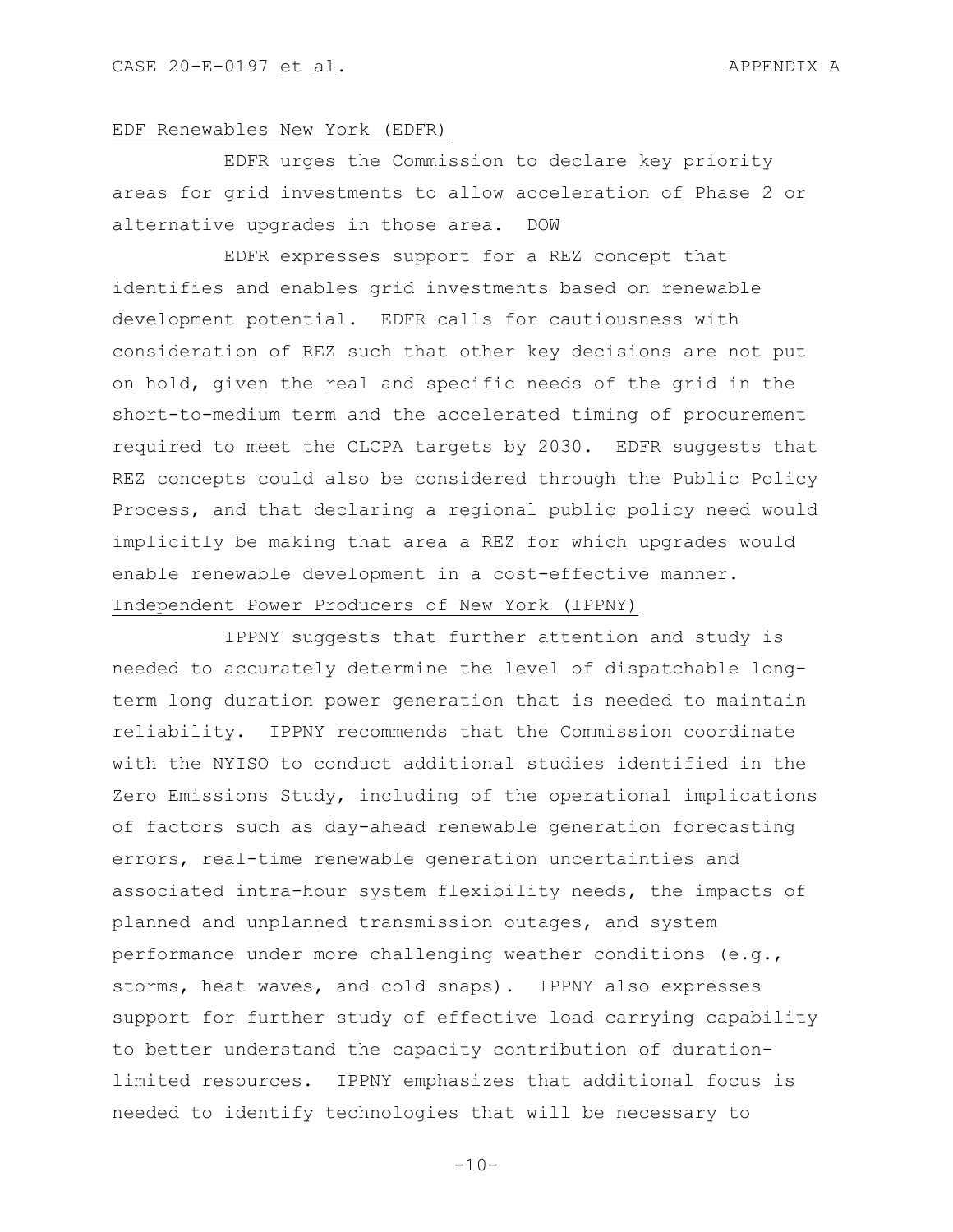EDF Renewables New York (EDFR)

EDFR urges the Commission to declare key priority areas for grid investments to allow acceleration of Phase 2 or alternative upgrades in those area. DOW

EDFR expresses support for a REZ concept that identifies and enables grid investments based on renewable development potential. EDFR calls for cautiousness with consideration of REZ such that other key decisions are not put on hold, given the real and specific needs of the grid in the short-to-medium term and the accelerated timing of procurement required to meet the CLCPA targets by 2030. EDFR suggests that REZ concepts could also be considered through the Public Policy Process, and that declaring a regional public policy need would implicitly be making that area a REZ for which upgrades would enable renewable development in a cost-effective manner.

Independent Power Producers of New York (IPPNY)

IPPNY suggests that further attention and study is needed to accurately determine the level of dispatchable long-term long duration power generation that is needed to maintain reliability. IPPNY recommends that the Commission coordinate with the NYISO to conduct additional studies identified in the Zero Emissions Study, including of the operational implications of factors such as day-ahead renewable generation forecasting errors, real-time renewable generation uncertainties and associated intra-hour system flexibility needs, the impacts of planned and unplanned transmission outages, and system performance under more challenging weather conditions (e.g., storms, heat waves, and cold snaps). IPPNY also expresses support for further study of effective load carrying capability to better understand the capacity contribution of duration-limited resources. IPPNY emphasizes that additional focus is needed to identify technologies that will be necessary to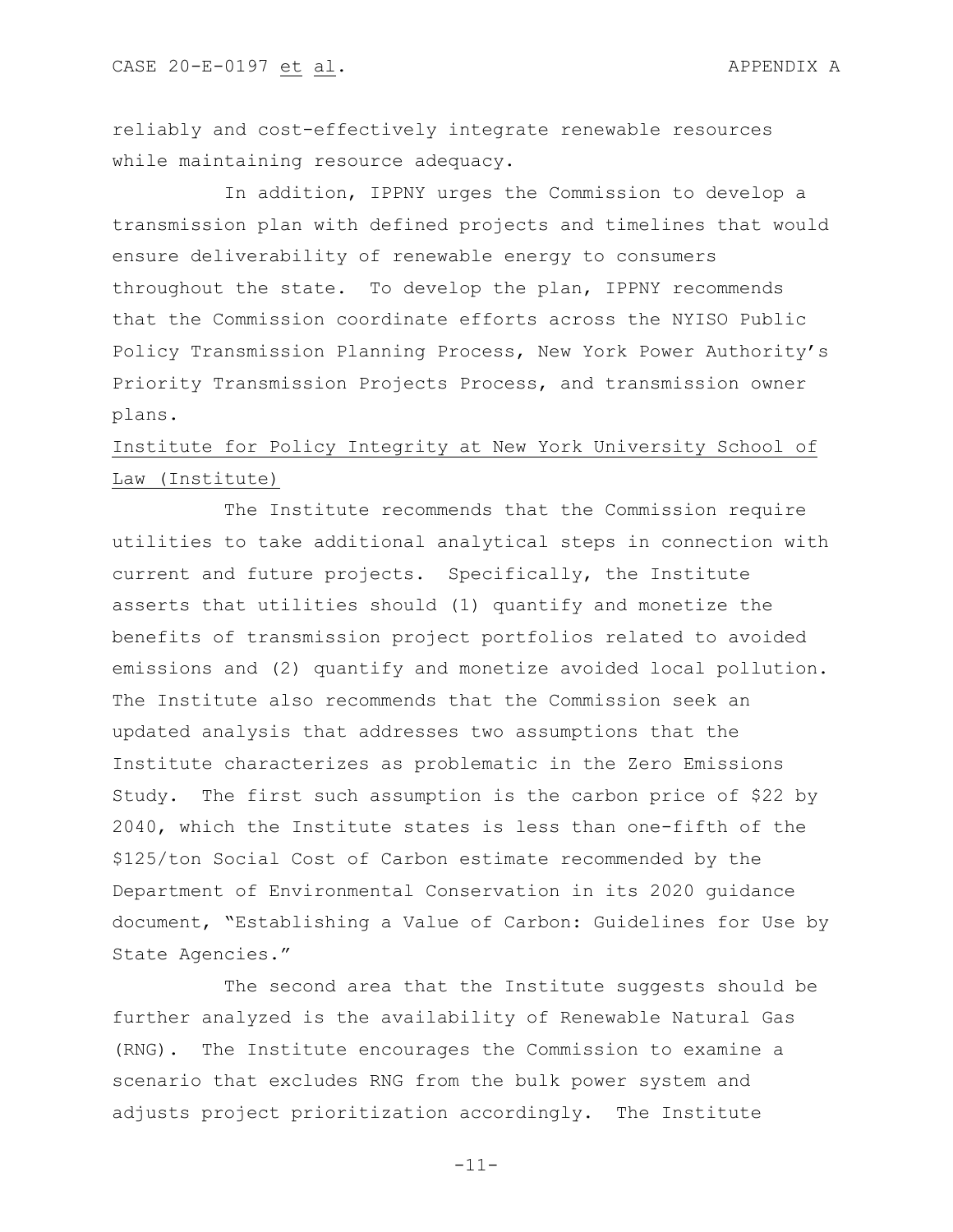reliably and cost-effectively integrate renewable resources while maintaining resource adequacy.

In addition, IPPNY urges the Commission to develop a transmission plan with defined projects and timelines that would ensure deliverability of renewable energy to consumers throughout the state. To develop the plan, IPPNY recommends that the Commission coordinate efforts across the NYISO Public Policy Transmission Planning Process, New York Power Authority's Priority Transmission Projects Process, and transmission owner plans.

<u>Institute for Policy Integrity at New York University School of Law (Institute)</u>

The Institute recommends that the Commission require utilities to take additional analytical steps in connection with current and future projects. Specifically, the Institute asserts that utilities should (1) quantify and monetize the benefits of transmission project portfolios related to avoided emissions and (2) quantify and monetize avoided local pollution. The Institute also recommends that the Commission seek an updated analysis that addresses two assumptions that the Institute characterizes as problematic in the Zero Emissions Study. The first such assumption is the carbon price of $22 by 2040, which the Institute states is less than one-fifth of the $125/ton Social Cost of Carbon estimate recommended by the Department of Environmental Conservation in its 2020 guidance document, "Establishing a Value of Carbon: Guidelines for Use by State Agencies."

The second area that the Institute suggests should be further analyzed is the availability of Renewable Natural Gas (RNG). The Institute encourages the Commission to examine a scenario that excludes RNG from the bulk power system and adjusts project prioritization accordingly. The Institute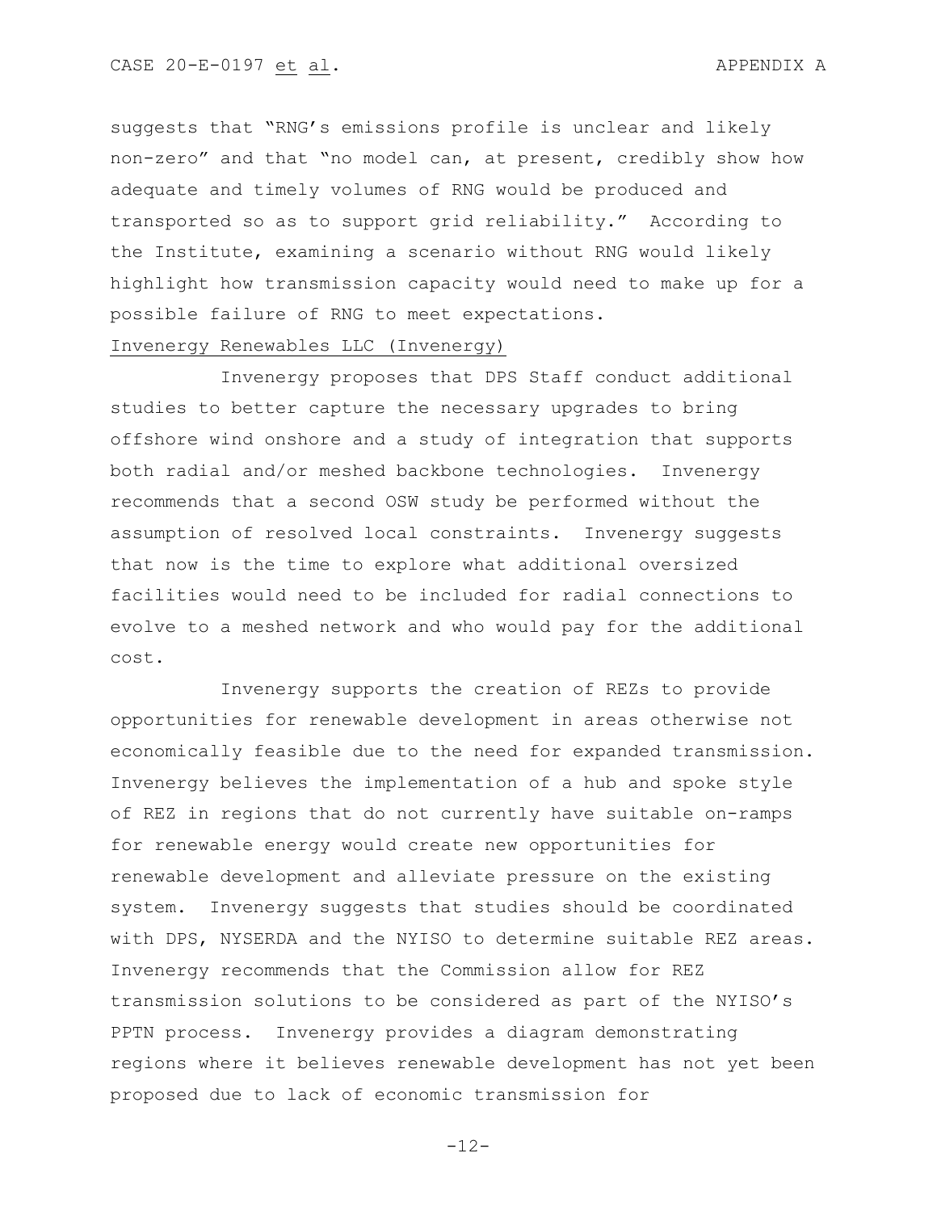suggests that "RNG's emissions profile is unclear and likely non-zero" and that "no model can, at present, credibly show how adequate and timely volumes of RNG would be produced and transported so as to support grid reliability." According to the Institute, examining a scenario without RNG would likely highlight how transmission capacity would need to make up for a possible failure of RNG to meet expectations.

Invenergy Renewables LLC (Invenergy)

Invenergy proposes that DPS Staff conduct additional studies to better capture the necessary upgrades to bring offshore wind onshore and a study of integration that supports both radial and/or meshed backbone technologies. Invenergy recommends that a second OSW study be performed without the assumption of resolved local constraints. Invenergy suggests that now is the time to explore what additional oversized facilities would need to be included for radial connections to evolve to a meshed network and who would pay for the additional cost.

Invenergy supports the creation of REZs to provide opportunities for renewable development in areas otherwise not economically feasible due to the need for expanded transmission. Invenergy believes the implementation of a hub and spoke style of REZ in regions that do not currently have suitable on-ramps for renewable energy would create new opportunities for renewable development and alleviate pressure on the existing system. Invenergy suggests that studies should be coordinated with DPS, NYSERDA and the NYISO to determine suitable REZ areas. Invenergy recommends that the Commission allow for REZ transmission solutions to be considered as part of the NYISO's PPTN process. Invenergy provides a diagram demonstrating regions where it believes renewable development has not yet been proposed due to lack of economic transmission for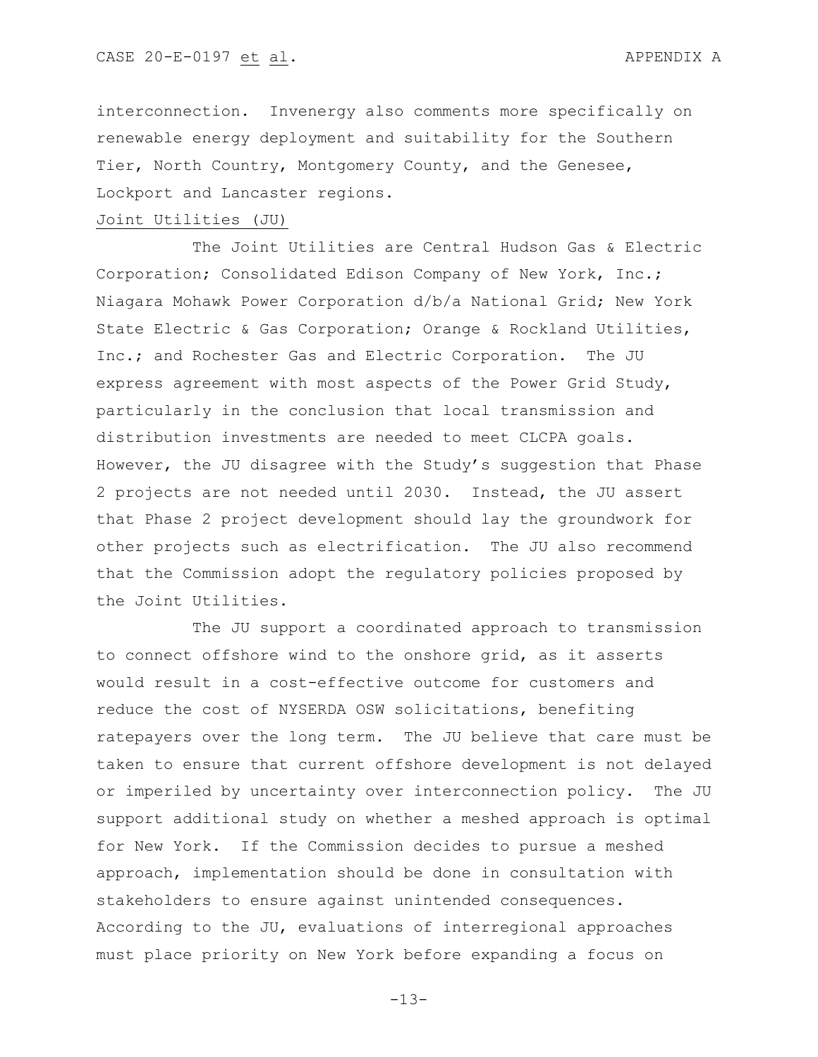interconnection. Invenergy also comments more specifically on renewable energy deployment and suitability for the Southern Tier, North Country, Montgomery County, and the Genesee, Lockport and Lancaster regions.

Joint Utilities (JU)

The Joint Utilities are Central Hudson Gas & Electric Corporation; Consolidated Edison Company of New York, Inc.; Niagara Mohawk Power Corporation d/b/a National Grid; New York State Electric & Gas Corporation; Orange & Rockland Utilities, Inc.; and Rochester Gas and Electric Corporation. The JU express agreement with most aspects of the Power Grid Study, particularly in the conclusion that local transmission and distribution investments are needed to meet CLCPA goals. However, the JU disagree with the Study's suggestion that Phase 2 projects are not needed until 2030. Instead, the JU assert that Phase 2 project development should lay the groundwork for other projects such as electrification. The JU also recommend that the Commission adopt the regulatory policies proposed by the Joint Utilities.

The JU support a coordinated approach to transmission to connect offshore wind to the onshore grid, as it asserts would result in a cost-effective outcome for customers and reduce the cost of NYSERDA OSW solicitations, benefiting ratepayers over the long term. The JU believe that care must be taken to ensure that current offshore development is not delayed or imperiled by uncertainty over interconnection policy. The JU support additional study on whether a meshed approach is optimal for New York. If the Commission decides to pursue a meshed approach, implementation should be done in consultation with stakeholders to ensure against unintended consequences. According to the JU, evaluations of interregional approaches must place priority on New York before expanding a focus on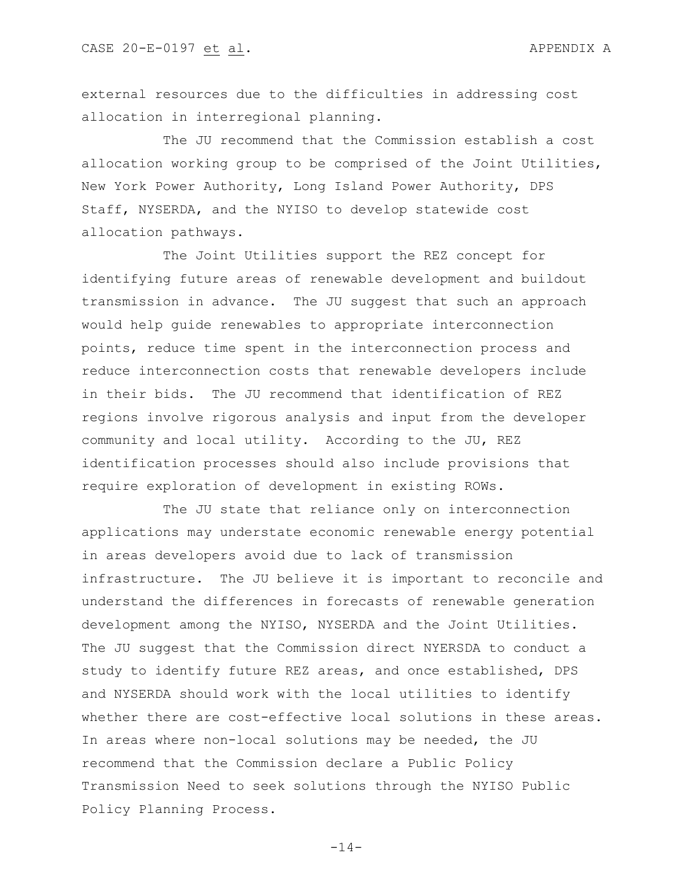external resources due to the difficulties in addressing cost allocation in interregional planning.

The JU recommend that the Commission establish a cost allocation working group to be comprised of the Joint Utilities, New York Power Authority, Long Island Power Authority, DPS Staff, NYSERDA, and the NYISO to develop statewide cost allocation pathways.

The Joint Utilities support the REZ concept for identifying future areas of renewable development and buildout transmission in advance. The JU suggest that such an approach would help guide renewables to appropriate interconnection points, reduce time spent in the interconnection process and reduce interconnection costs that renewable developers include in their bids. The JU recommend that identification of REZ regions involve rigorous analysis and input from the developer community and local utility. According to the JU, REZ identification processes should also include provisions that require exploration of development in existing ROWs.

The JU state that reliance only on interconnection applications may understate economic renewable energy potential in areas developers avoid due to lack of transmission infrastructure. The JU believe it is important to reconcile and understand the differences in forecasts of renewable generation development among the NYISO, NYSERDA and the Joint Utilities. The JU suggest that the Commission direct NYERSDA to conduct a study to identify future REZ areas, and once established, DPS and NYSERDA should work with the local utilities to identify whether there are cost-effective local solutions in these areas. In areas where non-local solutions may be needed, the JU recommend that the Commission declare a Public Policy Transmission Need to seek solutions through the NYISO Public Policy Planning Process.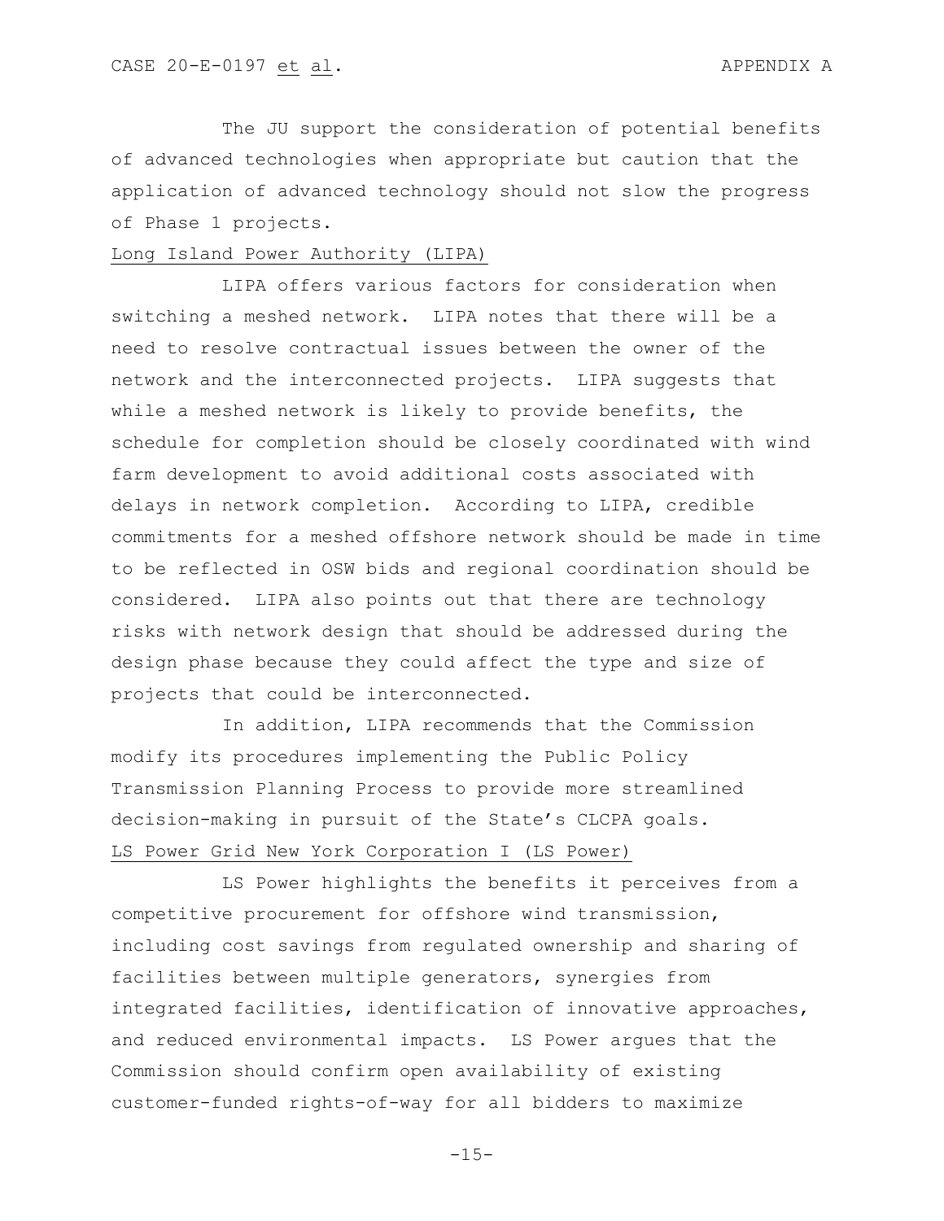The JU support the consideration of potential benefits of advanced technologies when appropriate but caution that the application of advanced technology should not slow the progress of Phase 1 projects.

Long Island Power Authority (LIPA)

LIPA offers various factors for consideration when switching a meshed network. LIPA notes that there will be a need to resolve contractual issues between the owner of the network and the interconnected projects. LIPA suggests that while a meshed network is likely to provide benefits, the schedule for completion should be closely coordinated with wind farm development to avoid additional costs associated with delays in network completion. According to LIPA, credible commitments for a meshed offshore network should be made in time to be reflected in OSW bids and regional coordination should be considered. LIPA also points out that there are technology risks with network design that should be addressed during the design phase because they could affect the type and size of projects that could be interconnected.

In addition, LIPA recommends that the Commission modify its procedures implementing the Public Policy Transmission Planning Process to provide more streamlined decision-making in pursuit of the State's CLCPA goals.

LS Power Grid New York Corporation I (LS Power)

LS Power highlights the benefits it perceives from a competitive procurement for offshore wind transmission, including cost savings from regulated ownership and sharing of facilities between multiple generators, synergies from integrated facilities, identification of innovative approaches, and reduced environmental impacts. LS Power argues that the Commission should confirm open availability of existing customer-funded rights-of-way for all bidders to maximize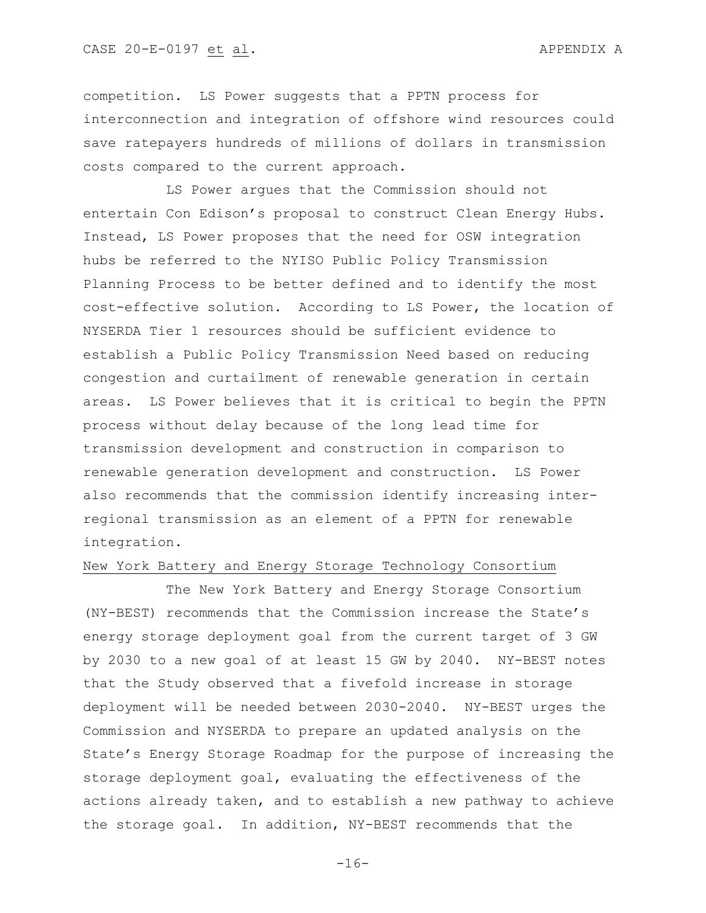competition. LS Power suggests that a PPTN process for interconnection and integration of offshore wind resources could save ratepayers hundreds of millions of dollars in transmission costs compared to the current approach.

LS Power argues that the Commission should not entertain Con Edison's proposal to construct Clean Energy Hubs. Instead, LS Power proposes that the need for OSW integration hubs be referred to the NYISO Public Policy Transmission Planning Process to be better defined and to identify the most cost-effective solution. According to LS Power, the location of NYSERDA Tier 1 resources should be sufficient evidence to establish a Public Policy Transmission Need based on reducing congestion and curtailment of renewable generation in certain areas. LS Power believes that it is critical to begin the PPTN process without delay because of the long lead time for transmission development and construction in comparison to renewable generation development and construction. LS Power also recommends that the commission identify increasing inter-regional transmission as an element of a PPTN for renewable integration.

New York Battery and Energy Storage Technology Consortium

The New York Battery and Energy Storage Consortium (NY-BEST) recommends that the Commission increase the State's energy storage deployment goal from the current target of 3 GW by 2030 to a new goal of at least 15 GW by 2040. NY-BEST notes that the Study observed that a fivefold increase in storage deployment will be needed between 2030-2040. NY-BEST urges the Commission and NYSERDA to prepare an updated analysis on the State's Energy Storage Roadmap for the purpose of increasing the storage deployment goal, evaluating the effectiveness of the actions already taken, and to establish a new pathway to achieve the storage goal. In addition, NY-BEST recommends that the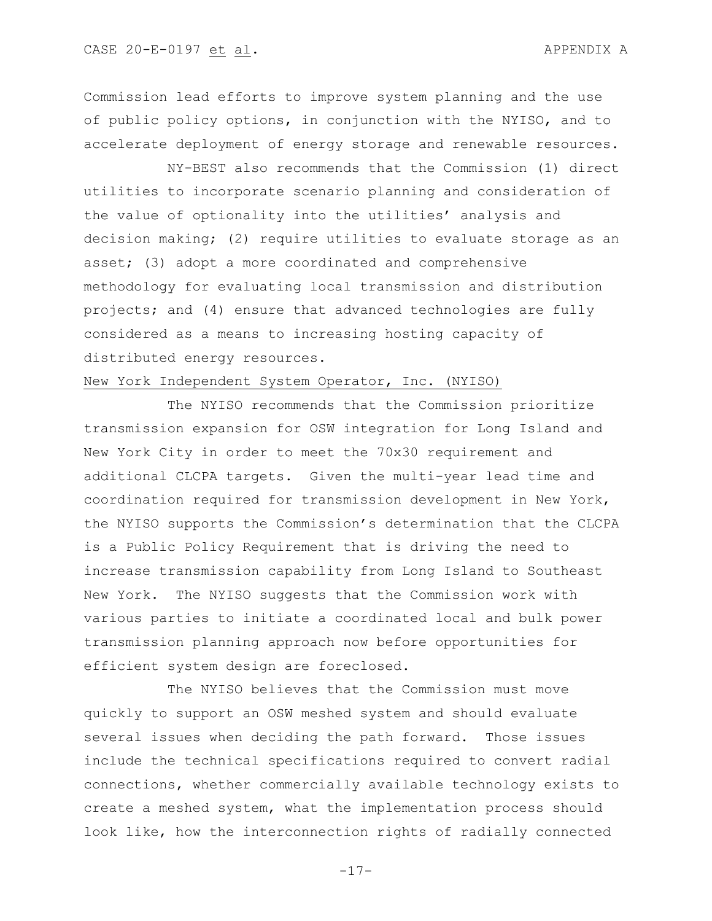Commission lead efforts to improve system planning and the use of public policy options, in conjunction with the NYISO, and to accelerate deployment of energy storage and renewable resources.

NY-BEST also recommends that the Commission (1) direct utilities to incorporate scenario planning and consideration of the value of optionality into the utilities' analysis and decision making; (2) require utilities to evaluate storage as an asset; (3) adopt a more coordinated and comprehensive methodology for evaluating local transmission and distribution projects; and (4) ensure that advanced technologies are fully considered as a means to increasing hosting capacity of distributed energy resources.

New York Independent System Operator, Inc. (NYISO)

The NYISO recommends that the Commission prioritize transmission expansion for OSW integration for Long Island and New York City in order to meet the 70x30 requirement and additional CLCPA targets. Given the multi-year lead time and coordination required for transmission development in New York, the NYISO supports the Commission's determination that the CLCPA is a Public Policy Requirement that is driving the need to increase transmission capability from Long Island to Southeast New York. The NYISO suggests that the Commission work with various parties to initiate a coordinated local and bulk power transmission planning approach now before opportunities for efficient system design are foreclosed.

The NYISO believes that the Commission must move quickly to support an OSW meshed system and should evaluate several issues when deciding the path forward. Those issues include the technical specifications required to convert radial connections, whether commercially available technology exists to create a meshed system, what the implementation process should look like, how the interconnection rights of radially connected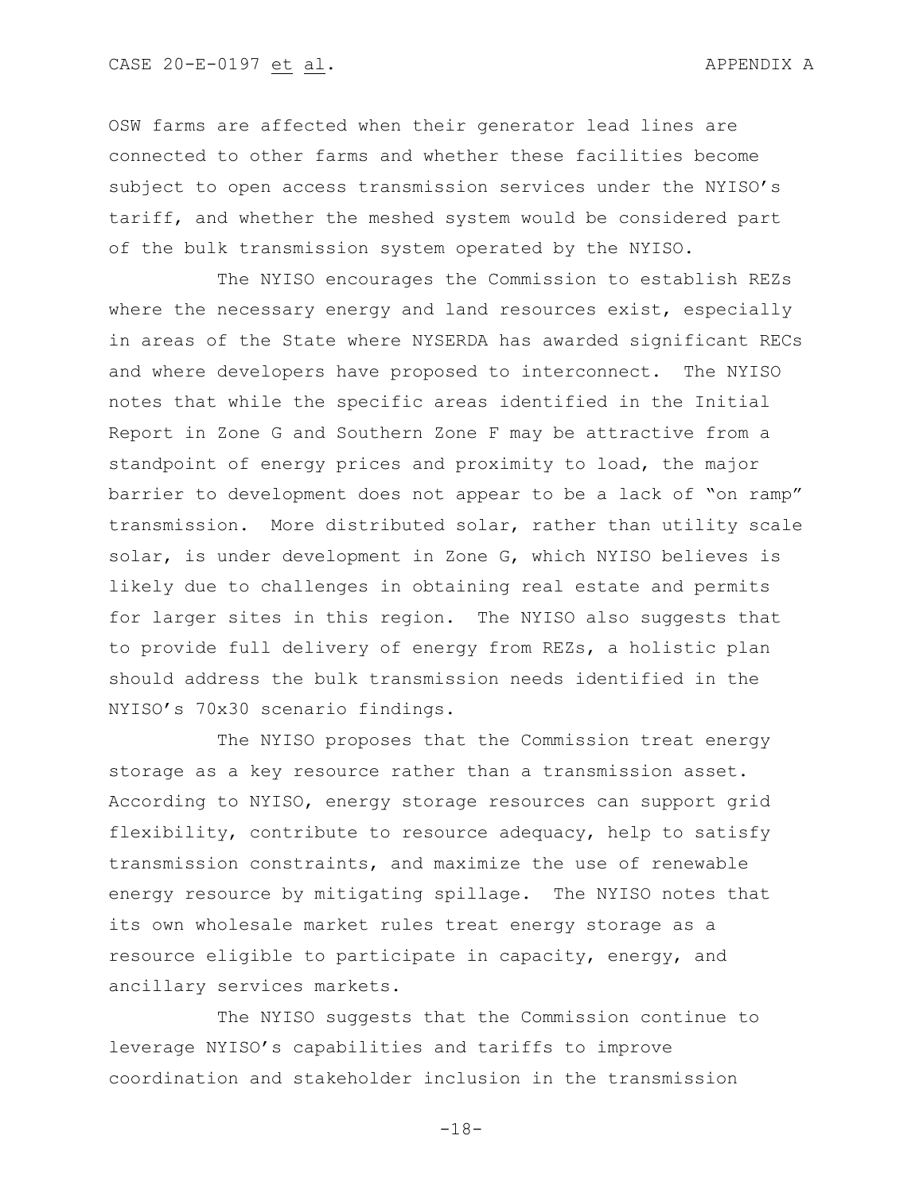OSW farms are affected when their generator lead lines are connected to other farms and whether these facilities become subject to open access transmission services under the NYISO's tariff, and whether the meshed system would be considered part of the bulk transmission system operated by the NYISO.

The NYISO encourages the Commission to establish REZs where the necessary energy and land resources exist, especially in areas of the State where NYSERDA has awarded significant RECs and where developers have proposed to interconnect. The NYISO notes that while the specific areas identified in the Initial Report in Zone G and Southern Zone F may be attractive from a standpoint of energy prices and proximity to load, the major barrier to development does not appear to be a lack of "on ramp" transmission. More distributed solar, rather than utility scale solar, is under development in Zone G, which NYISO believes is likely due to challenges in obtaining real estate and permits for larger sites in this region. The NYISO also suggests that to provide full delivery of energy from REZs, a holistic plan should address the bulk transmission needs identified in the NYISO's 70x30 scenario findings.

The NYISO proposes that the Commission treat energy storage as a key resource rather than a transmission asset. According to NYISO, energy storage resources can support grid flexibility, contribute to resource adequacy, help to satisfy transmission constraints, and maximize the use of renewable energy resource by mitigating spillage. The NYISO notes that its own wholesale market rules treat energy storage as a resource eligible to participate in capacity, energy, and ancillary services markets.

The NYISO suggests that the Commission continue to leverage NYISO's capabilities and tariffs to improve coordination and stakeholder inclusion in the transmission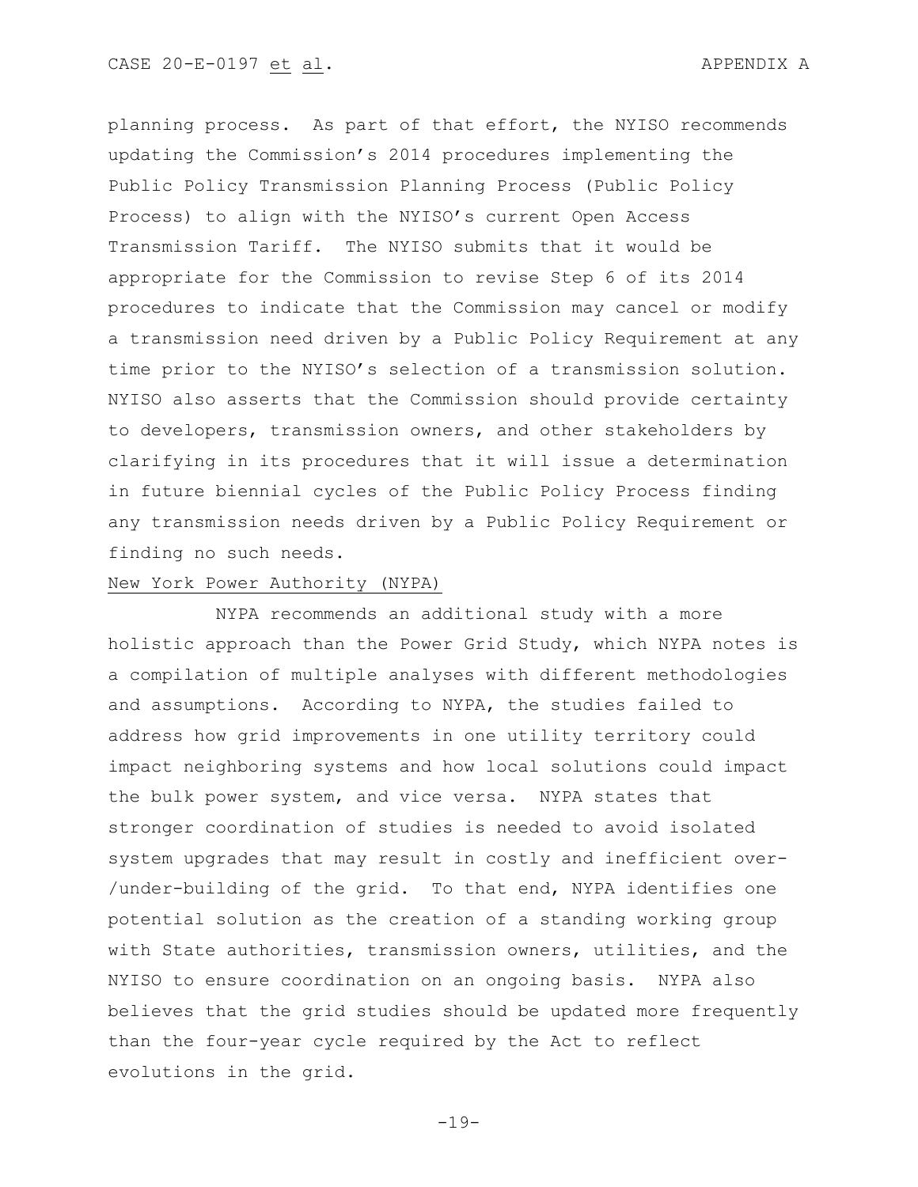planning process. As part of that effort, the NYISO recommends updating the Commission's 2014 procedures implementing the Public Policy Transmission Planning Process (Public Policy Process) to align with the NYISO's current Open Access Transmission Tariff. The NYISO submits that it would be appropriate for the Commission to revise Step 6 of its 2014 procedures to indicate that the Commission may cancel or modify a transmission need driven by a Public Policy Requirement at any time prior to the NYISO's selection of a transmission solution. NYISO also asserts that the Commission should provide certainty to developers, transmission owners, and other stakeholders by clarifying in its procedures that it will issue a determination in future biennial cycles of the Public Policy Process finding any transmission needs driven by a Public Policy Requirement or finding no such needs.

New York Power Authority (NYPA)

NYPA recommends an additional study with a more holistic approach than the Power Grid Study, which NYPA notes is a compilation of multiple analyses with different methodologies and assumptions. According to NYPA, the studies failed to address how grid improvements in one utility territory could impact neighboring systems and how local solutions could impact the bulk power system, and vice versa. NYPA states that stronger coordination of studies is needed to avoid isolated system upgrades that may result in costly and inefficient over-/under-building of the grid. To that end, NYPA identifies one potential solution as the creation of a standing working group with State authorities, transmission owners, utilities, and the NYISO to ensure coordination on an ongoing basis. NYPA also believes that the grid studies should be updated more frequently than the four-year cycle required by the Act to reflect evolutions in the grid.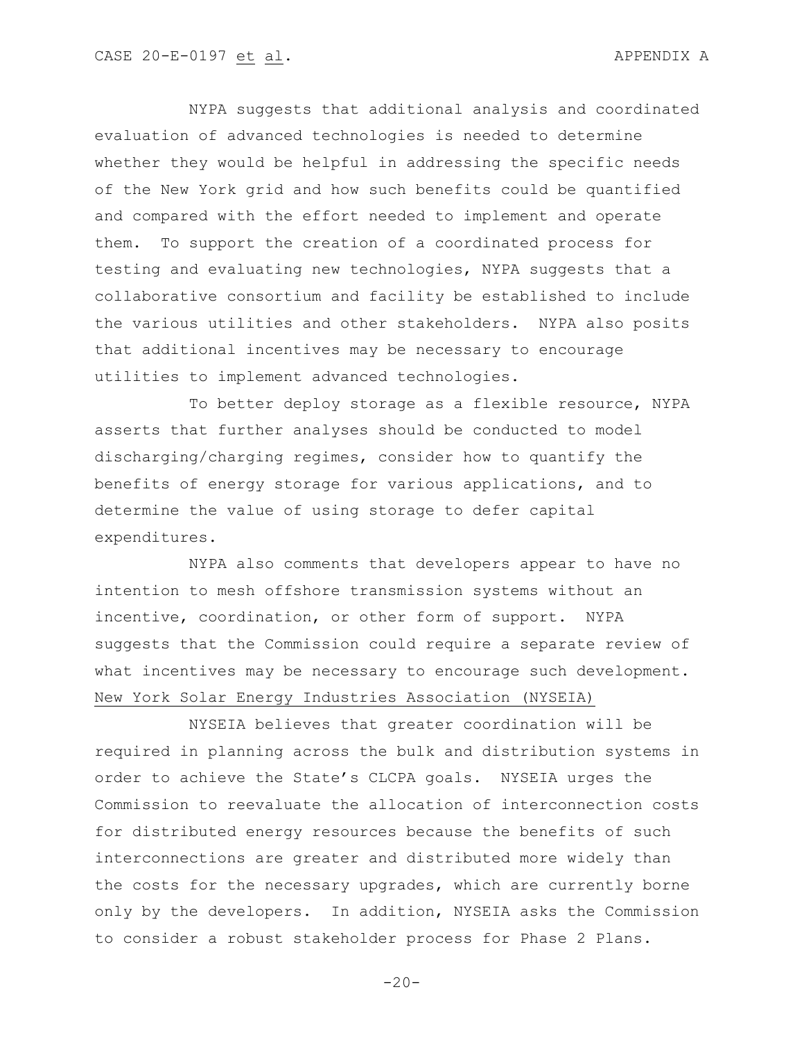NYPA suggests that additional analysis and coordinated evaluation of advanced technologies is needed to determine whether they would be helpful in addressing the specific needs of the New York grid and how such benefits could be quantified and compared with the effort needed to implement and operate them. To support the creation of a coordinated process for testing and evaluating new technologies, NYPA suggests that a collaborative consortium and facility be established to include the various utilities and other stakeholders. NYPA also posits that additional incentives may be necessary to encourage utilities to implement advanced technologies.

To better deploy storage as a flexible resource, NYPA asserts that further analyses should be conducted to model discharging/charging regimes, consider how to quantify the benefits of energy storage for various applications, and to determine the value of using storage to defer capital expenditures.

NYPA also comments that developers appear to have no intention to mesh offshore transmission systems without an incentive, coordination, or other form of support. NYPA suggests that the Commission could require a separate review of what incentives may be necessary to encourage such development.

New York Solar Energy Industries Association (NYSEIA)

NYSEIA believes that greater coordination will be required in planning across the bulk and distribution systems in order to achieve the State's CLCPA goals. NYSEIA urges the Commission to reevaluate the allocation of interconnection costs for distributed energy resources because the benefits of such interconnections are greater and distributed more widely than the costs for the necessary upgrades, which are currently borne only by the developers. In addition, NYSEIA asks the Commission to consider a robust stakeholder process for Phase 2 Plans.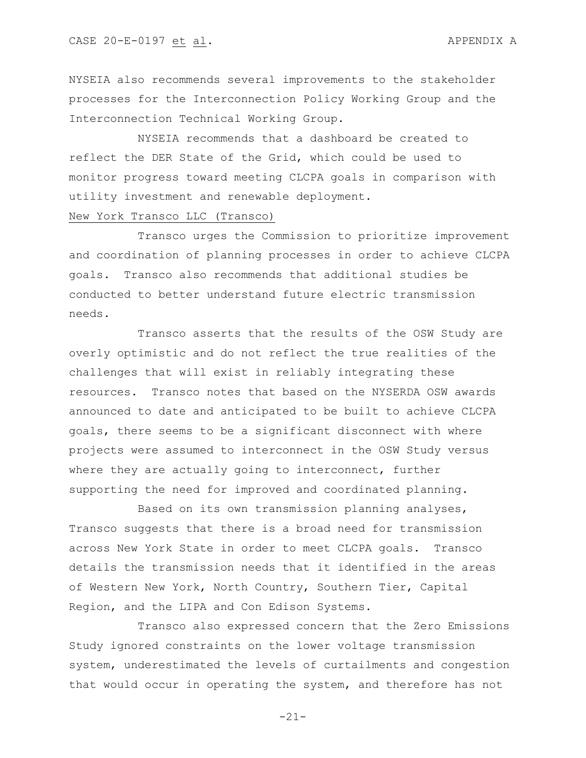NYSEIA also recommends several improvements to the stakeholder processes for the Interconnection Policy Working Group and the Interconnection Technical Working Group.

NYSEIA recommends that a dashboard be created to reflect the DER State of the Grid, which could be used to monitor progress toward meeting CLCPA goals in comparison with utility investment and renewable deployment.

New York Transco LLC (Transco)

Transco urges the Commission to prioritize improvement and coordination of planning processes in order to achieve CLCPA goals. Transco also recommends that additional studies be conducted to better understand future electric transmission needs.

Transco asserts that the results of the OSW Study are overly optimistic and do not reflect the true realities of the challenges that will exist in reliably integrating these resources. Transco notes that based on the NYSERDA OSW awards announced to date and anticipated to be built to achieve CLCPA goals, there seems to be a significant disconnect with where projects were assumed to interconnect in the OSW Study versus where they are actually going to interconnect, further supporting the need for improved and coordinated planning.

Based on its own transmission planning analyses, Transco suggests that there is a broad need for transmission across New York State in order to meet CLCPA goals. Transco details the transmission needs that it identified in the areas of Western New York, North Country, Southern Tier, Capital Region, and the LIPA and Con Edison Systems.

Transco also expressed concern that the Zero Emissions Study ignored constraints on the lower voltage transmission system, underestimated the levels of curtailments and congestion that would occur in operating the system, and therefore has not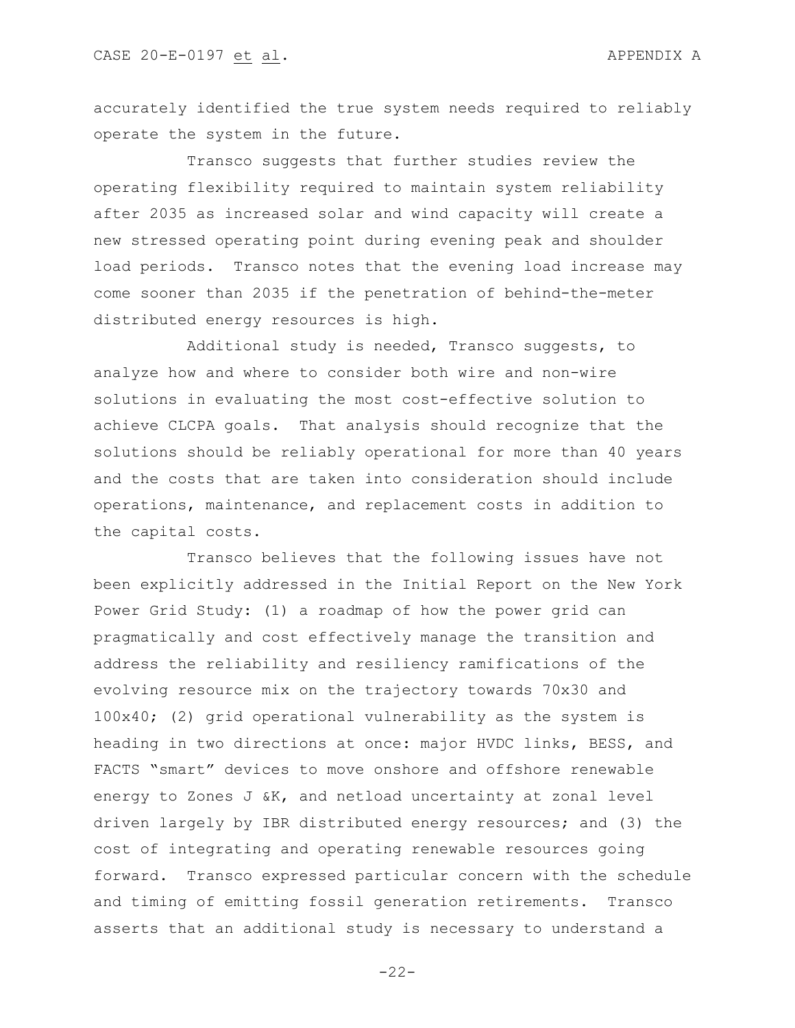accurately identified the true system needs required to reliably operate the system in the future.

Transco suggests that further studies review the operating flexibility required to maintain system reliability after 2035 as increased solar and wind capacity will create a new stressed operating point during evening peak and shoulder load periods. Transco notes that the evening load increase may come sooner than 2035 if the penetration of behind-the-meter distributed energy resources is high.

Additional study is needed, Transco suggests, to analyze how and where to consider both wire and non-wire solutions in evaluating the most cost-effective solution to achieve CLCPA goals. That analysis should recognize that the solutions should be reliably operational for more than 40 years and the costs that are taken into consideration should include operations, maintenance, and replacement costs in addition to the capital costs.

Transco believes that the following issues have not been explicitly addressed in the Initial Report on the New York Power Grid Study: (1) a roadmap of how the power grid can pragmatically and cost effectively manage the transition and address the reliability and resiliency ramifications of the evolving resource mix on the trajectory towards 70x30 and 100x40; (2) grid operational vulnerability as the system is heading in two directions at once: major HVDC links, BESS, and FACTS "smart" devices to move onshore and offshore renewable energy to Zones J &K, and netload uncertainty at zonal level driven largely by IBR distributed energy resources; and (3) the cost of integrating and operating renewable resources going forward. Transco expressed particular concern with the schedule and timing of emitting fossil generation retirements. Transco asserts that an additional study is necessary to understand a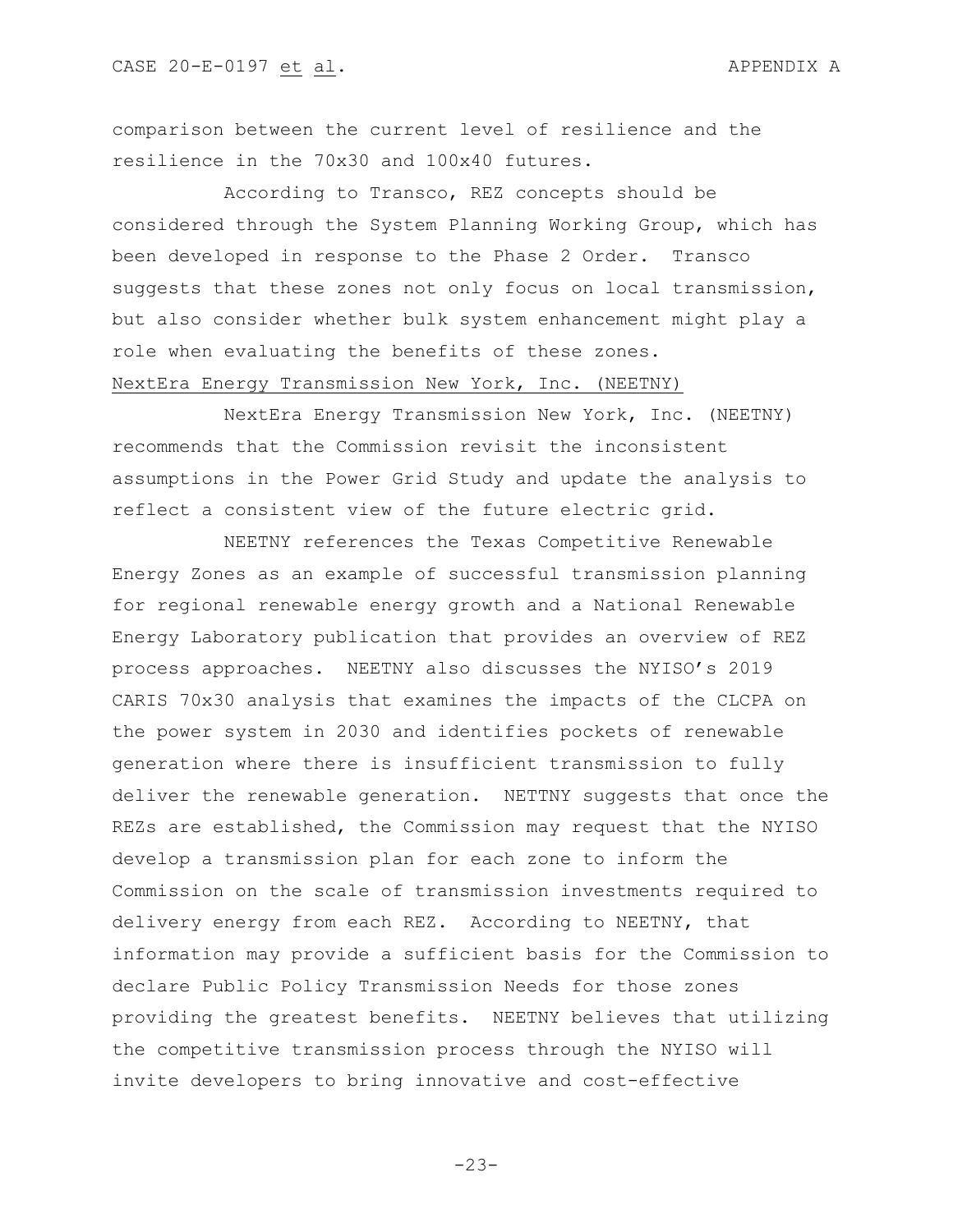comparison between the current level of resilience and the resilience in the 70x30 and 100x40 futures.

According to Transco, REZ concepts should be considered through the System Planning Working Group, which has been developed in response to the Phase 2 Order. Transco suggests that these zones not only focus on local transmission, but also consider whether bulk system enhancement might play a role when evaluating the benefits of these zones.

<u>NextEra Energy Transmission New York, Inc. (NEETNY)</u>

NextEra Energy Transmission New York, Inc. (NEETNY) recommends that the Commission revisit the inconsistent assumptions in the Power Grid Study and update the analysis to reflect a consistent view of the future electric grid.

NEETNY references the Texas Competitive Renewable Energy Zones as an example of successful transmission planning for regional renewable energy growth and a National Renewable Energy Laboratory publication that provides an overview of REZ process approaches. NEETNY also discusses the NYISO's 2019 CARIS 70x30 analysis that examines the impacts of the CLCPA on the power system in 2030 and identifies pockets of renewable generation where there is insufficient transmission to fully deliver the renewable generation. NETTNY suggests that once the REZs are established, the Commission may request that the NYISO develop a transmission plan for each zone to inform the Commission on the scale of transmission investments required to delivery energy from each REZ. According to NEETNY, that information may provide a sufficient basis for the Commission to declare Public Policy Transmission Needs for those zones providing the greatest benefits. NEETNY believes that utilizing the competitive transmission process through the NYISO will invite developers to bring innovative and cost-effective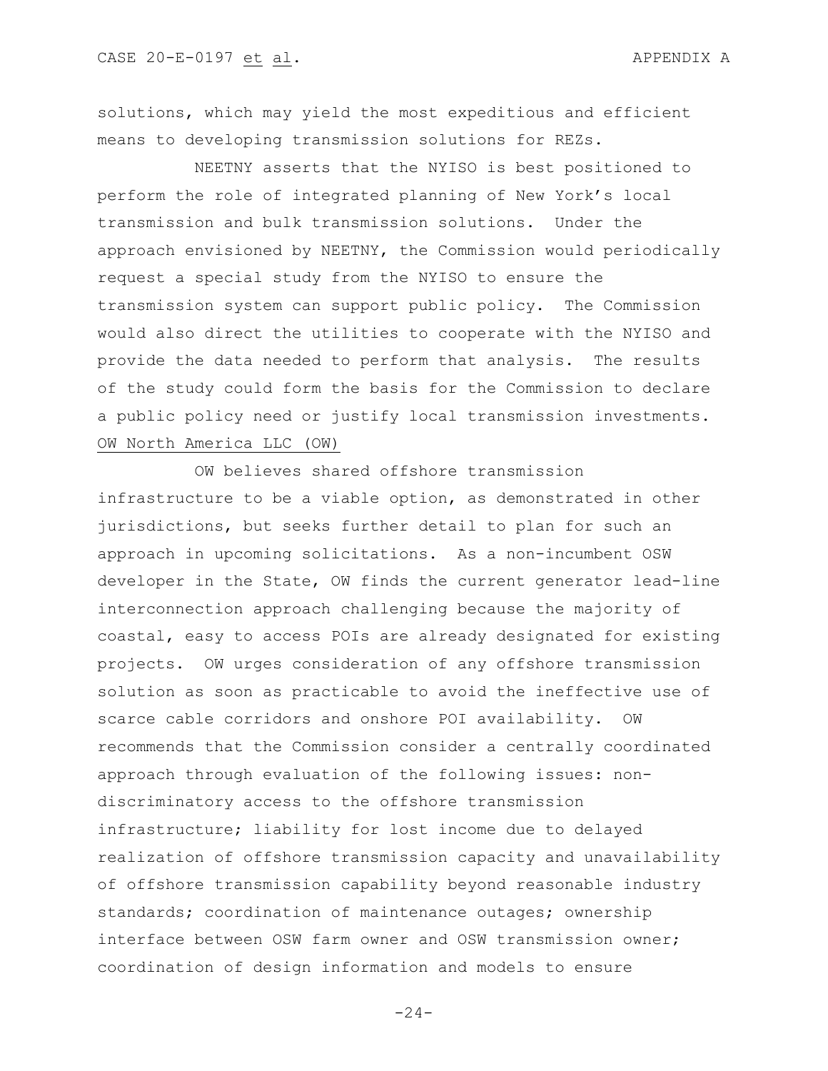solutions, which may yield the most expeditious and efficient means to developing transmission solutions for REZs.

NEETNY asserts that the NYISO is best positioned to perform the role of integrated planning of New York's local transmission and bulk transmission solutions. Under the approach envisioned by NEETNY, the Commission would periodically request a special study from the NYISO to ensure the transmission system can support public policy. The Commission would also direct the utilities to cooperate with the NYISO and provide the data needed to perform that analysis. The results of the study could form the basis for the Commission to declare a public policy need or justify local transmission investments.

OW North America LLC (OW)

OW believes shared offshore transmission infrastructure to be a viable option, as demonstrated in other jurisdictions, but seeks further detail to plan for such an approach in upcoming solicitations. As a non-incumbent OSW developer in the State, OW finds the current generator lead-line interconnection approach challenging because the majority of coastal, easy to access POIs are already designated for existing projects. OW urges consideration of any offshore transmission solution as soon as practicable to avoid the ineffective use of scarce cable corridors and onshore POI availability. OW recommends that the Commission consider a centrally coordinated approach through evaluation of the following issues: non-discriminatory access to the offshore transmission infrastructure; liability for lost income due to delayed realization of offshore transmission capacity and unavailability of offshore transmission capability beyond reasonable industry standards; coordination of maintenance outages; ownership interface between OSW farm owner and OSW transmission owner; coordination of design information and models to ensure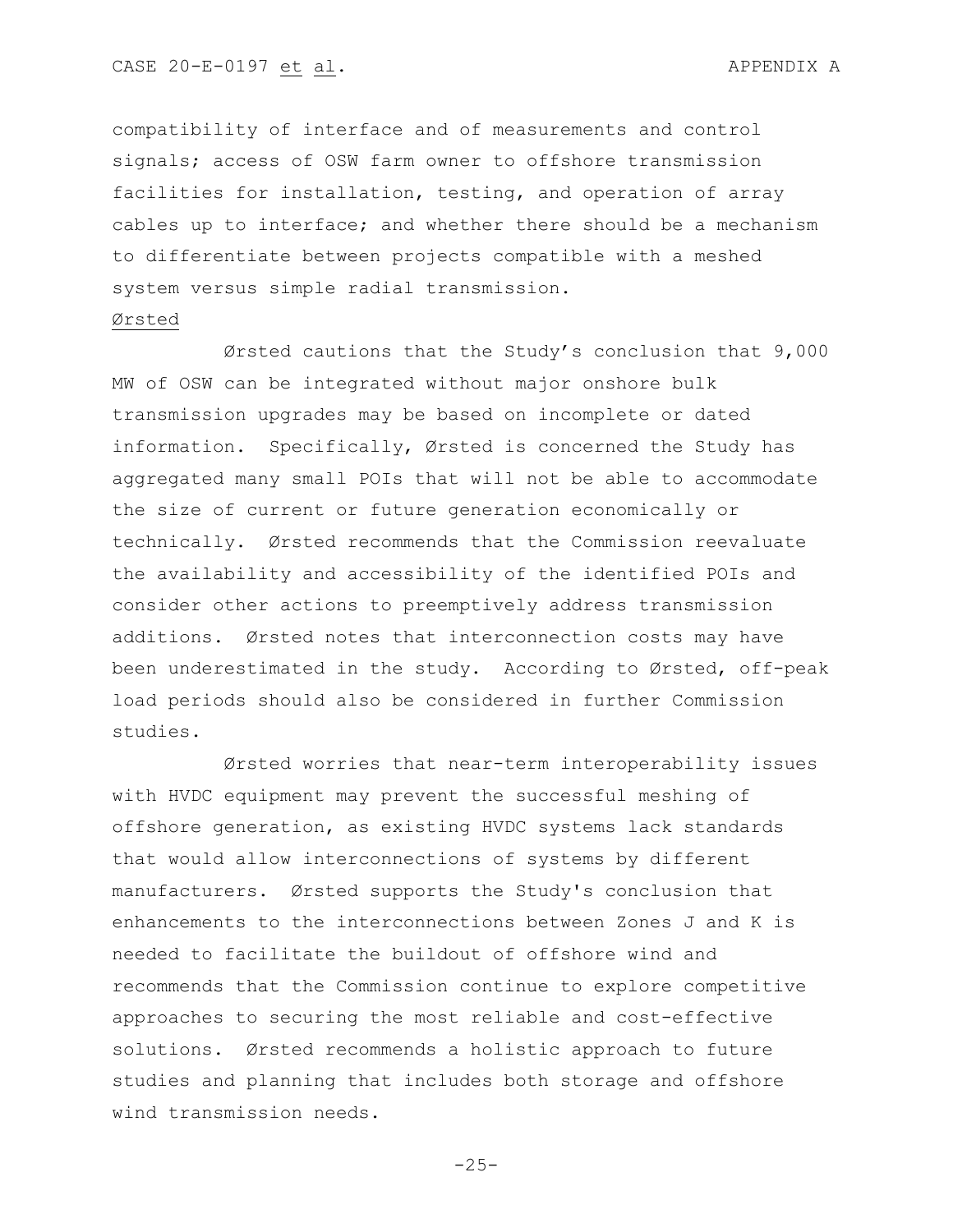compatibility of interface and of measurements and control signals; access of OSW farm owner to offshore transmission facilities for installation, testing, and operation of array cables up to interface; and whether there should be a mechanism to differentiate between projects compatible with a meshed system versus simple radial transmission.

Ørsted

Ørsted cautions that the Study's conclusion that 9,000 MW of OSW can be integrated without major onshore bulk transmission upgrades may be based on incomplete or dated information. Specifically, Ørsted is concerned the Study has aggregated many small POIs that will not be able to accommodate the size of current or future generation economically or technically. Ørsted recommends that the Commission reevaluate the availability and accessibility of the identified POIs and consider other actions to preemptively address transmission additions. Ørsted notes that interconnection costs may have been underestimated in the study. According to Ørsted, off-peak load periods should also be considered in further Commission studies.

Ørsted worries that near-term interoperability issues with HVDC equipment may prevent the successful meshing of offshore generation, as existing HVDC systems lack standards that would allow interconnections of systems by different manufacturers. Ørsted supports the Study's conclusion that enhancements to the interconnections between Zones J and K is needed to facilitate the buildout of offshore wind and recommends that the Commission continue to explore competitive approaches to securing the most reliable and cost-effective solutions. Ørsted recommends a holistic approach to future studies and planning that includes both storage and offshore wind transmission needs.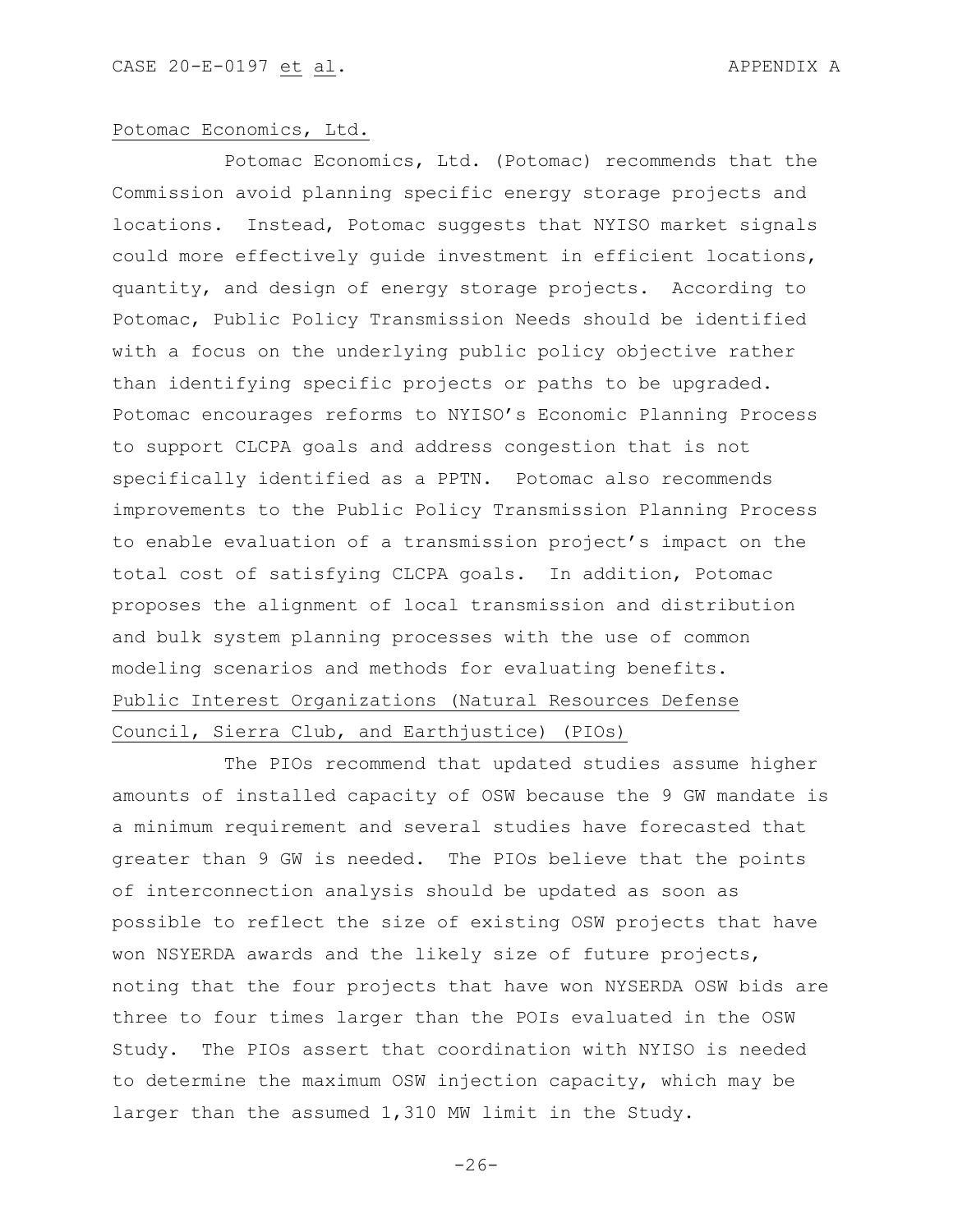Potomac Economics, Ltd.

Potomac Economics, Ltd. (Potomac) recommends that the Commission avoid planning specific energy storage projects and locations. Instead, Potomac suggests that NYISO market signals could more effectively guide investment in efficient locations, quantity, and design of energy storage projects. According to Potomac, Public Policy Transmission Needs should be identified with a focus on the underlying public policy objective rather than identifying specific projects or paths to be upgraded. Potomac encourages reforms to NYISO's Economic Planning Process to support CLCPA goals and address congestion that is not specifically identified as a PPTN. Potomac also recommends improvements to the Public Policy Transmission Planning Process to enable evaluation of a transmission project's impact on the total cost of satisfying CLCPA goals. In addition, Potomac proposes the alignment of local transmission and distribution and bulk system planning processes with the use of common modeling scenarios and methods for evaluating benefits.

Public Interest Organizations (Natural Resources Defense Council, Sierra Club, and Earthjustice) (PIOs)

The PIOs recommend that updated studies assume higher amounts of installed capacity of OSW because the 9 GW mandate is a minimum requirement and several studies have forecasted that greater than 9 GW is needed. The PIOs believe that the points of interconnection analysis should be updated as soon as possible to reflect the size of existing OSW projects that have won NSYERDA awards and the likely size of future projects, noting that the four projects that have won NYSERDA OSW bids are three to four times larger than the POIs evaluated in the OSW Study. The PIOs assert that coordination with NYISO is needed to determine the maximum OSW injection capacity, which may be larger than the assumed 1,310 MW limit in the Study.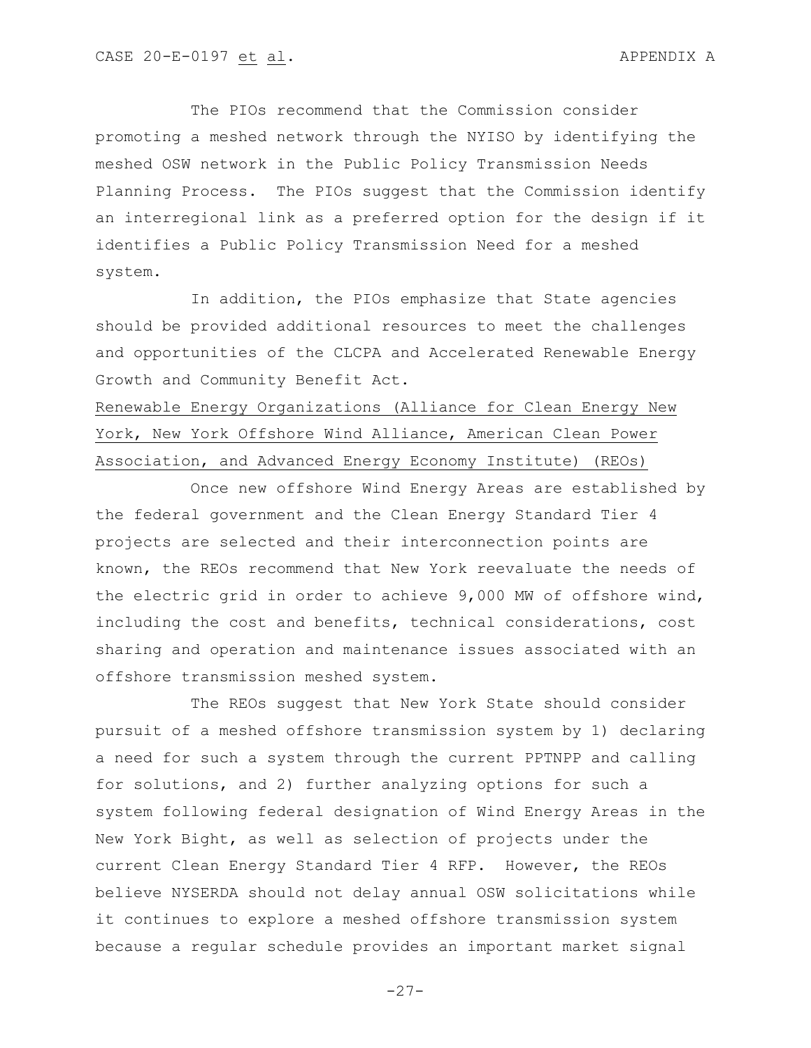The PIOs recommend that the Commission consider promoting a meshed network through the NYISO by identifying the meshed OSW network in the Public Policy Transmission Needs Planning Process. The PIOs suggest that the Commission identify an interregional link as a preferred option for the design if it identifies a Public Policy Transmission Need for a meshed system.

In addition, the PIOs emphasize that State agencies should be provided additional resources to meet the challenges and opportunities of the CLCPA and Accelerated Renewable Energy Growth and Community Benefit Act.

Renewable Energy Organizations (Alliance for Clean Energy New York, New York Offshore Wind Alliance, American Clean Power Association, and Advanced Energy Economy Institute) (REOs)

Once new offshore Wind Energy Areas are established by the federal government and the Clean Energy Standard Tier 4 projects are selected and their interconnection points are known, the REOs recommend that New York reevaluate the needs of the electric grid in order to achieve 9,000 MW of offshore wind, including the cost and benefits, technical considerations, cost sharing and operation and maintenance issues associated with an offshore transmission meshed system.

The REOs suggest that New York State should consider pursuit of a meshed offshore transmission system by 1) declaring a need for such a system through the current PPTNPP and calling for solutions, and 2) further analyzing options for such a system following federal designation of Wind Energy Areas in the New York Bight, as well as selection of projects under the current Clean Energy Standard Tier 4 RFP. However, the REOs believe NYSERDA should not delay annual OSW solicitations while it continues to explore a meshed offshore transmission system because a regular schedule provides an important market signal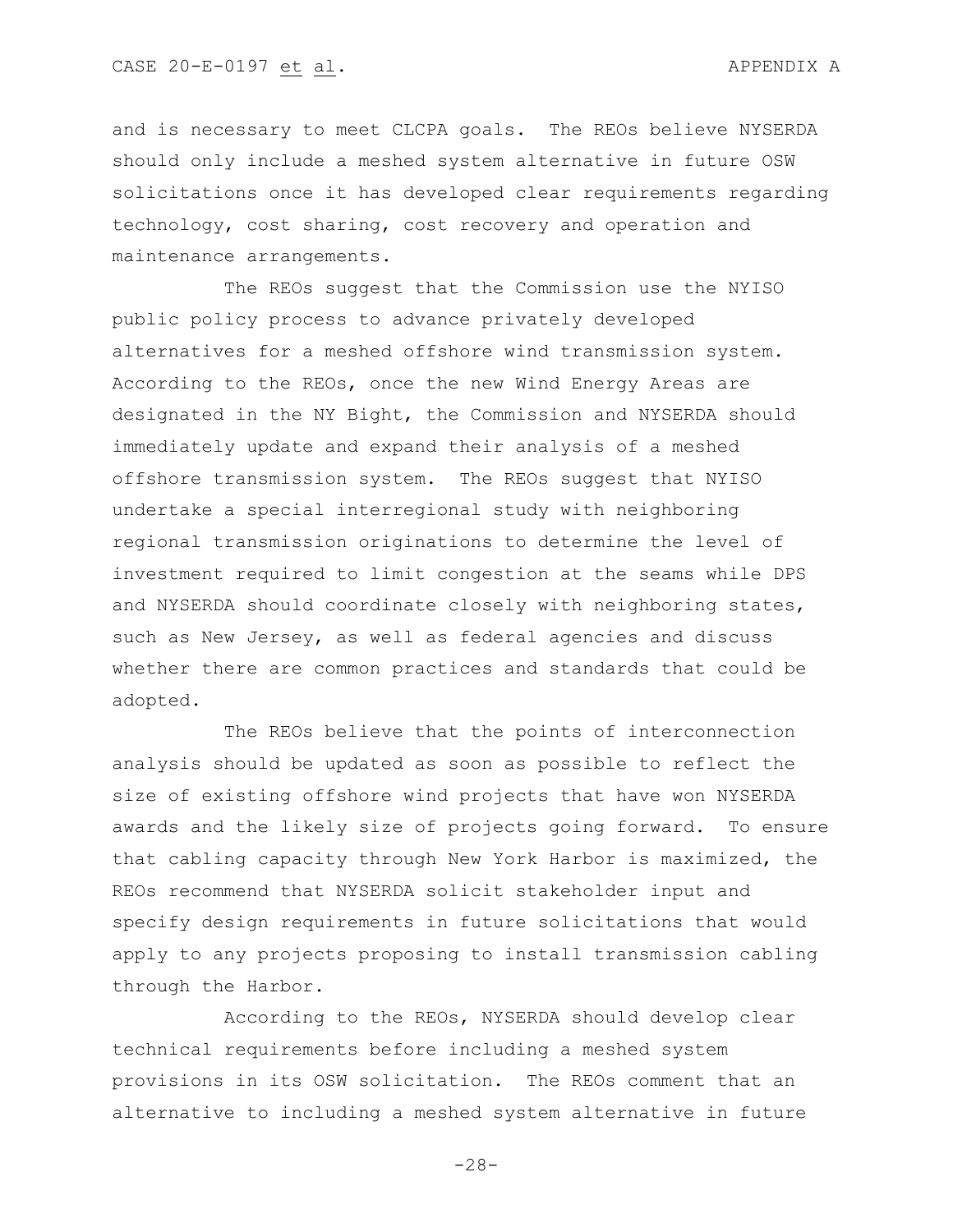and is necessary to meet CLCPA goals. The REOs believe NYSERDA should only include a meshed system alternative in future OSW solicitations once it has developed clear requirements regarding technology, cost sharing, cost recovery and operation and maintenance arrangements.

The REOs suggest that the Commission use the NYISO public policy process to advance privately developed alternatives for a meshed offshore wind transmission system. According to the REOs, once the new Wind Energy Areas are designated in the NY Bight, the Commission and NYSERDA should immediately update and expand their analysis of a meshed offshore transmission system. The REOs suggest that NYISO undertake a special interregional study with neighboring regional transmission originations to determine the level of investment required to limit congestion at the seams while DPS and NYSERDA should coordinate closely with neighboring states, such as New Jersey, as well as federal agencies and discuss whether there are common practices and standards that could be adopted.

The REOs believe that the points of interconnection analysis should be updated as soon as possible to reflect the size of existing offshore wind projects that have won NYSERDA awards and the likely size of projects going forward. To ensure that cabling capacity through New York Harbor is maximized, the REOs recommend that NYSERDA solicit stakeholder input and specify design requirements in future solicitations that would apply to any projects proposing to install transmission cabling through the Harbor.

According to the REOs, NYSERDA should develop clear technical requirements before including a meshed system provisions in its OSW solicitation. The REOs comment that an alternative to including a meshed system alternative in future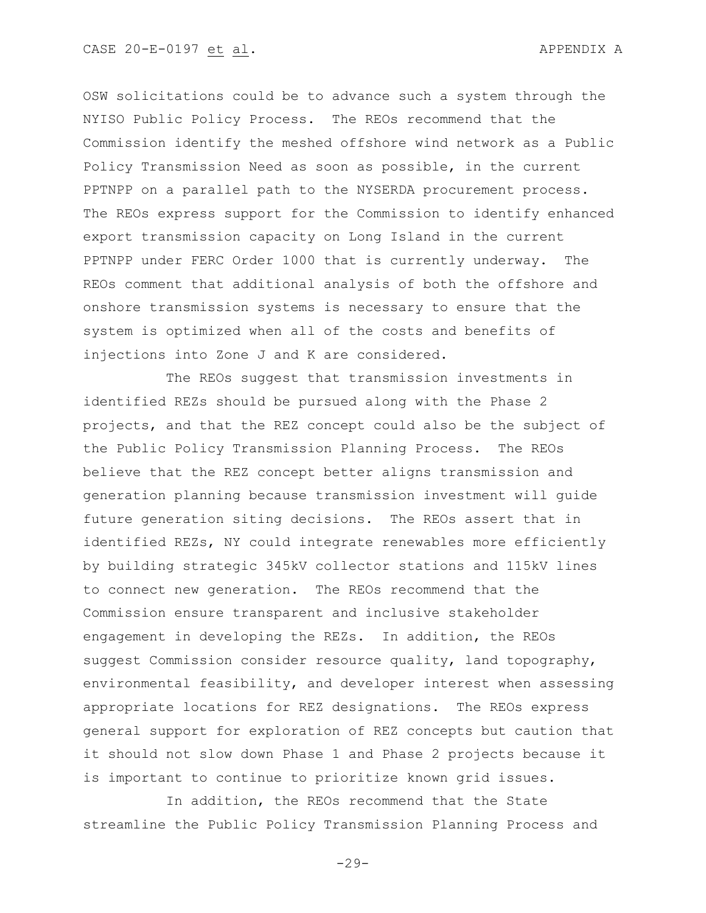OSW solicitations could be to advance such a system through the NYISO Public Policy Process. The REOs recommend that the Commission identify the meshed offshore wind network as a Public Policy Transmission Need as soon as possible, in the current PPTNPP on a parallel path to the NYSERDA procurement process. The REOs express support for the Commission to identify enhanced export transmission capacity on Long Island in the current PPTNPP under FERC Order 1000 that is currently underway. The REOs comment that additional analysis of both the offshore and onshore transmission systems is necessary to ensure that the system is optimized when all of the costs and benefits of injections into Zone J and K are considered.

The REOs suggest that transmission investments in identified REZs should be pursued along with the Phase 2 projects, and that the REZ concept could also be the subject of the Public Policy Transmission Planning Process. The REOs believe that the REZ concept better aligns transmission and generation planning because transmission investment will guide future generation siting decisions. The REOs assert that in identified REZs, NY could integrate renewables more efficiently by building strategic 345kV collector stations and 115kV lines to connect new generation. The REOs recommend that the Commission ensure transparent and inclusive stakeholder engagement in developing the REZs. In addition, the REOs suggest Commission consider resource quality, land topography, environmental feasibility, and developer interest when assessing appropriate locations for REZ designations. The REOs express general support for exploration of REZ concepts but caution that it should not slow down Phase 1 and Phase 2 projects because it is important to continue to prioritize known grid issues.

In addition, the REOs recommend that the State streamline the Public Policy Transmission Planning Process and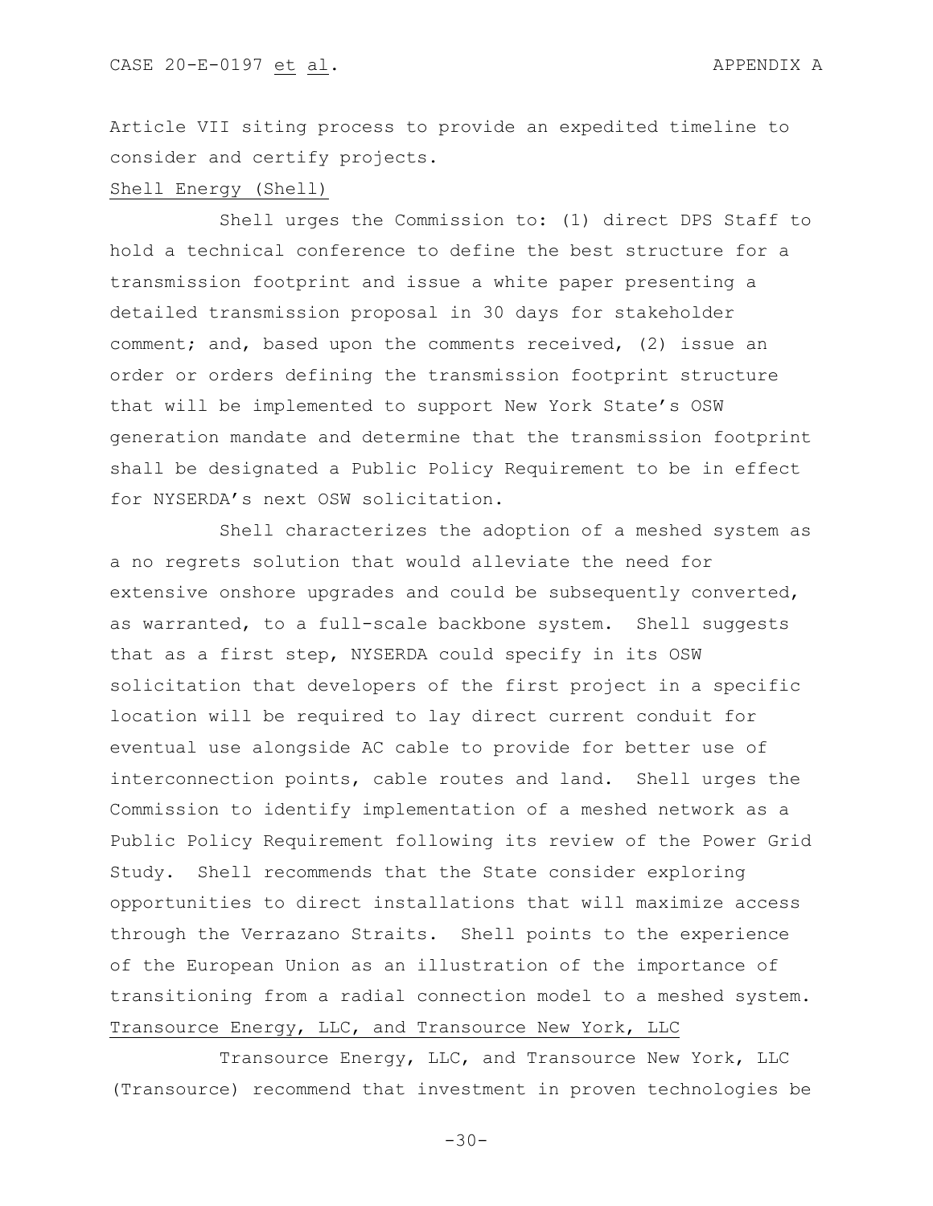Article VII siting process to provide an expedited timeline to consider and certify projects.

<u>Shell Energy (Shell)</u>

Shell urges the Commission to: (1) direct DPS Staff to hold a technical conference to define the best structure for a transmission footprint and issue a white paper presenting a detailed transmission proposal in 30 days for stakeholder comment; and, based upon the comments received, (2) issue an order or orders defining the transmission footprint structure that will be implemented to support New York State's OSW generation mandate and determine that the transmission footprint shall be designated a Public Policy Requirement to be in effect for NYSERDA's next OSW solicitation.

Shell characterizes the adoption of a meshed system as a no regrets solution that would alleviate the need for extensive onshore upgrades and could be subsequently converted, as warranted, to a full-scale backbone system. Shell suggests that as a first step, NYSERDA could specify in its OSW solicitation that developers of the first project in a specific location will be required to lay direct current conduit for eventual use alongside AC cable to provide for better use of interconnection points, cable routes and land. Shell urges the Commission to identify implementation of a meshed network as a Public Policy Requirement following its review of the Power Grid Study. Shell recommends that the State consider exploring opportunities to direct installations that will maximize access through the Verrazano Straits. Shell points to the experience of the European Union as an illustration of the importance of transitioning from a radial connection model to a meshed system.

<u>Transource Energy, LLC, and Transource New York, LLC</u>

Transource Energy, LLC, and Transource New York, LLC (Transource) recommend that investment in proven technologies be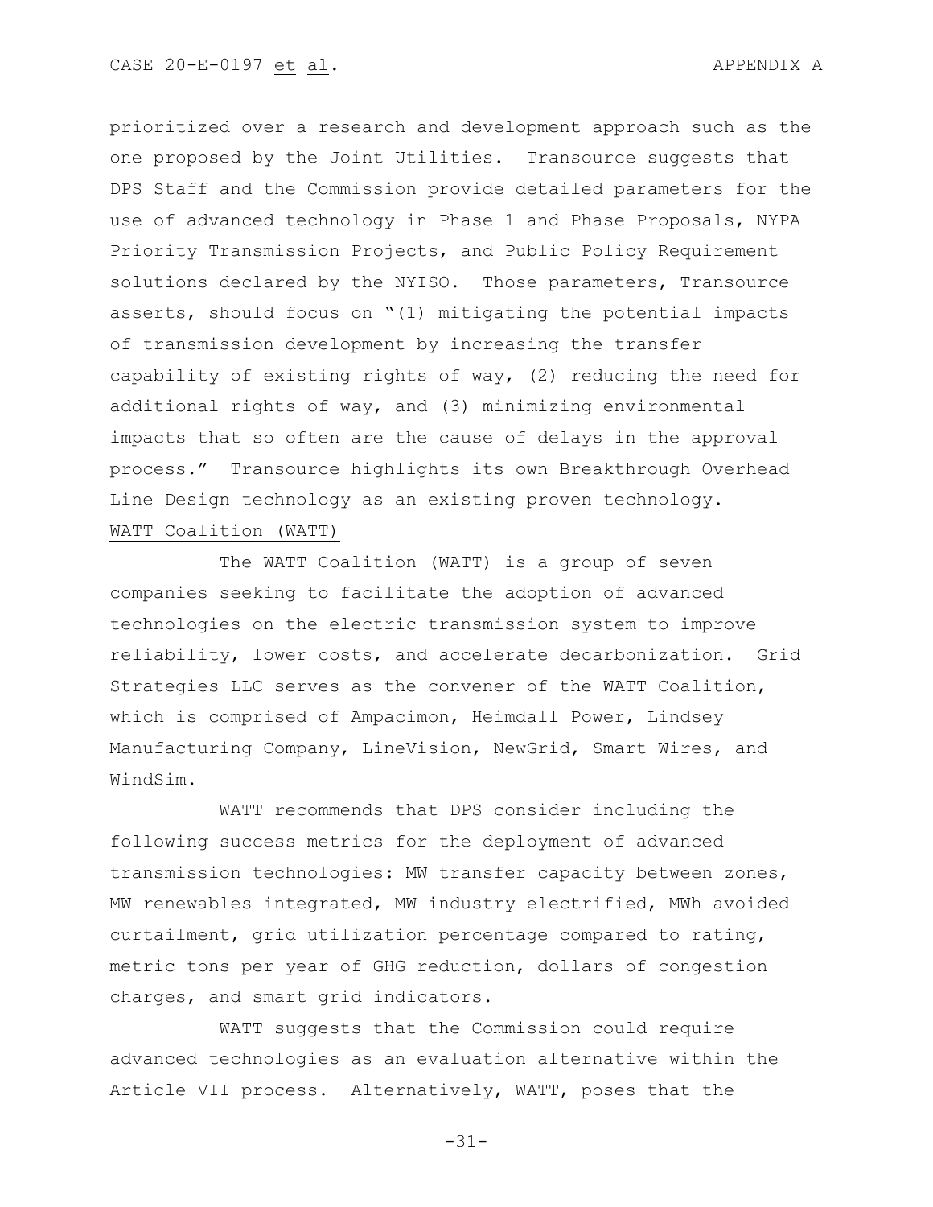prioritized over a research and development approach such as the one proposed by the Joint Utilities. Transource suggests that DPS Staff and the Commission provide detailed parameters for the use of advanced technology in Phase 1 and Phase Proposals, NYPA Priority Transmission Projects, and Public Policy Requirement solutions declared by the NYISO. Those parameters, Transource asserts, should focus on "(1) mitigating the potential impacts of transmission development by increasing the transfer capability of existing rights of way, (2) reducing the need for additional rights of way, and (3) minimizing environmental impacts that so often are the cause of delays in the approval process." Transource highlights its own Breakthrough Overhead Line Design technology as an existing proven technology.

WATT Coalition (WATT)

The WATT Coalition (WATT) is a group of seven companies seeking to facilitate the adoption of advanced technologies on the electric transmission system to improve reliability, lower costs, and accelerate decarbonization. Grid Strategies LLC serves as the convener of the WATT Coalition, which is comprised of Ampacimon, Heimdall Power, Lindsey Manufacturing Company, LineVision, NewGrid, Smart Wires, and WindSim.

WATT recommends that DPS consider including the following success metrics for the deployment of advanced transmission technologies: MW transfer capacity between zones, MW renewables integrated, MW industry electrified, MWh avoided curtailment, grid utilization percentage compared to rating, metric tons per year of GHG reduction, dollars of congestion charges, and smart grid indicators.

WATT suggests that the Commission could require advanced technologies as an evaluation alternative within the Article VII process. Alternatively, WATT, poses that the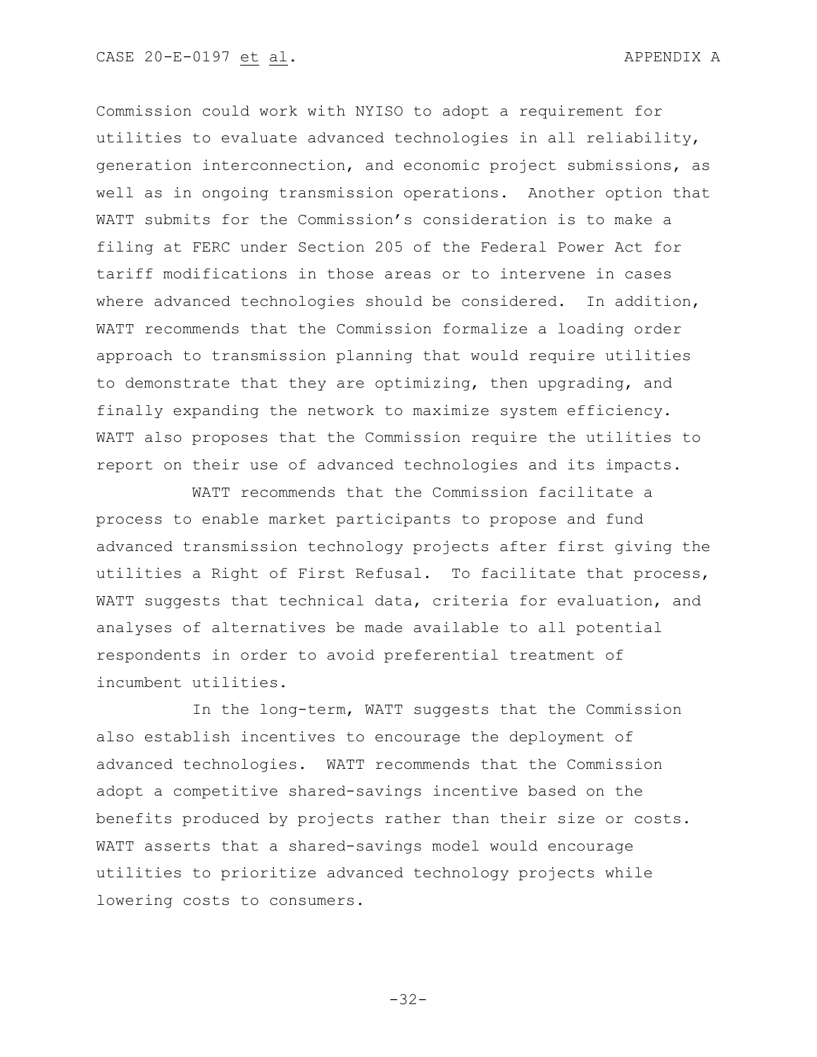Commission could work with NYISO to adopt a requirement for utilities to evaluate advanced technologies in all reliability, generation interconnection, and economic project submissions, as well as in ongoing transmission operations. Another option that WATT submits for the Commission's consideration is to make a filing at FERC under Section 205 of the Federal Power Act for tariff modifications in those areas or to intervene in cases where advanced technologies should be considered. In addition, WATT recommends that the Commission formalize a loading order approach to transmission planning that would require utilities to demonstrate that they are optimizing, then upgrading, and finally expanding the network to maximize system efficiency. WATT also proposes that the Commission require the utilities to report on their use of advanced technologies and its impacts.

WATT recommends that the Commission facilitate a process to enable market participants to propose and fund advanced transmission technology projects after first giving the utilities a Right of First Refusal. To facilitate that process, WATT suggests that technical data, criteria for evaluation, and analyses of alternatives be made available to all potential respondents in order to avoid preferential treatment of incumbent utilities.

In the long-term, WATT suggests that the Commission also establish incentives to encourage the deployment of advanced technologies. WATT recommends that the Commission adopt a competitive shared-savings incentive based on the benefits produced by projects rather than their size or costs. WATT asserts that a shared-savings model would encourage utilities to prioritize advanced technology projects while lowering costs to consumers.